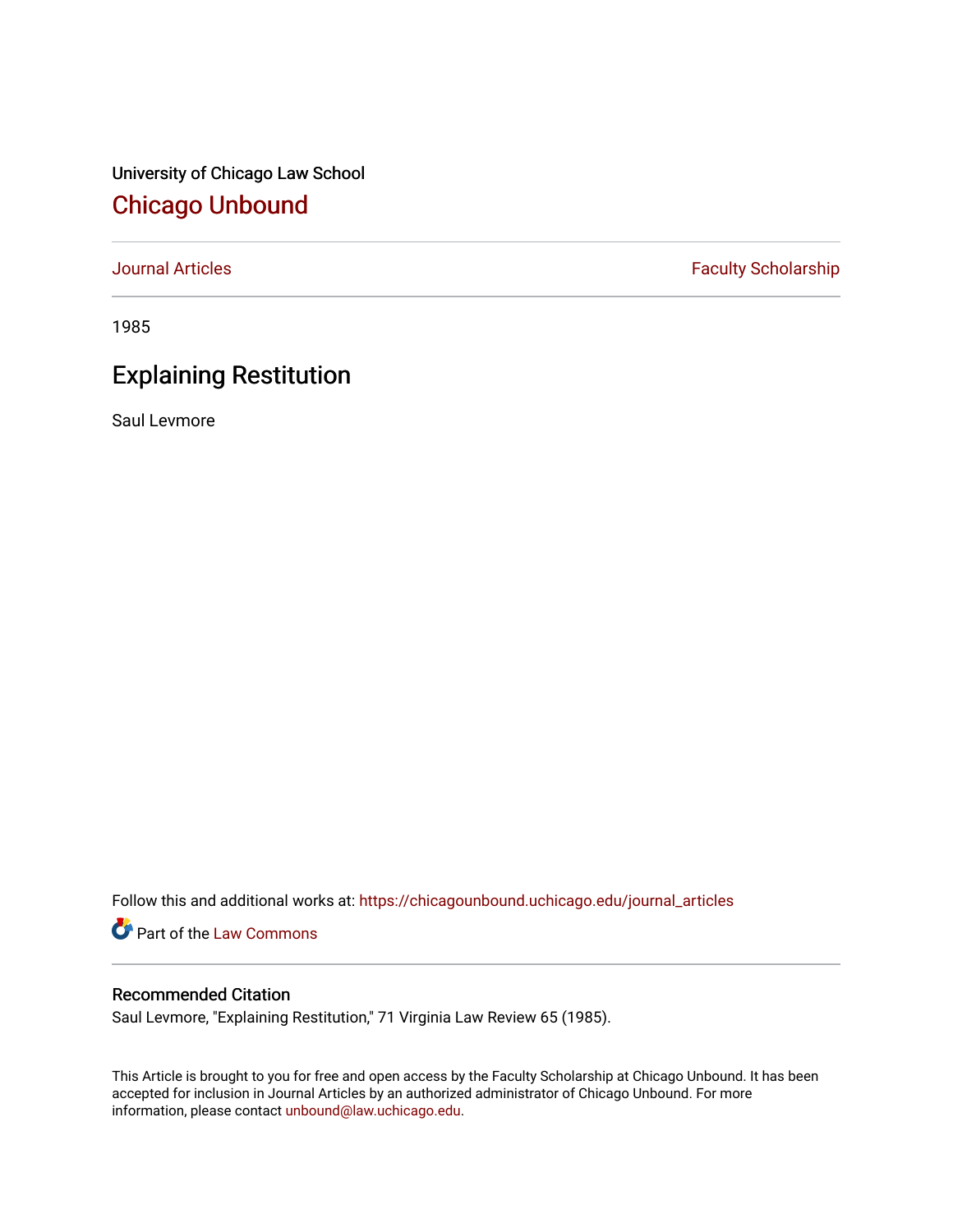University of Chicago Law School

# Chicago Unbound

Journal Articles | Faculty Scholarship

1985

## Explaining Restitution

Saul Levmore

Follow this and additional works at: https://chicagounbound.uchicago.edu/journal_articles

Part of the Law Commons

### Recommended Citation

Saul Levmore, "Explaining Restitution," 71 Virginia Law Review 65 (1985).

This Article is brought to you for free and open access by the Faculty Scholarship at Chicago Unbound. It has been accepted for inclusion in Journal Articles by an authorized administrator of Chicago Unbound. For more information, please contact unbound@law.uchicago.edu.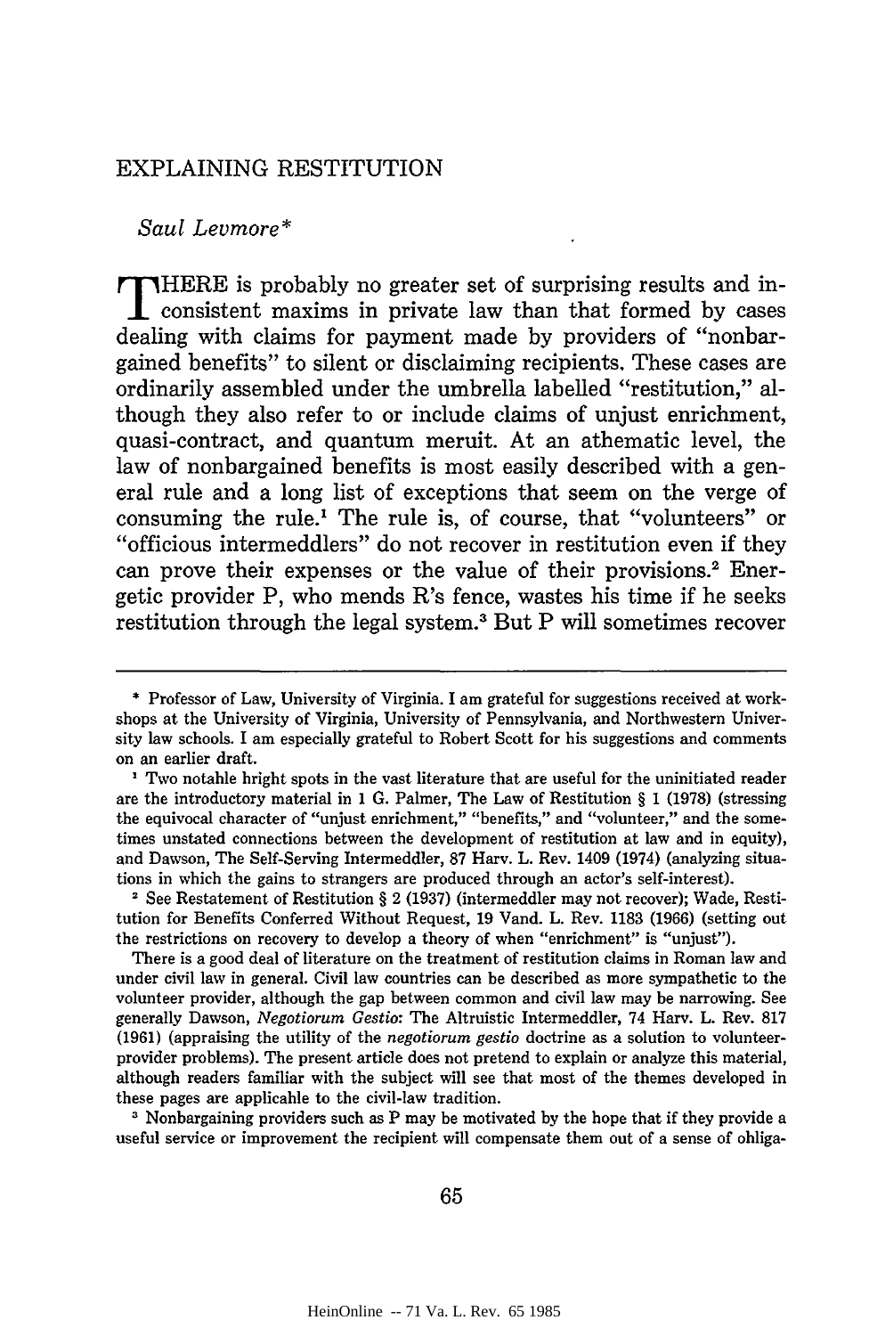# EXPLAINING RESTITUTION

*Saul Levmore**

THERE is probably no greater set of surprising results and inconsistent maxims in private law than that formed by cases dealing with claims for payment made by providers of "nonbargained benefits" to silent or disclaiming recipients. These cases are ordinarily assembled under the umbrella labelled "restitution," although they also refer to or include claims of unjust enrichment, quasi-contract, and quantum meruit. At an athematic level, the law of nonbargained benefits is most easily described with a general rule and a long list of exceptions that seem on the verge of consuming the rule.[1] The rule is, of course, that "volunteers" or "officious intermeddlers" do not recover in restitution even if they can prove their expenses or the value of their provisions.[2] Energetic provider P, who mends R's fence, wastes his time if he seeks restitution through the legal system.[3] But P will sometimes recover

---

\* Professor of Law, University of Virginia. I am grateful for suggestions received at workshops at the University of Virginia, University of Pennsylvania, and Northwestern University law schools. I am especially grateful to Robert Scott for his suggestions and comments on an earlier draft.

[1] Two notable bright spots in the vast literature that are useful for the uninitiated reader are the introductory material in 1 G. Palmer, The Law of Restitution § 1 (1978) (stressing the equivocal character of "unjust enrichment," "benefits," and "volunteer," and the sometimes unstated connections between the development of restitution at law and in equity), and Dawson, The Self-Serving Intermeddler, 87 Harv. L. Rev. 1409 (1974) (analyzing situations in which the gains to strangers are produced through an actor's self-interest).

[2] See Restatement of Restitution § 2 (1937) (intermeddler may not recover); Wade, Restitution for Benefits Conferred Without Request, 19 Vand. L. Rev. 1183 (1966) (setting out the restrictions on recovery to develop a theory of when "enrichment" is "unjust").

There is a good deal of literature on the treatment of restitution claims in Roman law and under civil law in general. Civil law countries can be described as more sympathetic to the volunteer provider, although the gap between common and civil law may be narrowing. See generally Dawson, *Negotiorum Gestio*: The Altruistic Intermeddler, 74 Harv. L. Rev. 817 (1961) (appraising the utility of the *negotiorum gestio* doctrine as a solution to volunteer-provider problems). The present article does not pretend to explain or analyze this material, although readers familiar with the subject will see that most of the themes developed in these pages are applicable to the civil-law tradition.

[3] Nonbargaining providers such as P may be motivated by the hope that if they provide a useful service or improvement the recipient will compensate them out of a sense of obliga-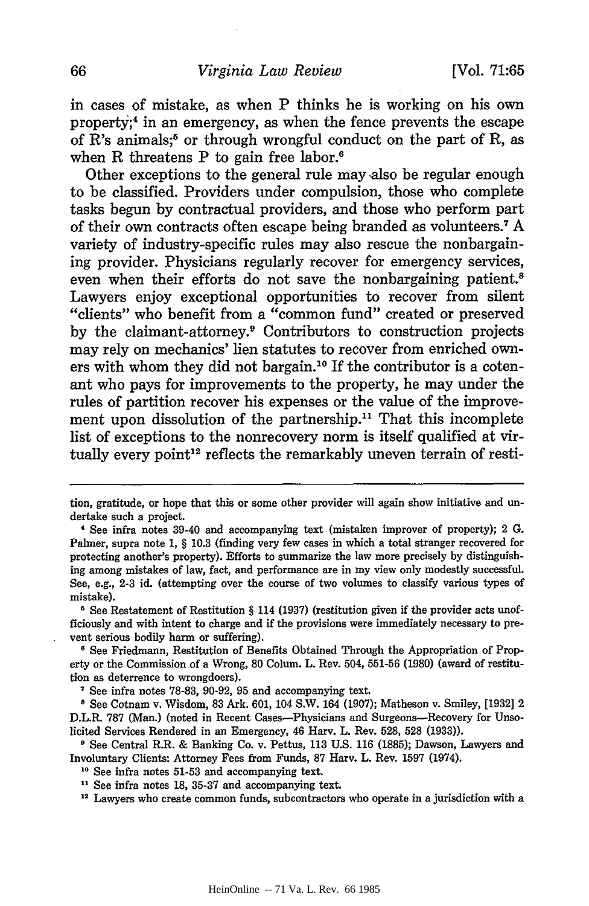in cases of mistake, as when P thinks he is working on his own property;[4] in an emergency, as when the fence prevents the escape of R's animals;[5] or through wrongful conduct on the part of R, as when R threatens P to gain free labor.[6]

Other exceptions to the general rule may also be regular enough to be classified. Providers under compulsion, those who complete tasks begun by contractual providers, and those who perform part of their own contracts often escape being branded as volunteers.[7] A variety of industry-specific rules may also rescue the nonbargaining provider. Physicians regularly recover for emergency services, even when their efforts do not save the nonbargaining patient.[8] Lawyers enjoy exceptional opportunities to recover from silent "clients" who benefit from a "common fund" created or preserved by the claimant-attorney.[9] Contributors to construction projects may rely on mechanics' lien statutes to recover from enriched owners with whom they did not bargain.[10] If the contributor is a cotenant who pays for improvements to the property, he may under the rules of partition recover his expenses or the value of the improvement upon dissolution of the partnership.[11] That this incomplete list of exceptions to the nonrecovery norm is itself qualified at virtually every point[12] reflects the remarkably uneven terrain of resti-

---

tion, gratitude, or hope that this or some other provider will again show initiative and undertake such a project.

[4] See infra notes 39-40 and accompanying text (mistaken improver of property); 2 G. Palmer, supra note 1, § 10.3 (finding very few cases in which a total stranger recovered for protecting another's property). Efforts to summarize the law more precisely by distinguishing among mistakes of law, fact, and performance are in my view only modestly successful. See, e.g., 2-3 id. (attempting over the course of two volumes to classify various types of mistake).

[5] See Restatement of Restitution § 114 (1937) (restitution given if the provider acts unofficiously and with intent to charge and if the provisions were immediately necessary to prevent serious bodily harm or suffering).

[6] See Friedmann, Restitution of Benefits Obtained Through the Appropriation of Property or the Commission of a Wrong, 80 Colum. L. Rev. 504, 551-56 (1980) (award of restitution as deterrence to wrongdoers).

[7] See infra notes 78-83, 90-92, 95 and accompanying text.

[8] See Cotnam v. Wisdom, 83 Ark. 601, 104 S.W. 164 (1907); Matheson v. Smiley, [1932] 2 D.L.R. 787 (Man.) (noted in Recent Cases—Physicians and Surgeons—Recovery for Unsolicited Services Rendered in an Emergency, 46 Harv. L. Rev. 528, 528 (1933)).

[9] See Central R.R. & Banking Co. v. Pettus, 113 U.S. 116 (1885); Dawson, Lawyers and Involuntary Clients: Attorney Fees from Funds, 87 Harv. L. Rev. 1597 (1974).

[10] See infra notes 51-53 and accompanying text.

[11] See infra notes 18, 35-37 and accompanying text.

[12] Lawyers who create common funds, subcontractors who operate in a jurisdiction with a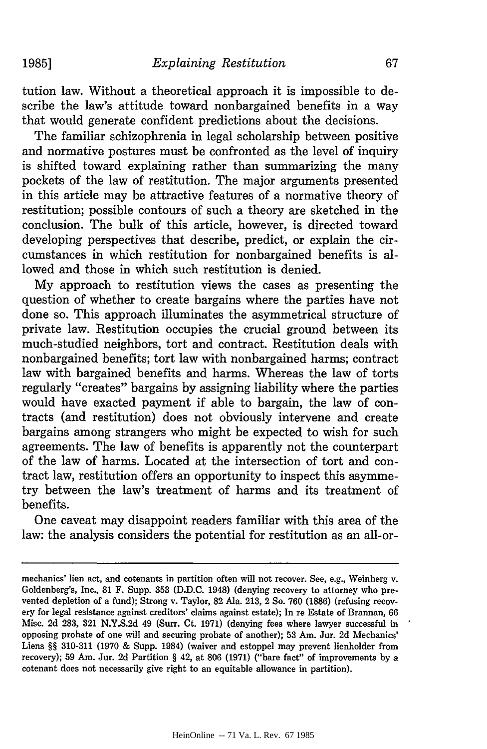tution law. Without a theoretical approach it is impossible to describe the law's attitude toward nonbargained benefits in a way that would generate confident predictions about the decisions.

The familiar schizophrenia in legal scholarship between positive and normative postures must be confronted as the level of inquiry is shifted toward explaining rather than summarizing the many pockets of the law of restitution. The major arguments presented in this article may be attractive features of a normative theory of restitution; possible contours of such a theory are sketched in the conclusion. The bulk of this article, however, is directed toward developing perspectives that describe, predict, or explain the circumstances in which restitution for nonbargained benefits is allowed and those in which such restitution is denied.

My approach to restitution views the cases as presenting the question of whether to create bargains where the parties have not done so. This approach illuminates the asymmetrical structure of private law. Restitution occupies the crucial ground between its much-studied neighbors, tort and contract. Restitution deals with nonbargained benefits; tort law with nonbargained harms; contract law with bargained benefits and harms. Whereas the law of torts regularly "creates" bargains by assigning liability where the parties would have exacted payment if able to bargain, the law of contracts (and restitution) does not obviously intervene and create bargains among strangers who might be expected to wish for such agreements. The law of benefits is apparently not the counterpart of the law of harms. Located at the intersection of tort and contract law, restitution offers an opportunity to inspect this asymmetry between the law's treatment of harms and its treatment of benefits.

One caveat may disappoint readers familiar with this area of the law: the analysis considers the potential for restitution as an all-or-

---

mechanics' lien act, and cotenants in partition often will not recover. See, e.g., Weinberg v. Goldenberg's, Inc., 81 F. Supp. 353 (D.D.C. 1948) (denying recovery to attorney who prevented depletion of a fund); Strong v. Taylor, 82 Ala. 213, 2 So. 760 (1886) (refusing recovery for legal resistance against creditors' claims against estate); In re Estate of Brannan, 66 Misc. 2d 283, 321 N.Y.S.2d 49 (Surr. Ct. 1971) (denying fees where lawyer successful in opposing prohate of one will and securing probate of another); 53 Am. Jur. 2d Mechanics' Liens §§ 310-311 (1970 & Supp. 1984) (waiver and estoppel may prevent lienholder from recovery); 59 Am. Jur. 2d Partition § 42, at 806 (1971) ("bare fact" of improvements by a cotenant does not necessarily give right to an equitable allowance in partition).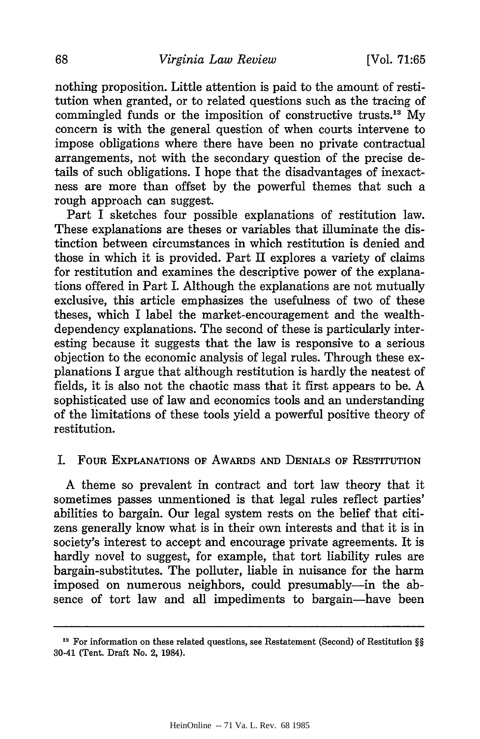nothing proposition. Little attention is paid to the amount of restitution when granted, or to related questions such as the tracing of commingled funds or the imposition of constructive trusts.[13] My concern is with the general question of when courts intervene to impose obligations where there have been no private contractual arrangements, not with the secondary question of the precise details of such obligations. I hope that the disadvantages of inexactness are more than offset by the powerful themes that such a rough approach can suggest.

Part I sketches four possible explanations of restitution law. These explanations are theses or variables that illuminate the distinction between circumstances in which restitution is denied and those in which it is provided. Part II explores a variety of claims for restitution and examines the descriptive power of the explanations offered in Part I. Although the explanations are not mutually exclusive, this article emphasizes the usefulness of two of these theses, which I label the market-encouragement and the wealth-dependency explanations. The second of these is particularly interesting because it suggests that the law is responsive to a serious objection to the economic analysis of legal rules. Through these explanations I argue that although restitution is hardly the neatest of fields, it is also not the chaotic mass that it first appears to be. A sophisticated use of law and economics tools and an understanding of the limitations of these tools yield a powerful positive theory of restitution.

## I. Four Explanations of Awards and Denials of Restitution

A theme so prevalent in contract and tort law theory that it sometimes passes unmentioned is that legal rules reflect parties' abilities to bargain. Our legal system rests on the belief that citizens generally know what is in their own interests and that it is in society's interest to accept and encourage private agreements. It is hardly novel to suggest, for example, that tort liability rules are bargain-substitutes. The polluter, liable in nuisance for the harm imposed on numerous neighbors, could presumably—in the absence of tort law and all impediments to bargain—have been

---

[13] For information on these related questions, see Restatement (Second) of Restitution §§ 30-41 (Tent. Draft No. 2, 1984).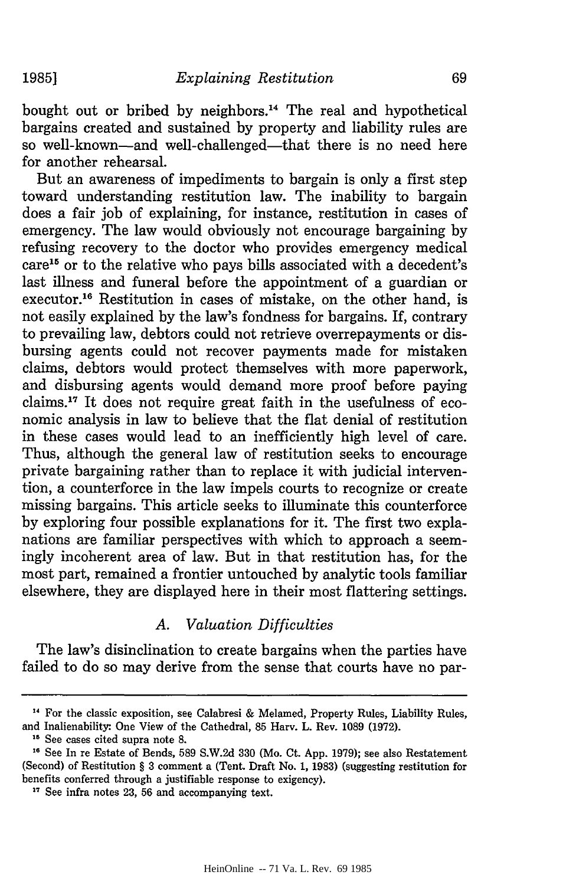bought out or bribed by neighbors.[14] The real and hypothetical bargains created and sustained by property and liability rules are so well-known—and well-challenged—that there is no need here for another rehearsal.

But an awareness of impediments to bargain is only a first step toward understanding restitution law. The inability to bargain does a fair job of explaining, for instance, restitution in cases of emergency. The law would obviously not encourage bargaining by refusing recovery to the doctor who provides emergency medical care[15] or to the relative who pays bills associated with a decedent's last illness and funeral before the appointment of a guardian or executor.[16] Restitution in cases of mistake, on the other hand, is not easily explained by the law's fondness for bargains. If, contrary to prevailing law, debtors could not retrieve overrepayments or disbursing agents could not recover payments made for mistaken claims, debtors would protect themselves with more paperwork, and disbursing agents would demand more proof before paying claims.[17] It does not require great faith in the usefulness of economic analysis in law to believe that the flat denial of restitution in these cases would lead to an inefficiently high level of care. Thus, although the general law of restitution seeks to encourage private bargaining rather than to replace it with judicial intervention, a counterforce in the law impels courts to recognize or create missing bargains. This article seeks to illuminate this counterforce by exploring four possible explanations for it. The first two explanations are familiar perspectives with which to approach a seemingly incoherent area of law. But in that restitution has, for the most part, remained a frontier untouched by analytic tools familiar elsewhere, they are displayed here in their most flattering settings.

### *A. Valuation Difficulties*

The law's disinclination to create bargains when the parties have failed to do so may derive from the sense that courts have no par-

---

[14] For the classic exposition, see Calabresi & Melamed, Property Rules, Liability Rules, and Inalienability: One View of the Cathedral, 85 Harv. L. Rev. 1089 (1972).

[15] See cases cited supra note 8.

[16] See In re Estate of Bends, 589 S.W.2d 330 (Mo. Ct. App. 1979); see also Restatement (Second) of Restitution § 3 comment a (Tent. Draft No. 1, 1983) (suggesting restitution for benefits conferred through a justifiable response to exigency).

[17] See infra notes 23, 56 and accompanying text.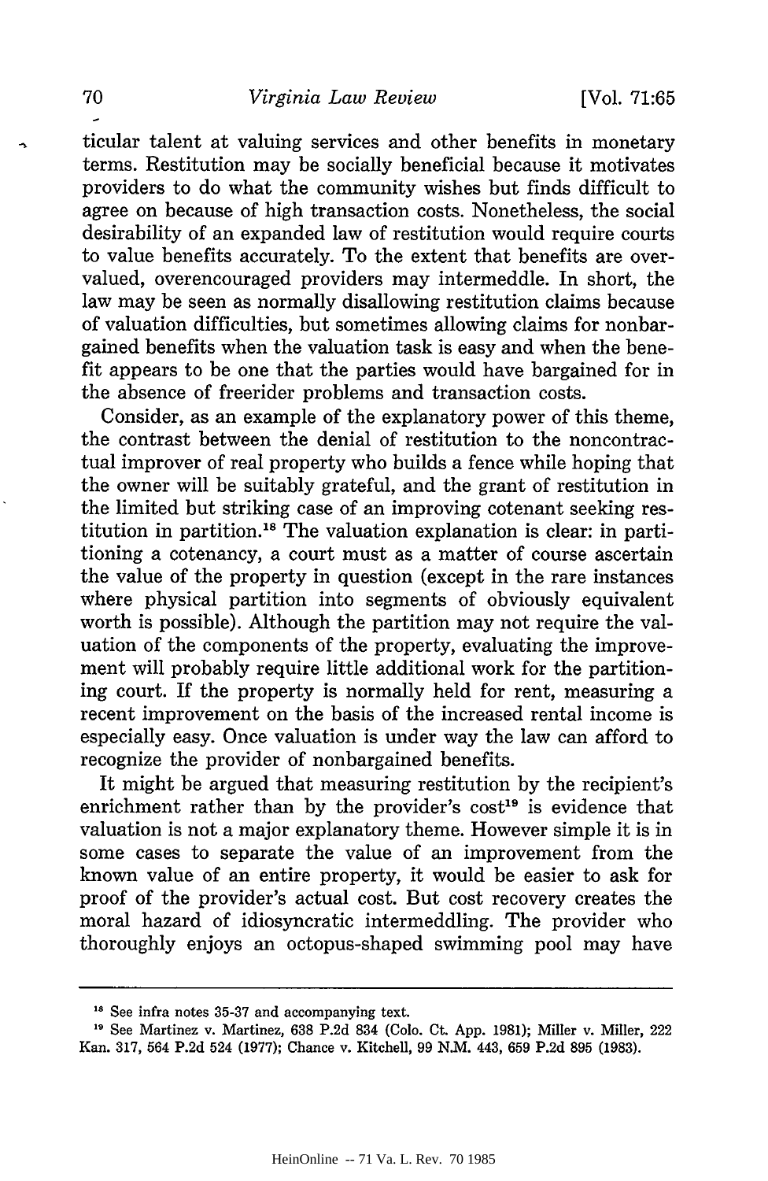ticular talent at valuing services and other benefits in monetary terms. Restitution may be socially beneficial because it motivates providers to do what the community wishes but finds difficult to agree on because of high transaction costs. Nonetheless, the social desirability of an expanded law of restitution would require courts to value benefits accurately. To the extent that benefits are overvalued, overencouraged providers may intermeddle. In short, the law may be seen as normally disallowing restitution claims because of valuation difficulties, but sometimes allowing claims for nonbargained benefits when the valuation task is easy and when the benefit appears to be one that the parties would have bargained for in the absence of freerider problems and transaction costs.

Consider, as an example of the explanatory power of this theme, the contrast between the denial of restitution to the noncontractual improver of real property who builds a fence while hoping that the owner will be suitably grateful, and the grant of restitution in the limited but striking case of an improving cotenant seeking restitution in partition.[18] The valuation explanation is clear: in partitioning a cotenancy, a court must as a matter of course ascertain the value of the property in question (except in the rare instances where physical partition into segments of obviously equivalent worth is possible). Although the partition may not require the valuation of the components of the property, evaluating the improvement will probably require little additional work for the partitioning court. If the property is normally held for rent, measuring a recent improvement on the basis of the increased rental income is especially easy. Once valuation is under way the law can afford to recognize the provider of nonbargained benefits.

It might be argued that measuring restitution by the recipient's enrichment rather than by the provider's cost[19] is evidence that valuation is not a major explanatory theme. However simple it is in some cases to separate the value of an improvement from the known value of an entire property, it would be easier to ask for proof of the provider's actual cost. But cost recovery creates the moral hazard of idiosyncratic intermeddling. The provider who thoroughly enjoys an octopus-shaped swimming pool may have

---

[18] See infra notes 35-37 and accompanying text.

[19] See Martinez v. Martinez, 638 P.2d 834 (Colo. Ct. App. 1981); Miller v. Miller, 222 Kan. 317, 564 P.2d 524 (1977); Chance v. Kitchell, 99 N.M. 443, 659 P.2d 895 (1983).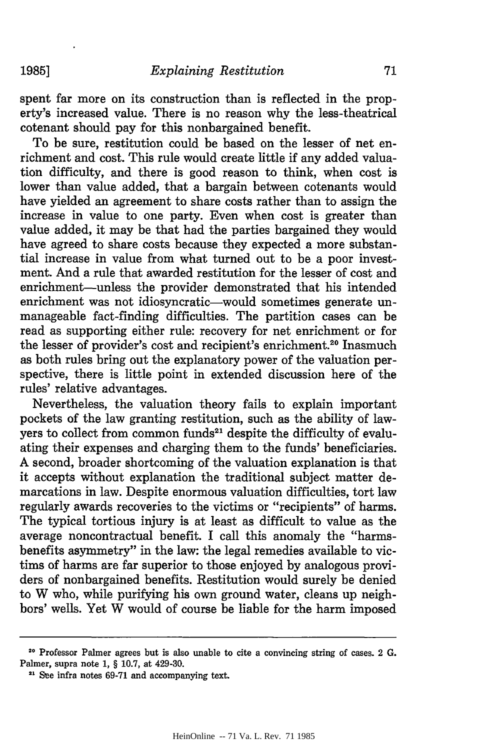spent far more on its construction than is reflected in the property's increased value. There is no reason why the less-theatrical cotenant should pay for this nonbargained benefit.

To be sure, restitution could be based on the lesser of net enrichment and cost. This rule would create little if any added valuation difficulty, and there is good reason to think, when cost is lower than value added, that a bargain between cotenants would have yielded an agreement to share costs rather than to assign the increase in value to one party. Even when cost is greater than value added, it may be that had the parties bargained they would have agreed to share costs because they expected a more substantial increase in value from what turned out to be a poor investment. And a rule that awarded restitution for the lesser of cost and enrichment—unless the provider demonstrated that his intended enrichment was not idiosyncratic—would sometimes generate unmanageable fact-finding difficulties. The partition cases can be read as supporting either rule: recovery for net enrichment or for the lesser of provider's cost and recipient's enrichment.[20] Inasmuch as both rules bring out the explanatory power of the valuation perspective, there is little point in extended discussion here of the rules' relative advantages.

Nevertheless, the valuation theory fails to explain important pockets of the law granting restitution, such as the ability of lawyers to collect from common funds[21] despite the difficulty of evaluating their expenses and charging them to the funds' beneficiaries. A second, broader shortcoming of the valuation explanation is that it accepts without explanation the traditional subject matter demarcations in law. Despite enormous valuation difficulties, tort law regularly awards recoveries to the victims or "recipients" of harms. The typical tortious injury is at least as difficult to value as the average noncontractual benefit. I call this anomaly the "harms-benefits asymmetry" in the law: the legal remedies available to victims of harms are far superior to those enjoyed by analogous providers of nonbargained benefits. Restitution would surely be denied to W who, while purifying his own ground water, cleans up neighbors' wells. Yet W would of course be liable for the harm imposed

---

[20] Professor Palmer agrees but is also unable to cite a convincing string of cases. 2 G. Palmer, supra note 1, § 10.7, at 429-30.

[21] See infra notes 69-71 and accompanying text.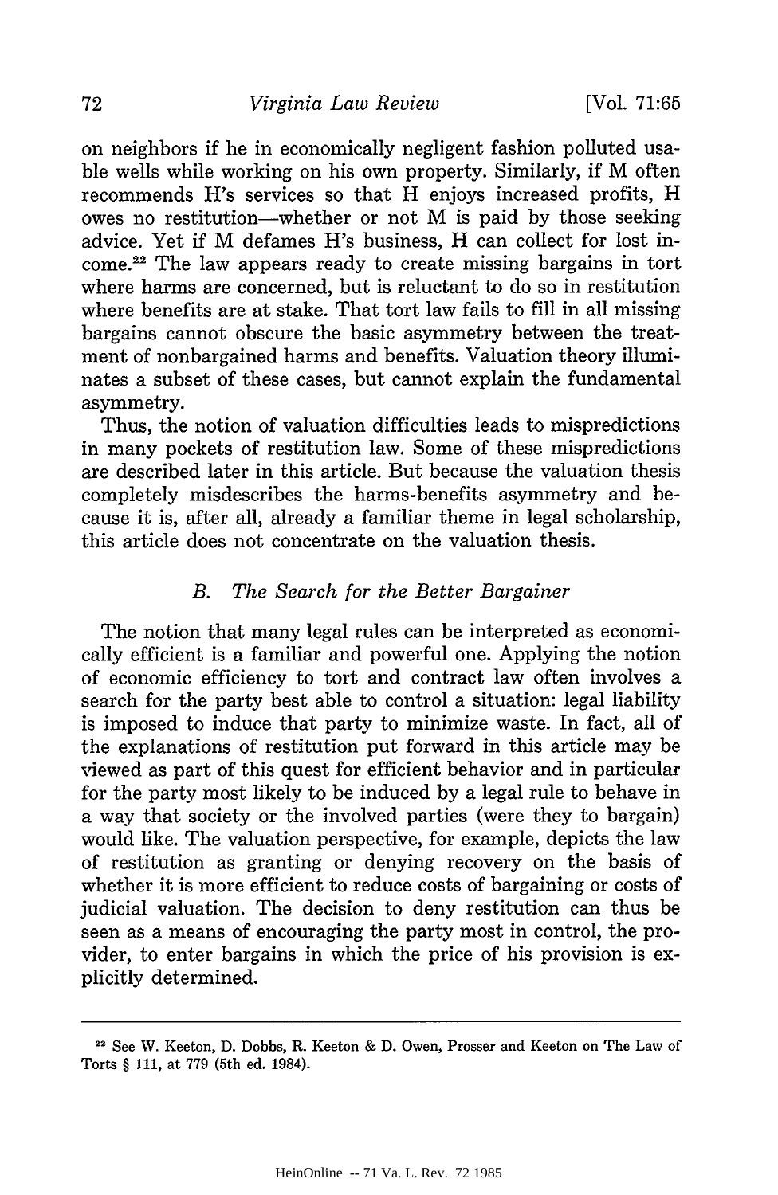on neighbors if he in economically negligent fashion polluted usable wells while working on his own property. Similarly, if M often recommends H's services so that H enjoys increased profits, H owes no restitution—whether or not M is paid by those seeking advice. Yet if M defames H's business, H can collect for lost income.[22] The law appears ready to create missing bargains in tort where harms are concerned, but is reluctant to do so in restitution where benefits are at stake. That tort law fails to fill in all missing bargains cannot obscure the basic asymmetry between the treatment of nonbargained harms and benefits. Valuation theory illuminates a subset of these cases, but cannot explain the fundamental asymmetry.

Thus, the notion of valuation difficulties leads to mispredictions in many pockets of restitution law. Some of these mispredictions are described later in this article. But because the valuation thesis completely misdescribes the harms-benefits asymmetry and because it is, after all, already a familiar theme in legal scholarship, this article does not concentrate on the valuation thesis.

### *B. The Search for the Better Bargainer*

The notion that many legal rules can be interpreted as economically efficient is a familiar and powerful one. Applying the notion of economic efficiency to tort and contract law often involves a search for the party best able to control a situation: legal liability is imposed to induce that party to minimize waste. In fact, all of the explanations of restitution put forward in this article may be viewed as part of this quest for efficient behavior and in particular for the party most likely to be induced by a legal rule to behave in a way that society or the involved parties (were they to bargain) would like. The valuation perspective, for example, depicts the law of restitution as granting or denying recovery on the basis of whether it is more efficient to reduce costs of bargaining or costs of judicial valuation. The decision to deny restitution can thus be seen as a means of encouraging the party most in control, the provider, to enter bargains in which the price of his provision is explicitly determined.

---

[22] See W. Keeton, D. Dobbs, R. Keeton & D. Owen, Prosser and Keeton on The Law of Torts § 111, at 779 (5th ed. 1984).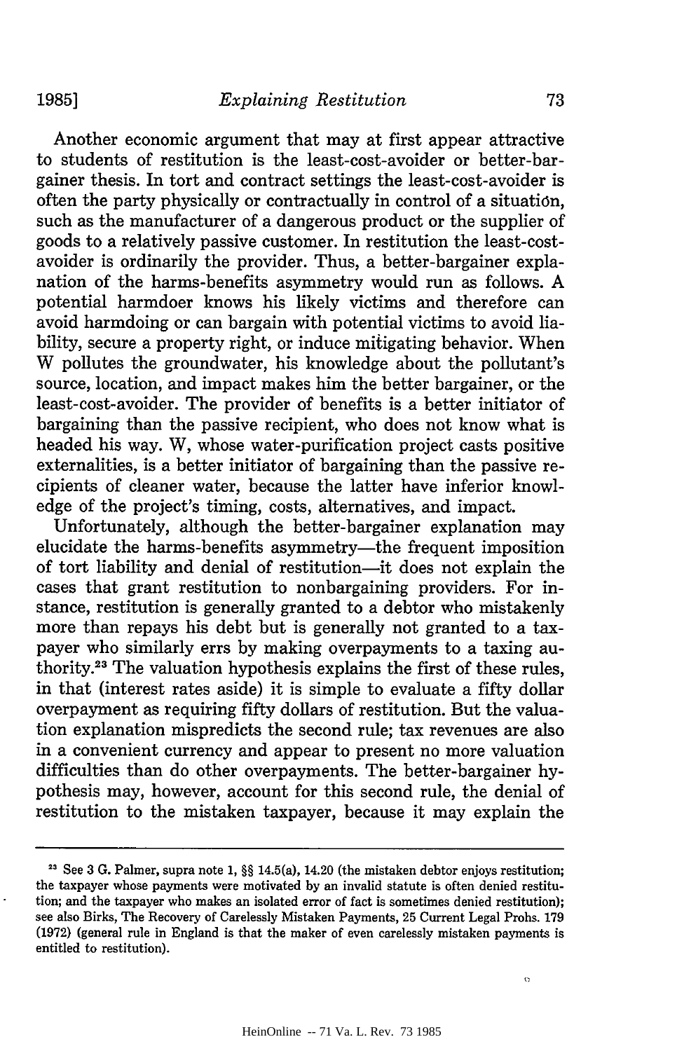Another economic argument that may at first appear attractive to students of restitution is the least-cost-avoider or better-bargainer thesis. In tort and contract settings the least-cost-avoider is often the party physically or contractually in control of a situation, such as the manufacturer of a dangerous product or the supplier of goods to a relatively passive customer. In restitution the least-cost-avoider is ordinarily the provider. Thus, a better-bargainer explanation of the harms-benefits asymmetry would run as follows. A potential harmdoer knows his likely victims and therefore can avoid harmdoing or can bargain with potential victims to avoid liability, secure a property right, or induce mitigating behavior. When W pollutes the groundwater, his knowledge about the pollutant's source, location, and impact makes him the better bargainer, or the least-cost-avoider. The provider of benefits is a better initiator of bargaining than the passive recipient, who does not know what is headed his way. W, whose water-purification project casts positive externalities, is a better initiator of bargaining than the passive recipients of cleaner water, because the latter have inferior knowledge of the project's timing, costs, alternatives, and impact.

Unfortunately, although the better-bargainer explanation may elucidate the harms-benefits asymmetry—the frequent imposition of tort liability and denial of restitution—it does not explain the cases that grant restitution to nonbargaining providers. For instance, restitution is generally granted to a debtor who mistakenly more than repays his debt but is generally not granted to a taxpayer who similarly errs by making overpayments to a taxing authority.[23] The valuation hypothesis explains the first of these rules, in that (interest rates aside) it is simple to evaluate a fifty dollar overpayment as requiring fifty dollars of restitution. But the valuation explanation mispredicts the second rule; tax revenues are also in a convenient currency and appear to present no more valuation difficulties than do other overpayments. The better-bargainer hypothesis may, however, account for this second rule, the denial of restitution to the mistaken taxpayer, because it may explain the

---

[23] See 3 G. Palmer, supra note 1, §§ 14.5(a), 14.20 (the mistaken debtor enjoys restitution; the taxpayer whose payments were motivated by an invalid statute is often denied restitution; and the taxpayer who makes an isolated error of fact is sometimes denied restitution); see also Birks, The Recovery of Carelessly Mistaken Payments, 25 Current Legal Probs. 179 (1972) (general rule in England is that the maker of even carelessly mistaken payments is entitled to restitution).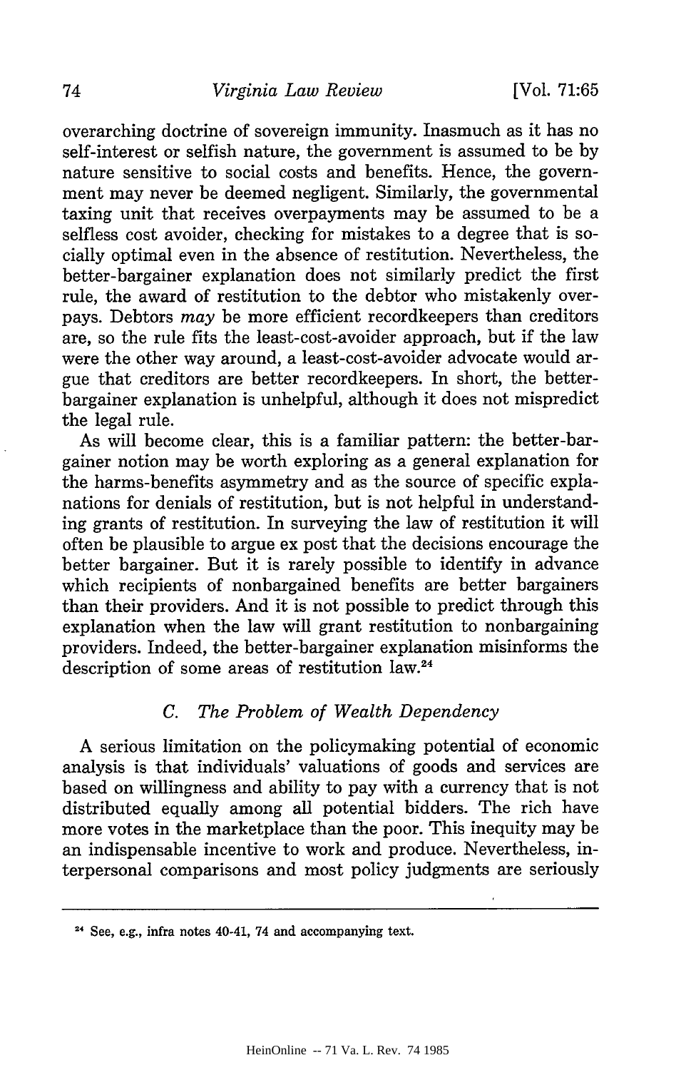overarching doctrine of sovereign immunity. Inasmuch as it has no self-interest or selfish nature, the government is assumed to be by nature sensitive to social costs and benefits. Hence, the government may never be deemed negligent. Similarly, the governmental taxing unit that receives overpayments may be assumed to be a selfless cost avoider, checking for mistakes to a degree that is socially optimal even in the absence of restitution. Nevertheless, the better-bargainer explanation does not similarly predict the first rule, the award of restitution to the debtor who mistakenly overpays. Debtors *may* be more efficient recordkeepers than creditors are, so the rule fits the least-cost-avoider approach, but if the law were the other way around, a least-cost-avoider advocate would argue that creditors are better recordkeepers. In short, the better-bargainer explanation is unhelpful, although it does not mispredict the legal rule.

As will become clear, this is a familiar pattern: the better-bargainer notion may be worth exploring as a general explanation for the harms-benefits asymmetry and as the source of specific explanations for denials of restitution, but is not helpful in understanding grants of restitution. In surveying the law of restitution it will often be plausible to argue ex post that the decisions encourage the better bargainer. But it is rarely possible to identify in advance which recipients of nonbargained benefits are better bargainers than their providers. And it is not possible to predict through this explanation when the law will grant restitution to nonbargaining providers. Indeed, the better-bargainer explanation misinforms the description of some areas of restitution law.[24]

### *C. The Problem of Wealth Dependency*

A serious limitation on the policymaking potential of economic analysis is that individuals' valuations of goods and services are based on willingness and ability to pay with a currency that is not distributed equally among all potential bidders. The rich have more votes in the marketplace than the poor. This inequity may be an indispensable incentive to work and produce. Nevertheless, interpersonal comparisons and most policy judgments are seriously

---

[24] See, e.g., infra notes 40-41, 74 and accompanying text.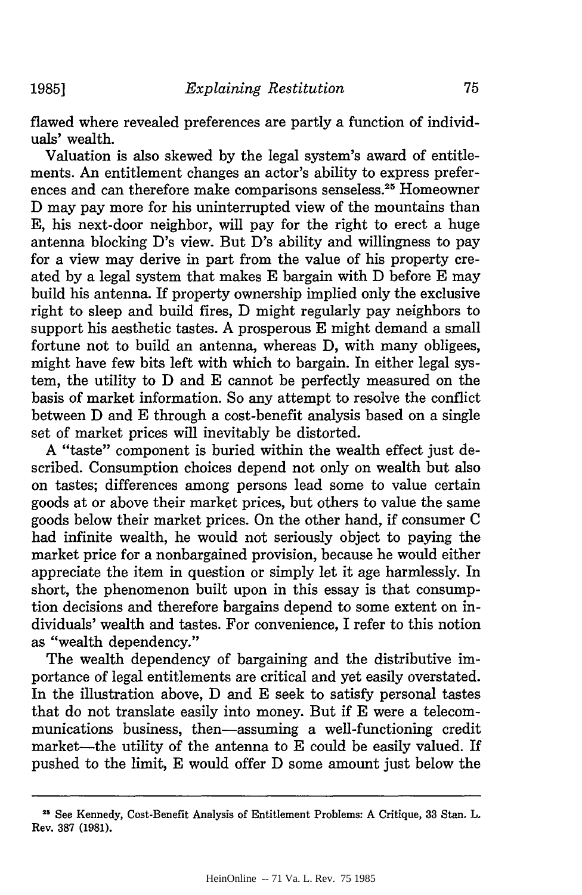flawed where revealed preferences are partly a function of individuals' wealth.

Valuation is also skewed by the legal system's award of entitlements. An entitlement changes an actor's ability to express preferences and can therefore make comparisons senseless.[25] Homeowner D may pay more for his uninterrupted view of the mountains than E, his next-door neighbor, will pay for the right to erect a huge antenna blocking D's view. But D's ability and willingness to pay for a view may derive in part from the value of his property created by a legal system that makes E bargain with D before E may build his antenna. If property ownership implied only the exclusive right to sleep and build fires, D might regularly pay neighbors to support his aesthetic tastes. A prosperous E might demand a small fortune not to build an antenna, whereas D, with many obligees, might have few bits left with which to bargain. In either legal system, the utility to D and E cannot be perfectly measured on the basis of market information. So any attempt to resolve the conflict between D and E through a cost-benefit analysis based on a single set of market prices will inevitably be distorted.

A "taste" component is buried within the wealth effect just described. Consumption choices depend not only on wealth but also on tastes; differences among persons lead some to value certain goods at or above their market prices, but others to value the same goods below their market prices. On the other hand, if consumer C had infinite wealth, he would not seriously object to paying the market price for a nonbargained provision, because he would either appreciate the item in question or simply let it age harmlessly. In short, the phenomenon built upon in this essay is that consumption decisions and therefore bargains depend to some extent on individuals' wealth and tastes. For convenience, I refer to this notion as "wealth dependency."

The wealth dependency of bargaining and the distributive importance of legal entitlements are critical and yet easily overstated. In the illustration above, D and E seek to satisfy personal tastes that do not translate easily into money. But if E were a telecommunications business, then—assuming a well-functioning credit market—the utility of the antenna to E could be easily valued. If pushed to the limit, E would offer D some amount just below the

---

[25] See Kennedy, Cost-Benefit Analysis of Entitlement Problems: A Critique, 33 Stan. L. Rev. 387 (1981).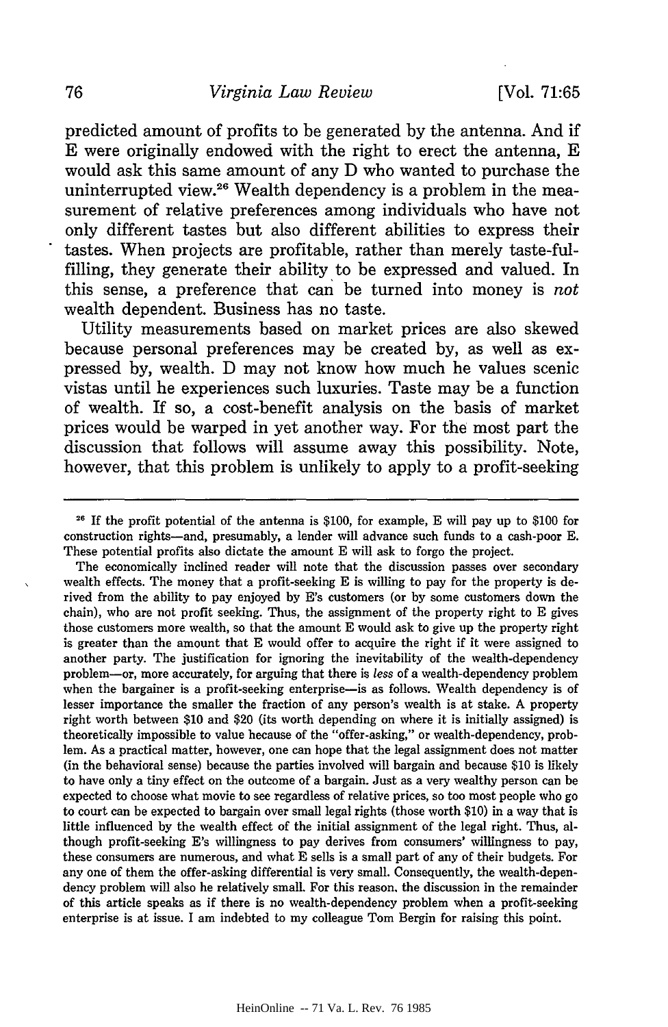predicted amount of profits to be generated by the antenna. And if E were originally endowed with the right to erect the antenna, E would ask this same amount of any D who wanted to purchase the uninterrupted view.[26] Wealth dependency is a problem in the measurement of relative preferences among individuals who have not only different tastes but also different abilities to express their tastes. When projects are profitable, rather than merely taste-fulfilling, they generate their ability to be expressed and valued. In this sense, a preference that can be turned into money is *not* wealth dependent. Business has no taste.

Utility measurements based on market prices are also skewed because personal preferences may be created by, as well as expressed by, wealth. D may not know how much he values scenic vistas until he experiences such luxuries. Taste may be a function of wealth. If so, a cost-benefit analysis on the basis of market prices would be warped in yet another way. For the most part the discussion that follows will assume away this possibility. Note, however, that this problem is unlikely to apply to a profit-seeking

---

[26] If the profit potential of the antenna is $100, for example, E will pay up to $100 for construction rights—and, presumably, a lender will advance such funds to a cash-poor E. These potential profits also dictate the amount E will ask to forgo the project.

The economically inclined reader will note that the discussion passes over secondary wealth effects. The money that a profit-seeking E is willing to pay for the property is derived from the ability to pay enjoyed by E's customers (or by some customers down the chain), who are not profit seeking. Thus, the assignment of the property right to E gives those customers more wealth, so that the amount E would ask to give up the property right is greater than the amount that E would offer to acquire the right if it were assigned to another party. The justification for ignoring the inevitability of the wealth-dependency problem—or, more accurately, for arguing that there is *less* of a wealth-dependency problem when the bargainer is a profit-seeking enterprise—is as follows. Wealth dependency is of lesser importance the smaller the fraction of any person's wealth is at stake. A property right worth between $10 and $20 (its worth depending on where it is initially assigned) is theoretically impossible to value because of the "offer-asking," or wealth-dependency, problem. As a practical matter, however, one can hope that the legal assignment does not matter (in the behavioral sense) because the parties involved will bargain and because $10 is likely to have only a tiny effect on the outcome of a bargain. Just as a very wealthy person can be expected to choose what movie to see regardless of relative prices, so too most people who go to court can be expected to bargain over small legal rights (those worth $10) in a way that is little influenced by the wealth effect of the initial assignment of the legal right. Thus, although profit-seeking E's willingness to pay derives from consumers' willingness to pay, these consumers are numerous, and what E sells is a small part of any of their budgets. For any one of them the offer-asking differential is very small. Consequently, the wealth-dependency problem will also he relatively small. For this reason, the discussion in the remainder of this article speaks as if there is no wealth-dependency problem when a profit-seeking enterprise is at issue. I am indebted to my colleague Tom Bergin for raising this point.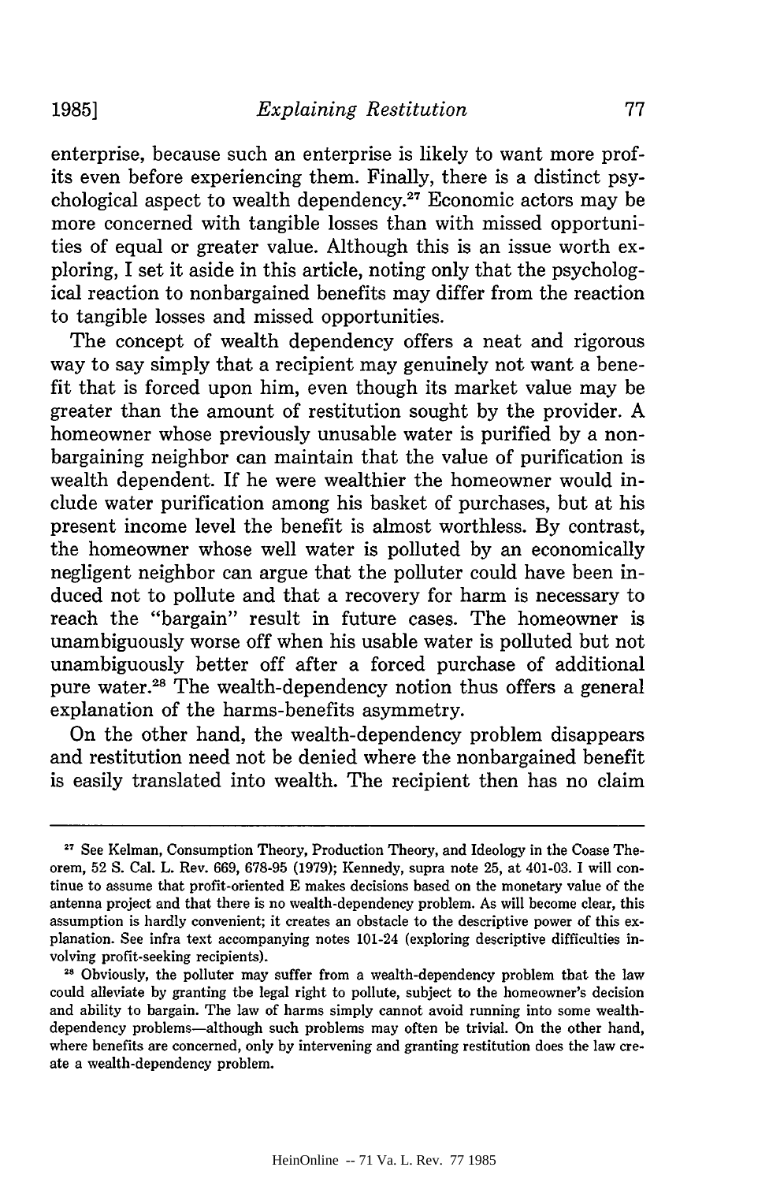enterprise, because such an enterprise is likely to want more profits even before experiencing them. Finally, there is a distinct psychological aspect to wealth dependency.[27] Economic actors may be more concerned with tangible losses than with missed opportunities of equal or greater value. Although this is an issue worth exploring, I set it aside in this article, noting only that the psychological reaction to nonbargained benefits may differ from the reaction to tangible losses and missed opportunities.

The concept of wealth dependency offers a neat and rigorous way to say simply that a recipient may genuinely not want a benefit that is forced upon him, even though its market value may be greater than the amount of restitution sought by the provider. A homeowner whose previously unusable water is purified by a nonbargaining neighbor can maintain that the value of purification is wealth dependent. If he were wealthier the homeowner would include water purification among his basket of purchases, but at his present income level the benefit is almost worthless. By contrast, the homeowner whose well water is polluted by an economically negligent neighbor can argue that the polluter could have been induced not to pollute and that a recovery for harm is necessary to reach the "bargain" result in future cases. The homeowner is unambiguously worse off when his usable water is polluted but not unambiguously better off after a forced purchase of additional pure water.[28] The wealth-dependency notion thus offers a general explanation of the harms-benefits asymmetry.

On the other hand, the wealth-dependency problem disappears and restitution need not be denied where the nonbargained benefit is easily translated into wealth. The recipient then has no claim

---

[27] See Kelman, Consumption Theory, Production Theory, and Ideology in the Coase Theorem, 52 S. Cal. L. Rev. 669, 678-95 (1979); Kennedy, supra note 25, at 401-03. I will continue to assume that profit-oriented E makes decisions based on the monetary value of the antenna project and that there is no wealth-dependency problem. As will become clear, this assumption is hardly convenient; it creates an obstacle to the descriptive power of this explanation. See infra text accompanying notes 101-24 (exploring descriptive difficulties involving profit-seeking recipients).

[28] Obviously, the polluter may suffer from a wealth-dependency problem that the law could alleviate by granting the legal right to pollute, subject to the homeowner's decision and ability to bargain. The law of harms simply cannot avoid running into some wealth-dependency problems—although such problems may often be trivial. On the other hand, where benefits are concerned, only by intervening and granting restitution does the law create a wealth-dependency problem.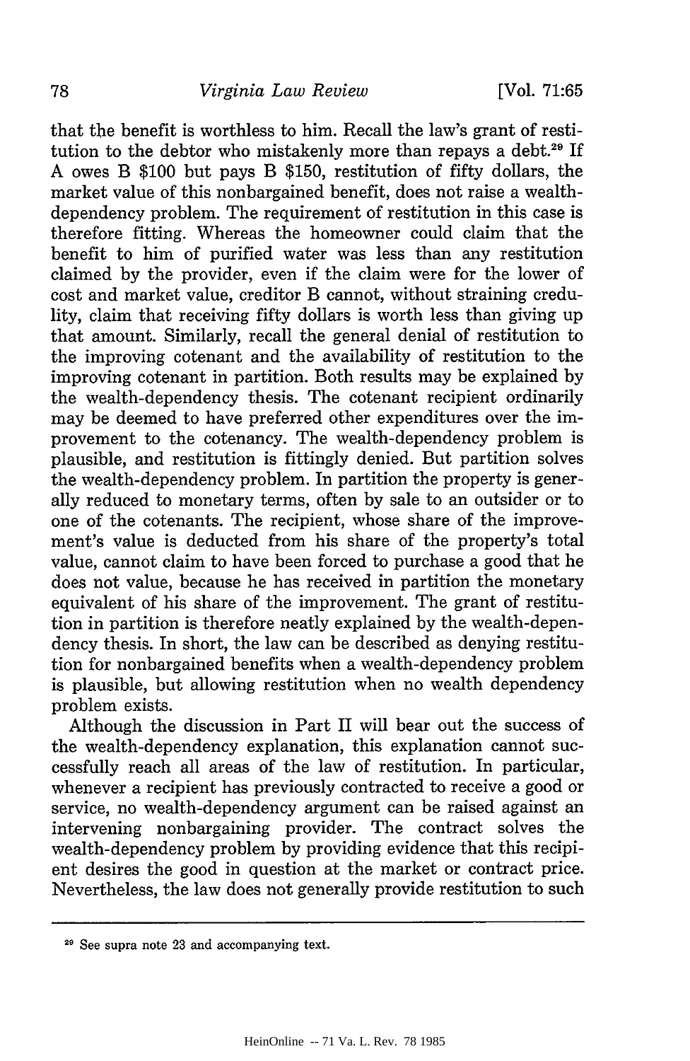that the benefit is worthless to him. Recall the law's grant of restitution to the debtor who mistakenly more than repays a debt.[29] If A owes B $100 but pays B $150, restitution of fifty dollars, the market value of this nonbargained benefit, does not raise a wealth-dependency problem. The requirement of restitution in this case is therefore fitting. Whereas the homeowner could claim that the benefit to him of purified water was less than any restitution claimed by the provider, even if the claim were for the lower of cost and market value, creditor B cannot, without straining credulity, claim that receiving fifty dollars is worth less than giving up that amount. Similarly, recall the general denial of restitution to the improving cotenant and the availability of restitution to the improving cotenant in partition. Both results may be explained by the wealth-dependency thesis. The cotenant recipient ordinarily may be deemed to have preferred other expenditures over the improvement to the cotenancy. The wealth-dependency problem is plausible, and restitution is fittingly denied. But partition solves the wealth-dependency problem. In partition the property is generally reduced to monetary terms, often by sale to an outsider or to one of the cotenants. The recipient, whose share of the improvement's value is deducted from his share of the property's total value, cannot claim to have been forced to purchase a good that he does not value, because he has received in partition the monetary equivalent of his share of the improvement. The grant of restitution in partition is therefore neatly explained by the wealth-dependency thesis. In short, the law can be described as denying restitution for nonbargained benefits when a wealth-dependency problem is plausible, but allowing restitution when no wealth dependency problem exists.

Although the discussion in Part II will bear out the success of the wealth-dependency explanation, this explanation cannot successfully reach all areas of the law of restitution. In particular, whenever a recipient has previously contracted to receive a good or service, no wealth-dependency argument can be raised against an intervening nonbargaining provider. The contract solves the wealth-dependency problem by providing evidence that this recipient desires the good in question at the market or contract price. Nevertheless, the law does not generally provide restitution to such

---

[29] See supra note 23 and accompanying text.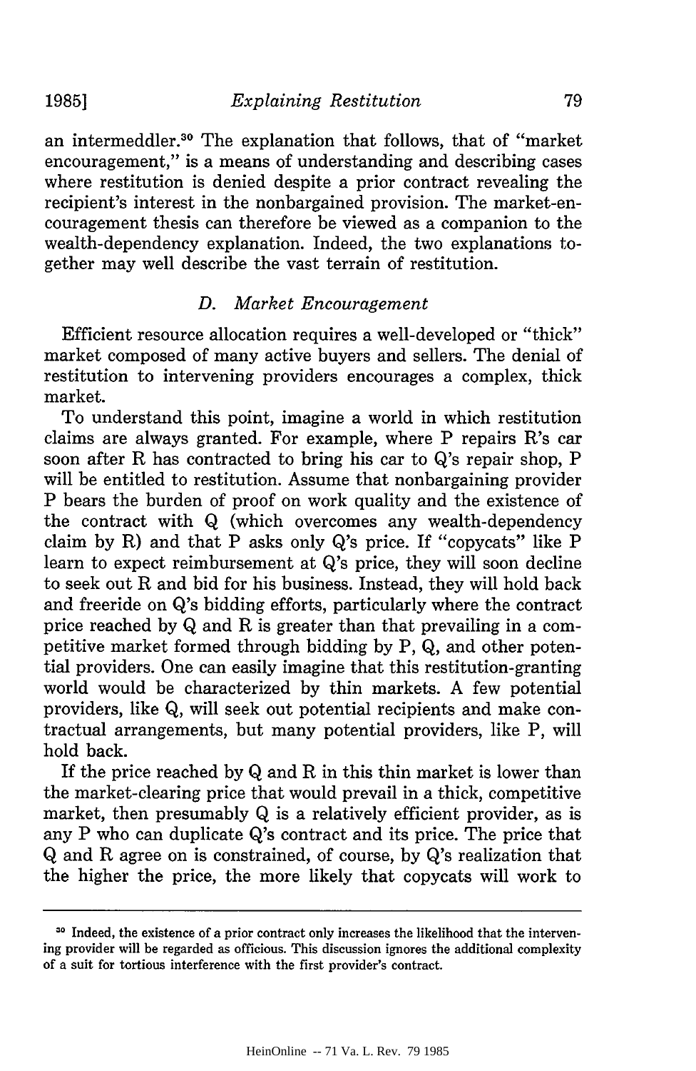an intermeddler.[30] The explanation that follows, that of "market encouragement," is a means of understanding and describing cases where restitution is denied despite a prior contract revealing the recipient's interest in the nonbargained provision. The market-encouragement thesis can therefore be viewed as a companion to the wealth-dependency explanation. Indeed, the two explanations together may well describe the vast terrain of restitution.

### *D. Market Encouragement*

Efficient resource allocation requires a well-developed or "thick" market composed of many active buyers and sellers. The denial of restitution to intervening providers encourages a complex, thick market.

To understand this point, imagine a world in which restitution claims are always granted. For example, where P repairs R's car soon after R has contracted to bring his car to Q's repair shop, P will be entitled to restitution. Assume that nonbargaining provider P bears the burden of proof on work quality and the existence of the contract with Q (which overcomes any wealth-dependency claim by R) and that P asks only Q's price. If "copycats" like P learn to expect reimbursement at Q's price, they will soon decline to seek out R and bid for his business. Instead, they will hold back and freeride on Q's bidding efforts, particularly where the contract price reached by Q and R is greater than that prevailing in a competitive market formed through bidding by P, Q, and other potential providers. One can easily imagine that this restitution-granting world would be characterized by thin markets. A few potential providers, like Q, will seek out potential recipients and make contractual arrangements, but many potential providers, like P, will hold back.

If the price reached by Q and R in this thin market is lower than the market-clearing price that would prevail in a thick, competitive market, then presumably Q is a relatively efficient provider, as is any P who can duplicate Q's contract and its price. The price that Q and R agree on is constrained, of course, by Q's realization that the higher the price, the more likely that copycats will work to

---

[30] Indeed, the existence of a prior contract only increases the likelihood that the intervening provider will be regarded as officious. This discussion ignores the additional complexity of a suit for tortious interference with the first provider's contract.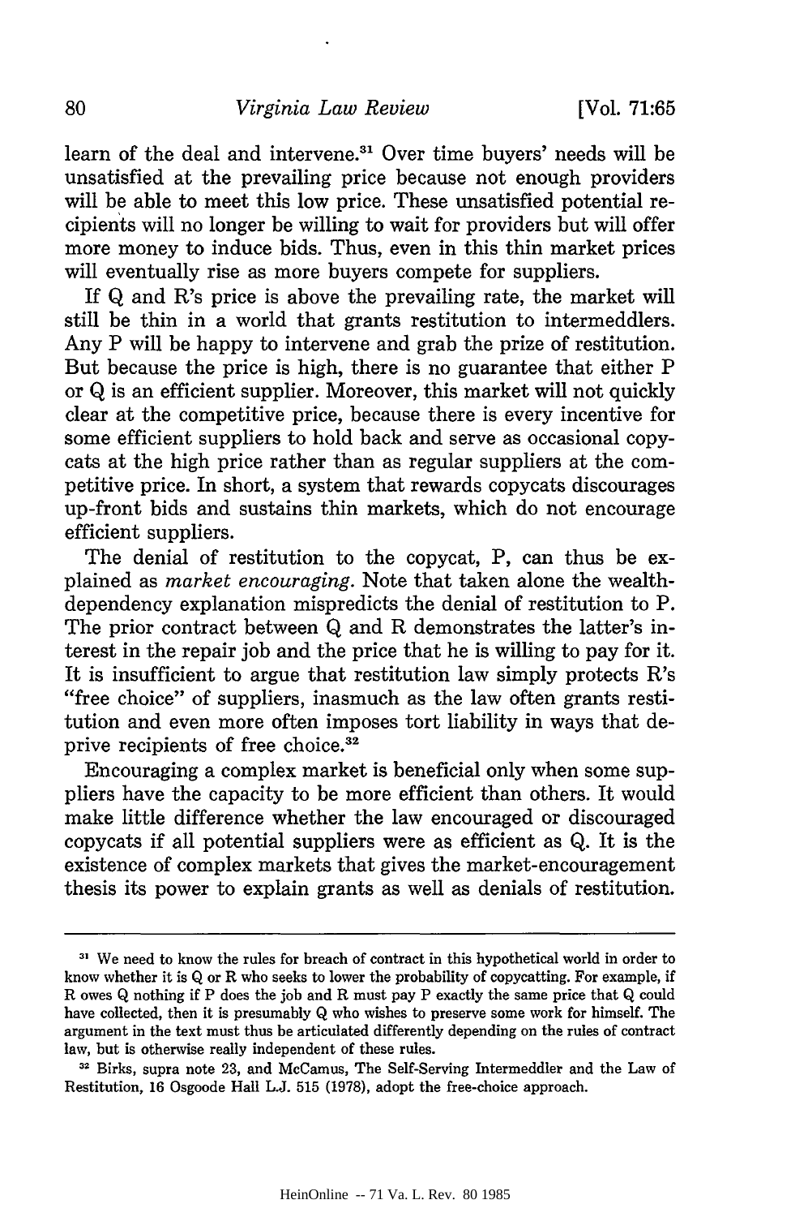learn of the deal and intervene.[31] Over time buyers' needs will be unsatisfied at the prevailing price because not enough providers will be able to meet this low price. These unsatisfied potential recipients will no longer be willing to wait for providers but will offer more money to induce bids. Thus, even in this thin market prices will eventually rise as more buyers compete for suppliers.

If Q and R's price is above the prevailing rate, the market will still be thin in a world that grants restitution to intermeddlers. Any P will be happy to intervene and grab the prize of restitution. But because the price is high, there is no guarantee that either P or Q is an efficient supplier. Moreover, this market will not quickly clear at the competitive price, because there is every incentive for some efficient suppliers to hold back and serve as occasional copycats at the high price rather than as regular suppliers at the competitive price. In short, a system that rewards copycats discourages up-front bids and sustains thin markets, which do not encourage efficient suppliers.

The denial of restitution to the copycat, P, can thus be explained as *market encouraging*. Note that taken alone the wealth-dependency explanation mispredicts the denial of restitution to P. The prior contract between Q and R demonstrates the latter's interest in the repair job and the price that he is willing to pay for it. It is insufficient to argue that restitution law simply protects R's "free choice" of suppliers, inasmuch as the law often grants restitution and even more often imposes tort liability in ways that deprive recipients of free choice.[32]

Encouraging a complex market is beneficial only when some suppliers have the capacity to be more efficient than others. It would make little difference whether the law encouraged or discouraged copycats if all potential suppliers were as efficient as Q. It is the existence of complex markets that gives the market-encouragement thesis its power to explain grants as well as denials of restitution.

---

[31] We need to know the rules for breach of contract in this hypothetical world in order to know whether it is Q or R who seeks to lower the probability of copycatting. For example, if R owes Q nothing if P does the job and R must pay P exactly the same price that Q could have collected, then it is presumably Q who wishes to preserve some work for himself. The argument in the text must thus be articulated differently depending on the rules of contract law, but is otherwise really independent of these rules.

[32] Birks, supra note 23, and McCamus, The Self-Serving Intermeddler and the Law of Restitution, 16 Osgoode Hall L.J. 515 (1978), adopt the free-choice approach.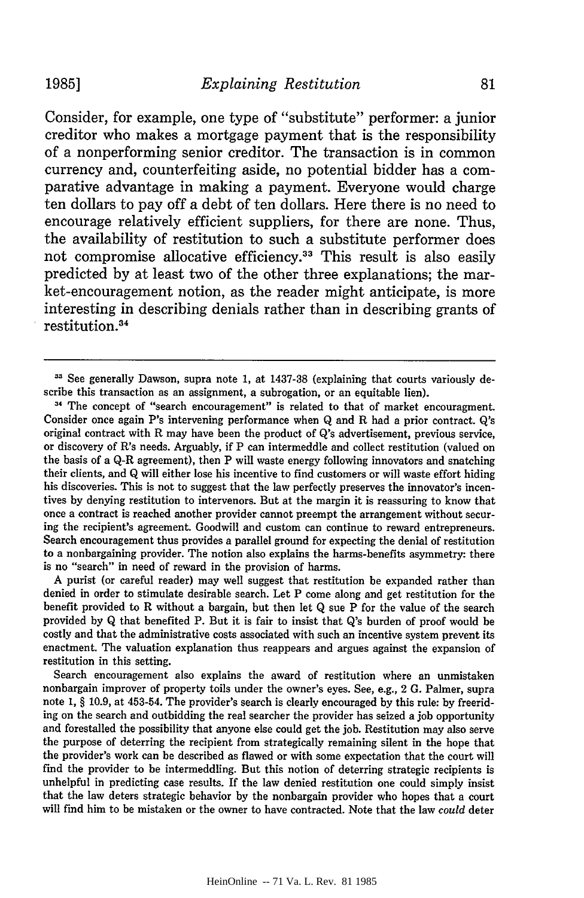Consider, for example, one type of "substitute" performer: a junior creditor who makes a mortgage payment that is the responsibility of a nonperforming senior creditor. The transaction is in common currency and, counterfeiting aside, no potential bidder has a comparative advantage in making a payment. Everyone would charge ten dollars to pay off a debt of ten dollars. Here there is no need to encourage relatively efficient suppliers, for there are none. Thus, the availability of restitution to such a substitute performer does not compromise allocative efficiency.[33] This result is also easily predicted by at least two of the other three explanations; the market-encouragement notion, as the reader might anticipate, is more interesting in describing denials rather than in describing grants of restitution.[34]

---

[33] See generally Dawson, supra note 1, at 1437-38 (explaining that courts variously describe this transaction as an assignment, a subrogation, or an equitable lien).

[34] The concept of "search encouragement" is related to that of market encouragment. Consider once again P's intervening performance when Q and R had a prior contract. Q's original contract with R may have been the product of Q's advertisement, previous service, or discovery of R's needs. Arguably, if P can intermeddle and collect restitution (valued on the basis of a Q-R agreement), then P will waste energy following innovators and snatching their clients, and Q will either lose his incentive to find customers or will waste effort hiding his discoveries. This is not to suggest that the law perfectly preserves the innovator's incentives by denying restitution to intervenors. But at the margin it is reassuring to know that once a contract is reached another provider cannot preempt the arrangement without securing the recipient's agreement. Goodwill and custom can continue to reward entrepreneurs. Search encouragement thus provides a parallel ground for expecting the denial of restitution to a nonbargaining provider. The notion also explains the harms-benefits asymmetry: there is no "search" in need of reward in the provision of harms.

A purist (or careful reader) may well suggest that restitution be expanded rather than denied in order to stimulate desirable search. Let P come along and get restitution for the benefit provided to R without a bargain, but then let Q sue P for the value of the search provided by Q that benefited P. But it is fair to insist that Q's burden of proof would be costly and that the administrative costs associated with such an incentive system prevent its enactment. The valuation explanation thus reappears and argues against the expansion of restitution in this setting.

Search encouragement also explains the award of restitution where an unmistaken nonbargain improver of property toils under the owner's eyes. See, e.g., 2 G. Palmer, supra note 1, § 10.9, at 453-54. The provider's search is clearly encouraged by this rule: by freeriding on the search and outbidding the real searcher the provider has seized a job opportunity and forestalled the possibility that anyone else could get the job. Restitution may also serve the purpose of deterring the recipient from strategically remaining silent in the hope that the provider's work can be described as flawed or with some expectation that the court will find the provider to be intermeddling. But this notion of deterring strategic recipients is unhelpful in predicting case results. If the law denied restitution one could simply insist that the law deters strategic behavior by the nonbargain provider who hopes that a court will find him to be mistaken or the owner to have contracted. Note that the law *could* deter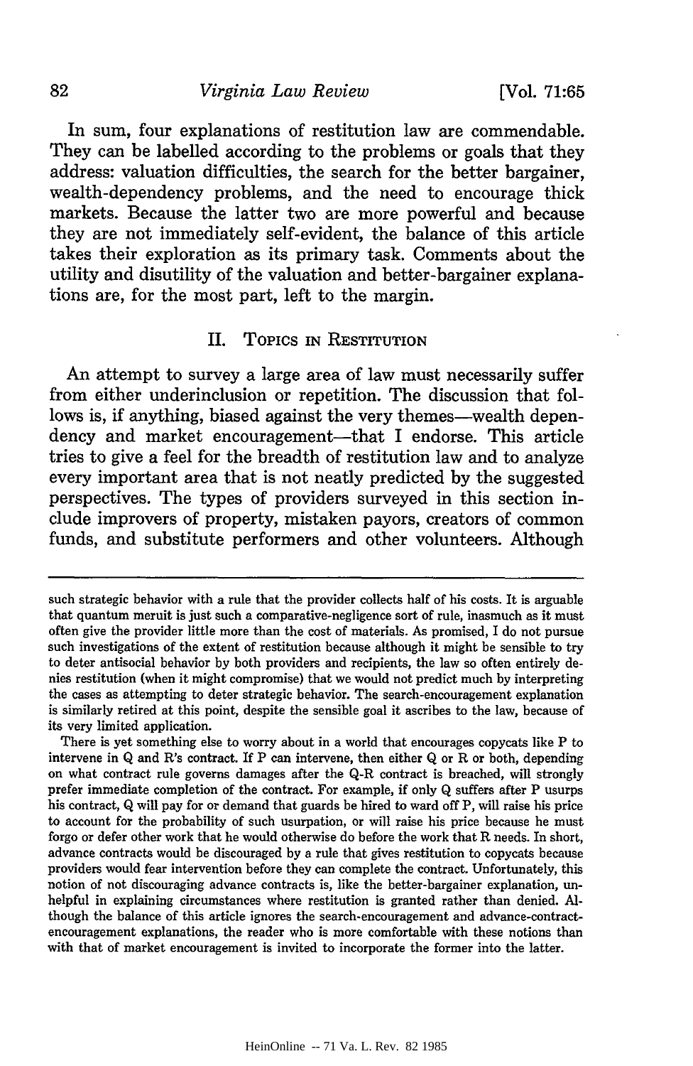In sum, four explanations of restitution law are commendable. They can be labelled according to the problems or goals that they address: valuation difficulties, the search for the better bargainer, wealth-dependency problems, and the need to encourage thick markets. Because the latter two are more powerful and because they are not immediately self-evident, the balance of this article takes their exploration as its primary task. Comments about the utility and disutility of the valuation and better-bargainer explanations are, for the most part, left to the margin.

## II. Topics in Restitution

An attempt to survey a large area of law must necessarily suffer from either underinclusion or repetition. The discussion that follows is, if anything, biased against the very themes—wealth dependency and market encouragement—that I endorse. This article tries to give a feel for the breadth of restitution law and to analyze every important area that is not neatly predicted by the suggested perspectives. The types of providers surveyed in this section include improvers of property, mistaken payors, creators of common funds, and substitute performers and other volunteers. Although

---

such strategic behavior with a rule that the provider collects half of his costs. It is arguable that quantum meruit is just such a comparative-negligence sort of rule, inasmuch as it must often give the provider little more than the cost of materials. As promised, I do not pursue such investigations of the extent of restitution because although it might be sensible to try to deter antisocial behavior by both providers and recipients, the law so often entirely denies restitution (when it might compromise) that we would not predict much by interpreting the cases as attempting to deter strategic behavior. The search-encouragement explanation is similarly retired at this point, despite the sensible goal it ascribes to the law, because of its very limited application.

There is yet something else to worry about in a world that encourages copycats like P to intervene in Q and R's contract. If P can intervene, then either Q or R or both, depending on what contract rule governs damages after the Q-R contract is breached, will strongly prefer immediate completion of the contract. For example, if only Q suffers after P usurps his contract, Q will pay for or demand that guards be hired to ward off P, will raise his price to account for the probability of such usurpation, or will raise his price because he must forgo or defer other work that he would otherwise do before the work that R needs. In short, advance contracts would be discouraged by a rule that gives restitution to copycats because providers would fear intervention before they can complete the contract. Unfortunately, this notion of not discouraging advance contracts is, like the better-bargainer explanation, unhelpful in explaining circumstances where restitution is granted rather than denied. Although the balance of this article ignores the search-encouragement and advance-contract-encouragement explanations, the reader who is more comfortable with these notions than with that of market encouragement is invited to incorporate the former into the latter.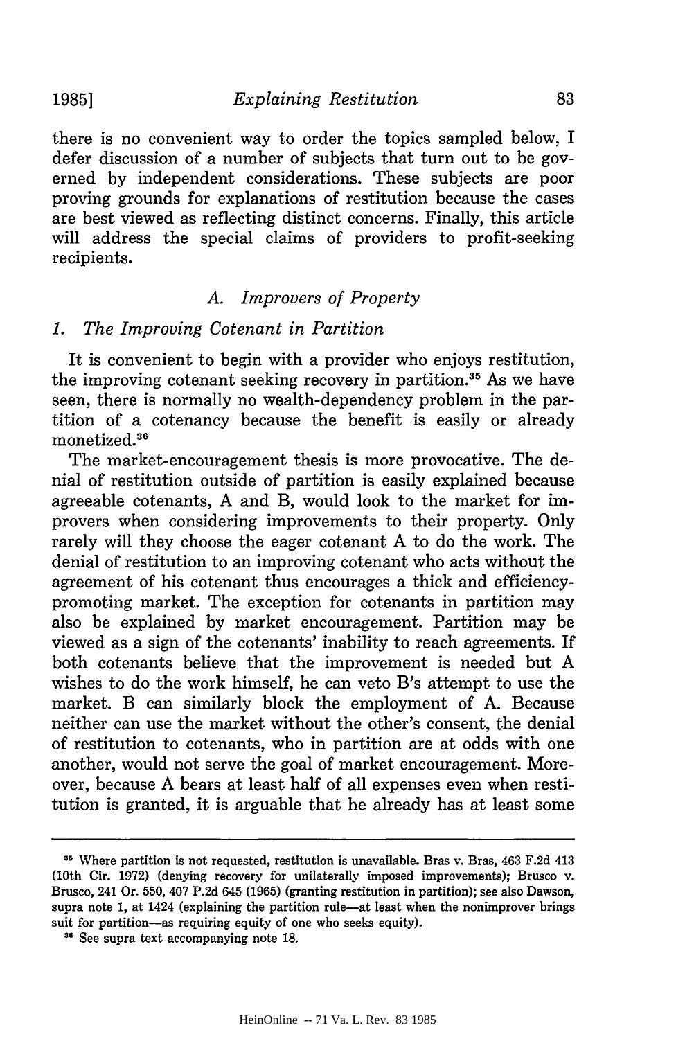there is no convenient way to order the topics sampled below, I defer discussion of a number of subjects that turn out to be governed by independent considerations. These subjects are poor proving grounds for explanations of restitution because the cases are best viewed as reflecting distinct concerns. Finally, this article will address the special claims of providers to profit-seeking recipients.

### A. *Improvers of Property*

#### 1. *The Improving Cotenant in Partition*

It is convenient to begin with a provider who enjoys restitution, the improving cotenant seeking recovery in partition.[35] As we have seen, there is normally no wealth-dependency problem in the partition of a cotenancy because the benefit is easily or already monetized.[36]

The market-encouragement thesis is more provocative. The denial of restitution outside of partition is easily explained because agreeable cotenants, A and B, would look to the market for improvers when considering improvements to their property. Only rarely will they choose the eager cotenant A to do the work. The denial of restitution to an improving cotenant who acts without the agreement of his cotenant thus encourages a thick and efficiency-promoting market. The exception for cotenants in partition may also be explained by market encouragement. Partition may be viewed as a sign of the cotenants' inability to reach agreements. If both cotenants believe that the improvement is needed but A wishes to do the work himself, he can veto B's attempt to use the market. B can similarly block the employment of A. Because neither can use the market without the other's consent, the denial of restitution to cotenants, who in partition are at odds with one another, would not serve the goal of market encouragement. Moreover, because A bears at least half of all expenses even when restitution is granted, it is arguable that he already has at least some

---

[35] Where partition is not requested, restitution is unavailable. Bras v. Bras, 463 F.2d 413 (10th Cir. 1972) (denying recovery for unilaterally imposed improvements); Brusco v. Brusco, 241 Or. 550, 407 P.2d 645 (1965) (granting restitution in partition); see also Dawson, supra note 1, at 1424 (explaining the partition rule—at least when the nonimprover brings suit for partition—as requiring equity of one who seeks equity).

[36] See supra text accompanying note 18.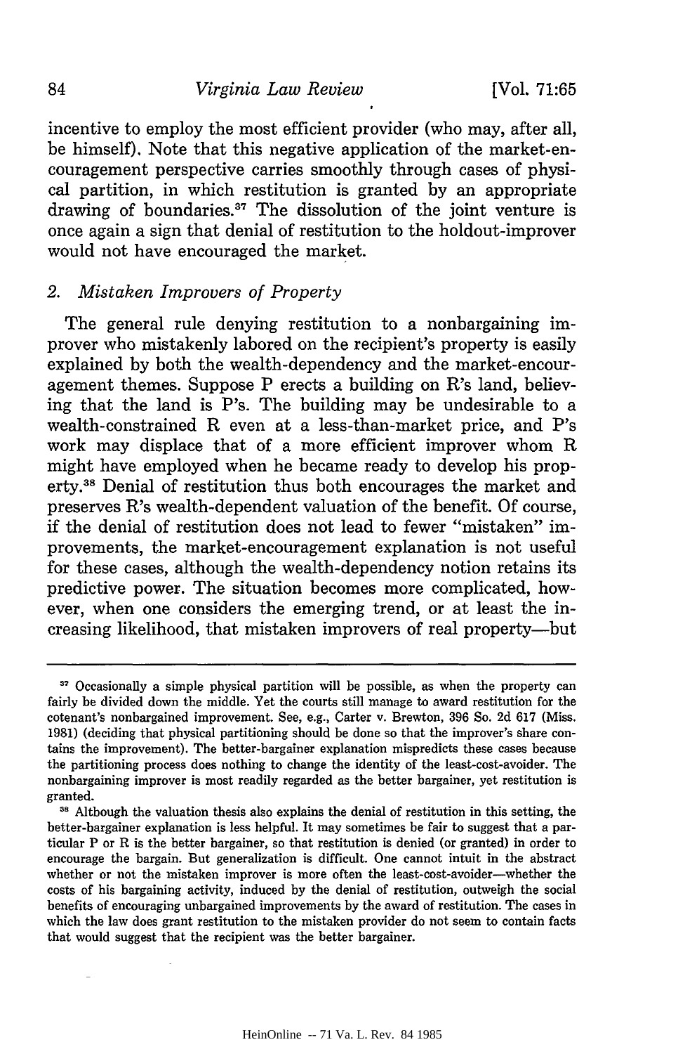incentive to employ the most efficient provider (who may, after all, be himself). Note that this negative application of the market-encouragement perspective carries smoothly through cases of physical partition, in which restitution is granted by an appropriate drawing of boundaries.[37] The dissolution of the joint venture is once again a sign that denial of restitution to the holdout-improver would not have encouraged the market.

### 2. *Mistaken Improvers of Property*

The general rule denying restitution to a nonbargaining improver who mistakenly labored on the recipient's property is easily explained by both the wealth-dependency and the market-encouragement themes. Suppose P erects a building on R's land, believing that the land is P's. The building may be undesirable to a wealth-constrained R even at a less-than-market price, and P's work may displace that of a more efficient improver whom R might have employed when he became ready to develop his property.[38] Denial of restitution thus both encourages the market and preserves R's wealth-dependent valuation of the benefit. Of course, if the denial of restitution does not lead to fewer "mistaken" improvements, the market-encouragement explanation is not useful for these cases, although the wealth-dependency notion retains its predictive power. The situation becomes more complicated, however, when one considers the emerging trend, or at least the increasing likelihood, that mistaken improvers of real property—but

---

[37] Occasionally a simple physical partition will be possible, as when the property can fairly be divided down the middle. Yet the courts still manage to award restitution for the cotenant's nonbargained improvement. See, e.g., Carter v. Brewton, 396 So. 2d 617 (Miss. 1981) (deciding that physical partitioning should be done so that the improver's share contains the improvement). The better-bargainer explanation mispredicts these cases because the partitioning process does nothing to change the identity of the least-cost-avoider. The nonbargaining improver is most readily regarded as the better bargainer, yet restitution is granted.

[38] Although the valuation thesis also explains the denial of restitution in this setting, the better-bargainer explanation is less helpful. It may sometimes be fair to suggest that a particular P or R is the better bargainer, so that restitution is denied (or granted) in order to encourage the bargain. But generalization is difficult. One cannot intuit in the abstract whether or not the mistaken improver is more often the least-cost-avoider—whether the costs of his bargaining activity, induced by the denial of restitution, outweigh the social benefits of encouraging unbargained improvements by the award of restitution. The cases in which the law does grant restitution to the mistaken provider do not seem to contain facts that would suggest that the recipient was the better bargainer.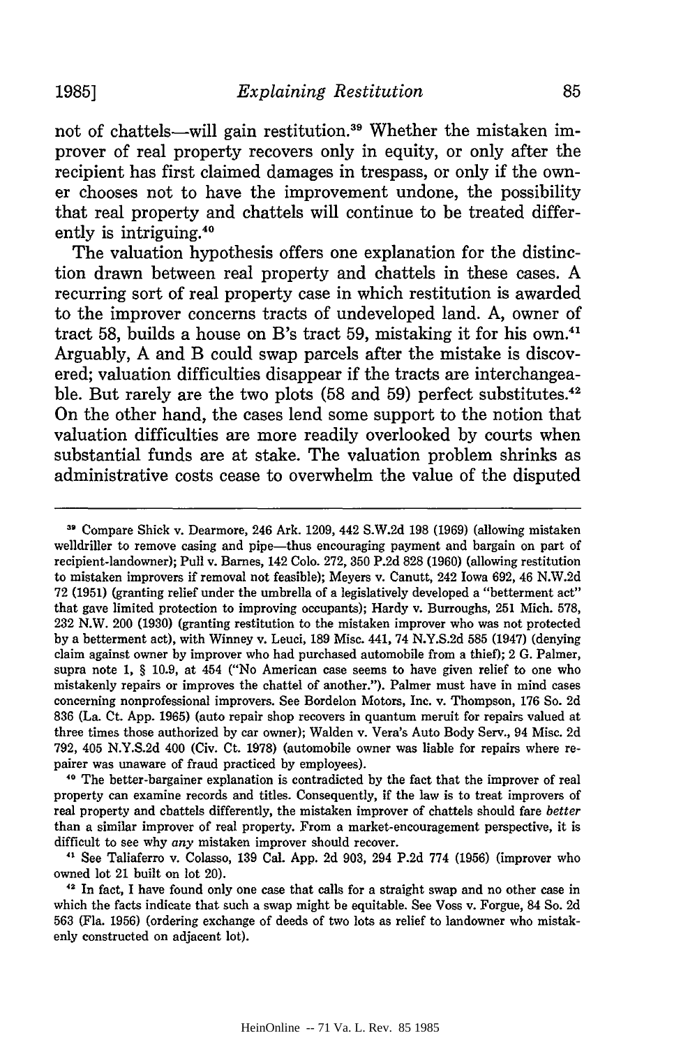not of chattels—will gain restitution.[39] Whether the mistaken improver of real property recovers only in equity, or only after the recipient has first claimed damages in trespass, or only if the owner chooses not to have the improvement undone, the possibility that real property and chattels will continue to be treated differently is intriguing.[40]

The valuation hypothesis offers one explanation for the distinction drawn between real property and chattels in these cases. A recurring sort of real property case in which restitution is awarded to the improver concerns tracts of undeveloped land. A, owner of tract 58, builds a house on B's tract 59, mistaking it for his own.[41] Arguably, A and B could swap parcels after the mistake is discovered; valuation difficulties disappear if the tracts are interchangeable. But rarely are the two plots (58 and 59) perfect substitutes.[42] On the other hand, the cases lend some support to the notion that valuation difficulties are more readily overlooked by courts when substantial funds are at stake. The valuation problem shrinks as administrative costs cease to overwhelm the value of the disputed

---

[39] Compare Shick v. Dearmore, 246 Ark. 1209, 442 S.W.2d 198 (1969) (allowing mistaken welldriller to remove casing and pipe—thus encouraging payment and bargain on part of recipient-landowner); Pull v. Barnes, 142 Colo. 272, 350 P.2d 828 (1960) (allowing restitution to mistaken improvers if removal not feasible); Meyers v. Canutt, 242 Iowa 692, 46 N.W.2d 72 (1951) (granting relief under the umbrella of a legislatively developed a "betterment act" that gave limited protection to improving occupants); Hardy v. Burroughs, 251 Mich. 578, 232 N.W. 200 (1930) (granting restitution to the mistaken improver who was not protected by a betterment act), with Winney v. Leuci, 189 Misc. 441, 74 N.Y.S.2d 585 (1947) (denying claim against owner by improver who had purchased automobile from a thief); 2 G. Palmer, supra note 1, § 10.9, at 454 ("No American case seems to have given relief to one who mistakenly repairs or improves the chattel of another."). Palmer must have in mind cases concerning nonprofessional improvers. See Bordelon Motors, Inc. v. Thompson, 176 So. 2d 836 (La. Ct. App. 1965) (auto repair shop recovers in quantum meruit for repairs valued at three times those authorized by car owner); Walden v. Vera's Auto Body Serv., 94 Misc. 2d 792, 405 N.Y.S.2d 400 (Civ. Ct. 1978) (automobile owner was liable for repairs where repairer was unaware of fraud practiced by employees).

[40] The better-bargainer explanation is contradicted by the fact that the improver of real property can examine records and titles. Consequently, if the law is to treat improvers of real property and chattels differently, the mistaken improver of chattels should fare *better* than a similar improver of real property. From a market-encouragement perspective, it is difficult to see why *any* mistaken improver should recover.

[41] See Taliaferro v. Colasso, 139 Cal. App. 2d 903, 294 P.2d 774 (1956) (improver who owned lot 21 built on lot 20).

[42] In fact, I have found only one case that calls for a straight swap and no other case in which the facts indicate that such a swap might be equitable. See Voss v. Forgue, 84 So. 2d 563 (Fla. 1956) (ordering exchange of deeds of two lots as relief to landowner who mistakenly constructed on adjacent lot).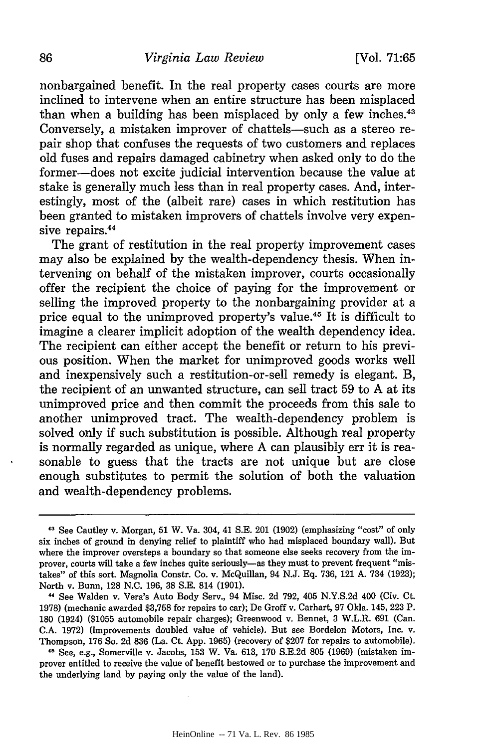nonbargained benefit. In the real property cases courts are more inclined to intervene when an entire structure has been misplaced than when a building has been misplaced by only a few inches.[43] Conversely, a mistaken improver of chattels—such as a stereo repair shop that confuses the requests of two customers and replaces old fuses and repairs damaged cabinetry when asked only to do the former—does not excite judicial intervention because the value at stake is generally much less than in real property cases. And, interestingly, most of the (albeit rare) cases in which restitution has been granted to mistaken improvers of chattels involve very expensive repairs.[44]

The grant of restitution in the real property improvement cases may also be explained by the wealth-dependency thesis. When intervening on behalf of the mistaken improver, courts occasionally offer the recipient the choice of paying for the improvement or selling the improved property to the nonbargaining provider at a price equal to the unimproved property's value.[45] It is difficult to imagine a clearer implicit adoption of the wealth dependency idea. The recipient can either accept the benefit or return to his previous position. When the market for unimproved goods works well and inexpensively such a restitution-or-sell remedy is elegant. B, the recipient of an unwanted structure, can sell tract 59 to A at its unimproved price and then commit the proceeds from this sale to another unimproved tract. The wealth-dependency problem is solved only if such substitution is possible. Although real property is normally regarded as unique, where A can plausibly err it is reasonable to guess that the tracts are not unique but are close enough substitutes to permit the solution of both the valuation and wealth-dependency problems.

---

[43] See Cautley v. Morgan, 51 W. Va. 304, 41 S.E. 201 (1902) (emphasizing "cost" of only six inches of ground in denying relief to plaintiff who had misplaced boundary wall). But where the improver oversteps a boundary so that someone else seeks recovery from the improver, courts will take a few inches quite seriously—as they must to prevent frequent "mistakes" of this sort. Magnolia Constr. Co. v. McQuillan, 94 N.J. Eq. 736, 121 A. 734 (1923); North v. Bunn, 128 N.C. 196, 38 S.E. 814 (1901).

[44] See Walden v. Vera's Auto Body Serv., 94 Misc. 2d 792, 405 N.Y.S.2d 400 (Civ. Ct. 1978) (mechanic awarded $3,758 for repairs to car); De Groff v. Carhart, 97 Okla. 145, 223 P. 180 (1924) ($1055 automobile repair charges); Greenwood v. Bennet, 3 W.L.R. 691 (Can. C.A. 1972) (improvements doubled value of vehicle). But see Bordelon Motors, Inc. v. Thompson, 176 So. 2d 836 (La. Ct. App. 1965) (recovery of $207 for repairs to automobile).

[45] See, e.g., Somerville v. Jacobs, 153 W. Va. 613, 170 S.E.2d 805 (1969) (mistaken improver entitled to receive the value of benefit bestowed or to purchase the improvement and the underlying land by paying only the value of the land).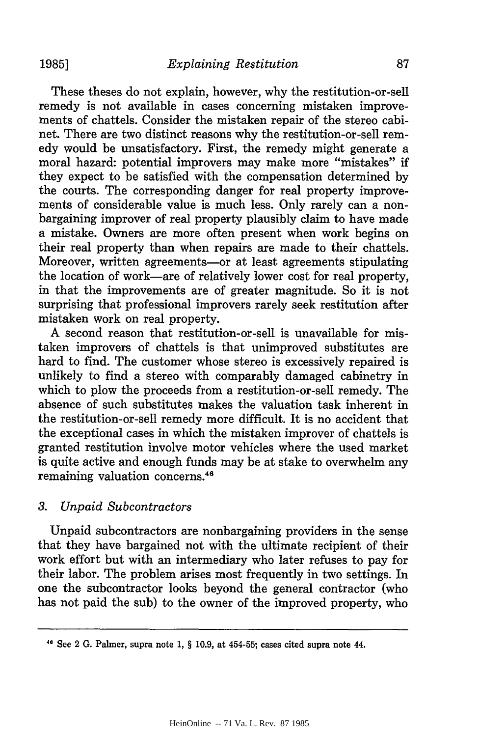These theses do not explain, however, why the restitution-or-sell remedy is not available in cases concerning mistaken improvements of chattels. Consider the mistaken repair of the stereo cabinet. There are two distinct reasons why the restitution-or-sell remedy would be unsatisfactory. First, the remedy might generate a moral hazard: potential improvers may make more "mistakes" if they expect to be satisfied with the compensation determined by the courts. The corresponding danger for real property improvements of considerable value is much less. Only rarely can a nonbargaining improver of real property plausibly claim to have made a mistake. Owners are more often present when work begins on their real property than when repairs are made to their chattels. Moreover, written agreements—or at least agreements stipulating the location of work—are of relatively lower cost for real property, in that the improvements are of greater magnitude. So it is not surprising that professional improvers rarely seek restitution after mistaken work on real property.

A second reason that restitution-or-sell is unavailable for mistaken improvers of chattels is that unimproved substitutes are hard to find. The customer whose stereo is excessively repaired is unlikely to find a stereo with comparably damaged cabinetry in which to plow the proceeds from a restitution-or-sell remedy. The absence of such substitutes makes the valuation task inherent in the restitution-or-sell remedy more difficult. It is no accident that the exceptional cases in which the mistaken improver of chattels is granted restitution involve motor vehicles where the used market is quite active and enough funds may be at stake to overwhelm any remaining valuation concerns.[46]

### 3. *Unpaid Subcontractors*

Unpaid subcontractors are nonbargaining providers in the sense that they have bargained not with the ultimate recipient of their work effort but with an intermediary who later refuses to pay for their labor. The problem arises most frequently in two settings. In one the subcontractor looks beyond the general contractor (who has not paid the sub) to the owner of the improved property, who

---

[46] See 2 G. Palmer, supra note 1, § 10.9, at 454-55; cases cited supra note 44.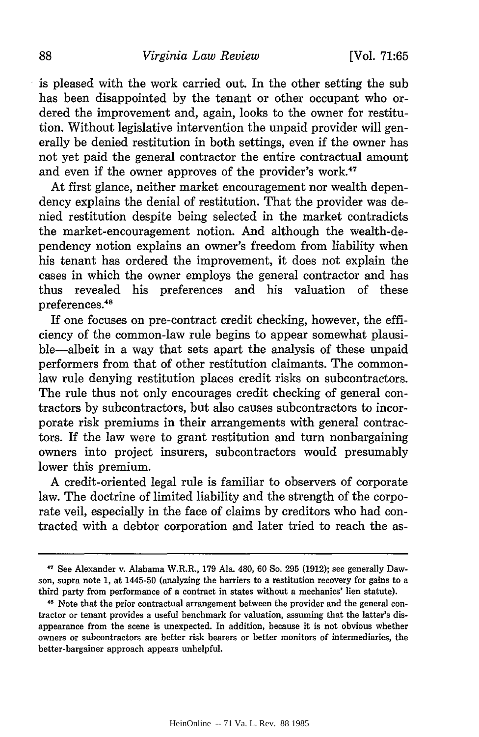is pleased with the work carried out. In the other setting the sub has been disappointed by the tenant or other occupant who ordered the improvement and, again, looks to the owner for restitution. Without legislative intervention the unpaid provider will generally be denied restitution in both settings, even if the owner has not yet paid the general contractor the entire contractual amount and even if the owner approves of the provider's work.[47]

At first glance, neither market encouragement nor wealth dependency explains the denial of restitution. That the provider was denied restitution despite being selected in the market contradicts the market-encouragement notion. And although the wealth-dependency notion explains an owner's freedom from liability when his tenant has ordered the improvement, it does not explain the cases in which the owner employs the general contractor and has thus revealed his preferences and his valuation of these preferences.[48]

If one focuses on pre-contract credit checking, however, the efficiency of the common-law rule begins to appear somewhat plausible—albeit in a way that sets apart the analysis of these unpaid performers from that of other restitution claimants. The common-law rule denying restitution places credit risks on subcontractors. The rule thus not only encourages credit checking of general contractors by subcontractors, but also causes subcontractors to incorporate risk premiums in their arrangements with general contractors. If the law were to grant restitution and turn nonbargaining owners into project insurers, subcontractors would presumably lower this premium.

A credit-oriented legal rule is familiar to observers of corporate law. The doctrine of limited liability and the strength of the corporate veil, especially in the face of claims by creditors who had contracted with a debtor corporation and later tried to reach the as-

---

[47] See Alexander v. Alabama W.R.R., 179 Ala. 480, 60 So. 295 (1912); see generally Dawson, supra note 1, at 1445-50 (analyzing the barriers to a restitution recovery for gains to a third party from performance of a contract in states without a mechanics' lien statute).

[48] Note that the prior contractual arrangement between the provider and the general contractor or tenant provides a useful benchmark for valuation, assuming that the latter's disappearance from the scene is unexpected. In addition, because it is not obvious whether owners or subcontractors are better risk bearers or better monitors of intermediaries, the better-bargainer approach appears unhelpful.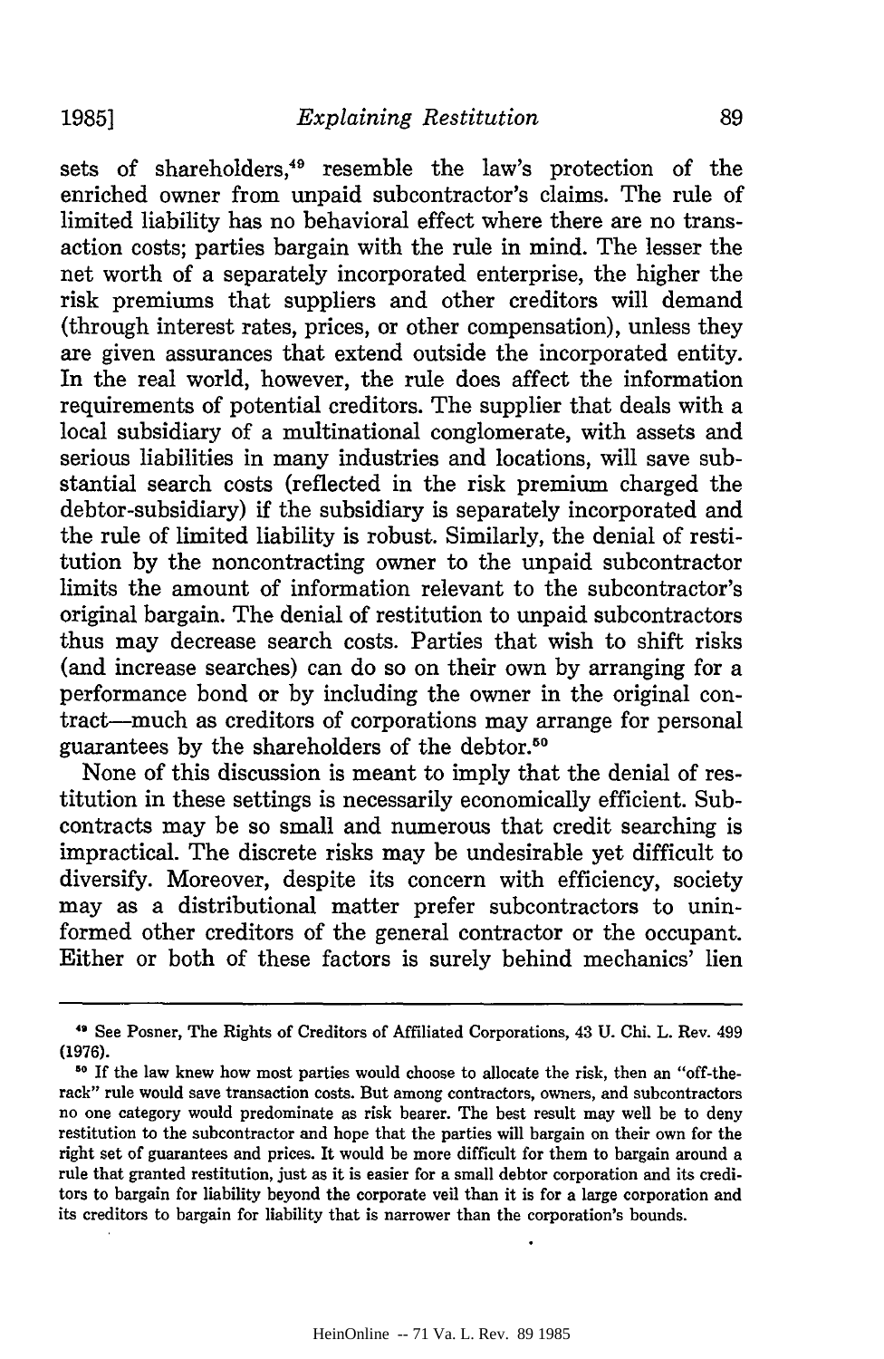sets of shareholders,[49] resemble the law's protection of the enriched owner from unpaid subcontractor's claims. The rule of limited liability has no behavioral effect where there are no transaction costs; parties bargain with the rule in mind. The lesser the net worth of a separately incorporated enterprise, the higher the risk premiums that suppliers and other creditors will demand (through interest rates, prices, or other compensation), unless they are given assurances that extend outside the incorporated entity. In the real world, however, the rule does affect the information requirements of potential creditors. The supplier that deals with a local subsidiary of a multinational conglomerate, with assets and serious liabilities in many industries and locations, will save substantial search costs (reflected in the risk premium charged the debtor-subsidiary) if the subsidiary is separately incorporated and the rule of limited liability is robust. Similarly, the denial of restitution by the noncontracting owner to the unpaid subcontractor limits the amount of information relevant to the subcontractor's original bargain. The denial of restitution to unpaid subcontractors thus may decrease search costs. Parties that wish to shift risks (and increase searches) can do so on their own by arranging for a performance bond or by including the owner in the original contract—much as creditors of corporations may arrange for personal guarantees by the shareholders of the debtor.[50]

None of this discussion is meant to imply that the denial of restitution in these settings is necessarily economically efficient. Subcontracts may be so small and numerous that credit searching is impractical. The discrete risks may be undesirable yet difficult to diversify. Moreover, despite its concern with efficiency, society may as a distributional matter prefer subcontractors to uninformed other creditors of the general contractor or the occupant. Either or both of these factors is surely behind mechanics' lien

---

[49] See Posner, The Rights of Creditors of Affiliated Corporations, 43 U. Chi. L. Rev. 499 (1976).

[50] If the law knew how most parties would choose to allocate the risk, then an "off-the-rack" rule would save transaction costs. But among contractors, owners, and subcontractors no one category would predominate as risk bearer. The best result may well be to deny restitution to the subcontractor and hope that the parties will bargain on their own for the right set of guarantees and prices. It would be more difficult for them to bargain around a rule that granted restitution, just as it is easier for a small debtor corporation and its creditors to bargain for liability beyond the corporate veil than it is for a large corporation and its creditors to bargain for liability that is narrower than the corporation's bounds.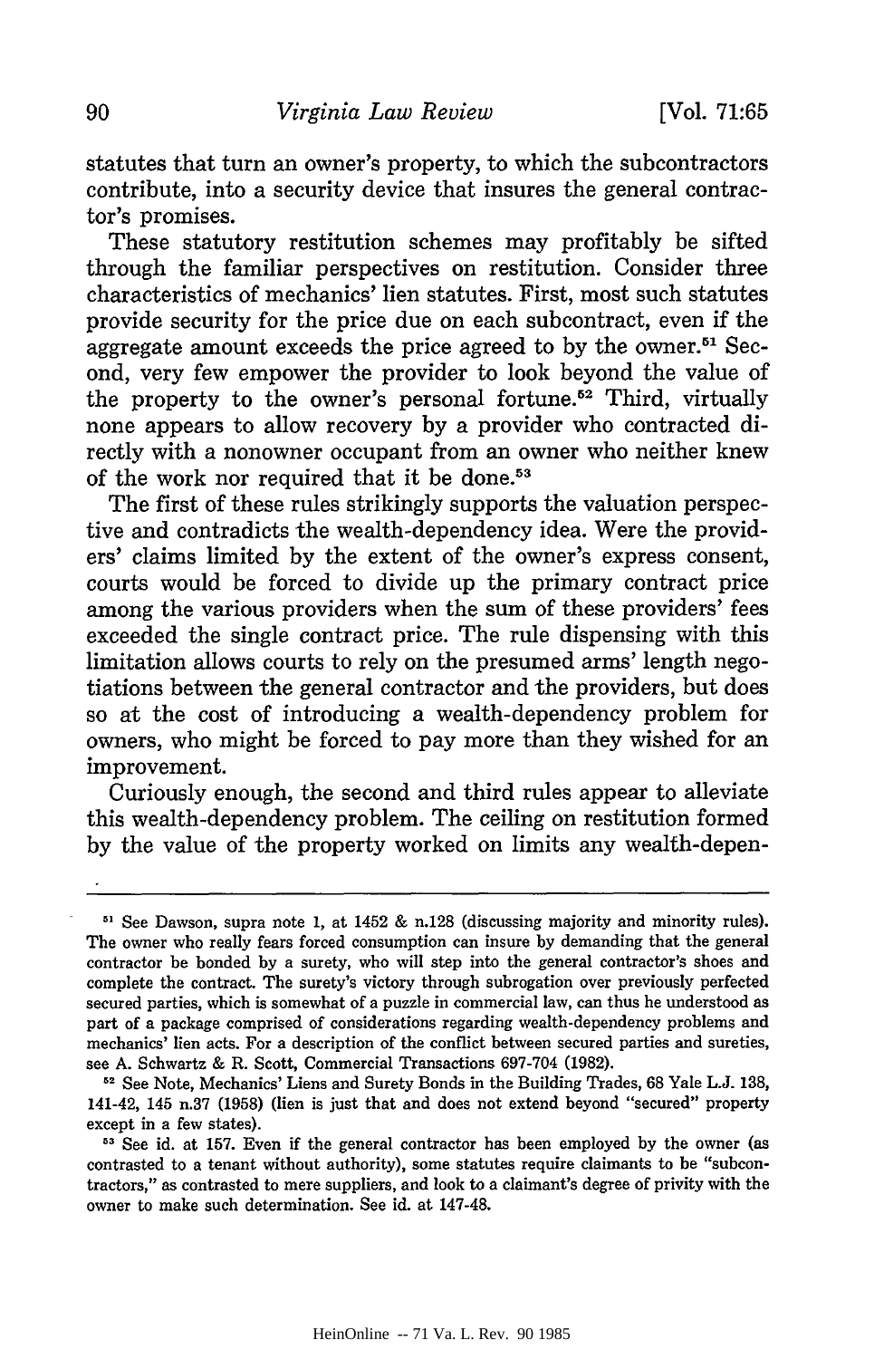statutes that turn an owner's property, to which the subcontractors contribute, into a security device that insures the general contractor's promises.

These statutory restitution schemes may profitably be sifted through the familiar perspectives on restitution. Consider three characteristics of mechanics' lien statutes. First, most such statutes provide security for the price due on each subcontract, even if the aggregate amount exceeds the price agreed to by the owner.[51] Second, very few empower the provider to look beyond the value of the property to the owner's personal fortune.[52] Third, virtually none appears to allow recovery by a provider who contracted directly with a nonowner occupant from an owner who neither knew of the work nor required that it be done.[53]

The first of these rules strikingly supports the valuation perspective and contradicts the wealth-dependency idea. Were the providers' claims limited by the extent of the owner's express consent, courts would be forced to divide up the primary contract price among the various providers when the sum of these providers' fees exceeded the single contract price. The rule dispensing with this limitation allows courts to rely on the presumed arms' length negotiations between the general contractor and the providers, but does so at the cost of introducing a wealth-dependency problem for owners, who might be forced to pay more than they wished for an improvement.

Curiously enough, the second and third rules appear to alleviate this wealth-dependency problem. The ceiling on restitution formed by the value of the property worked on limits any wealth-depen-

---

[51] See Dawson, supra note 1, at 1452 & n.128 (discussing majority and minority rules). The owner who really fears forced consumption can insure by demanding that the general contractor be bonded by a surety, who will step into the general contractor's shoes and complete the contract. The surety's victory through subrogation over previously perfected secured parties, which is somewhat of a puzzle in commercial law, can thus he understood as part of a package comprised of considerations regarding wealth-dependency problems and mechanics' lien acts. For a description of the conflict between secured parties and sureties, see A. Schwartz & R. Scott, Commercial Transactions 697-704 (1982).

[52] See Note, Mechanics' Liens and Surety Bonds in the Building Trades, 68 Yale L.J. 138, 141-42, 145 n.37 (1958) (lien is just that and does not extend beyond "secured" property except in a few states).

[53] See id. at 157. Even if the general contractor has been employed by the owner (as contrasted to a tenant without authority), some statutes require claimants to be "subcontractors," as contrasted to mere suppliers, and look to a claimant's degree of privity with the owner to make such determination. See id. at 147-48.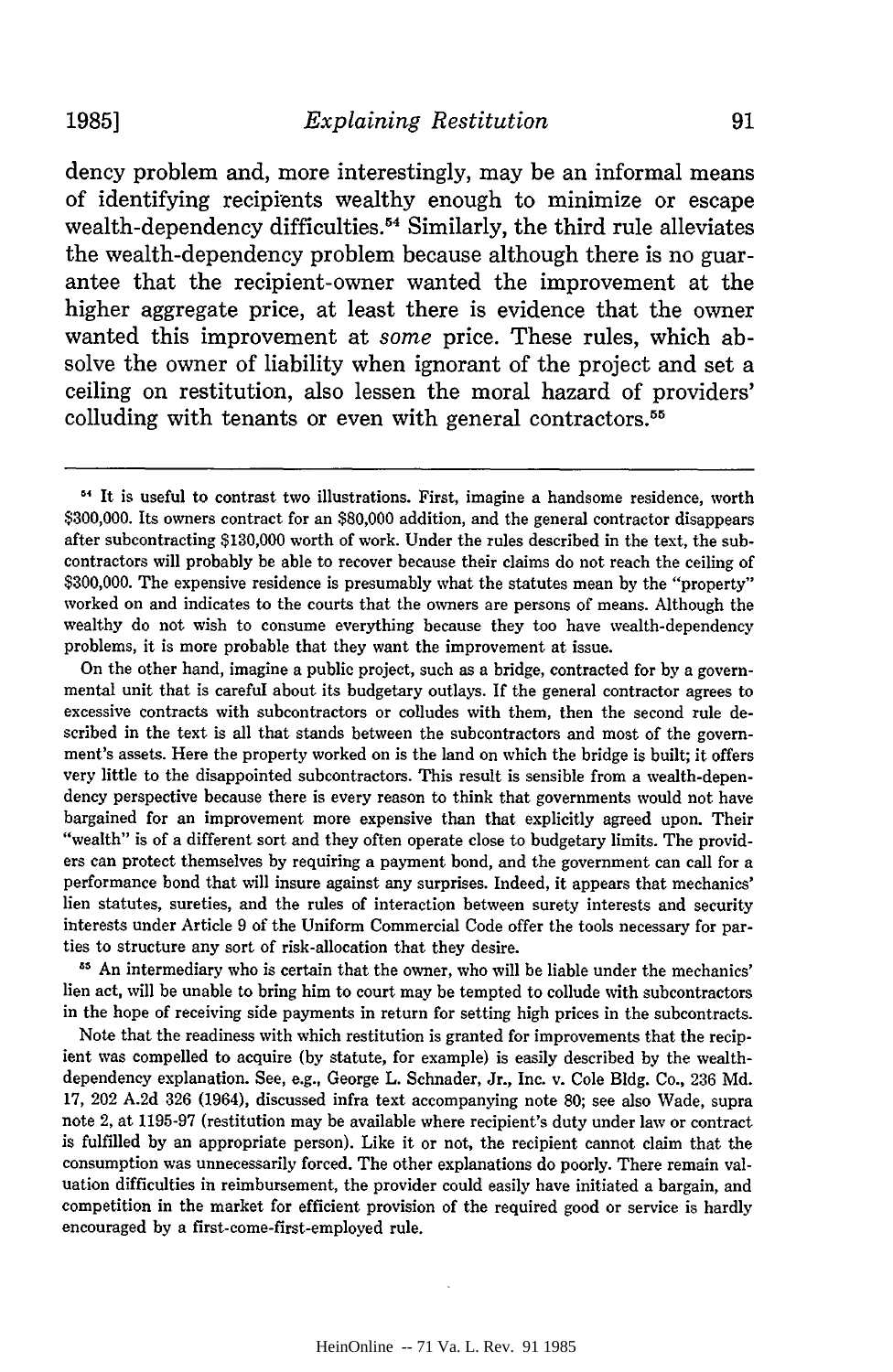dency problem and, more interestingly, may be an informal means of identifying recipients wealthy enough to minimize or escape wealth-dependency difficulties.[54] Similarly, the third rule alleviates the wealth-dependency problem because although there is no guarantee that the recipient-owner wanted the improvement at the higher aggregate price, at least there is evidence that the owner wanted this improvement at *some* price. These rules, which absolve the owner of liability when ignorant of the project and set a ceiling on restitution, also lessen the moral hazard of providers' colluding with tenants or even with general contractors.[55]

---

[54] It is useful to contrast two illustrations. First, imagine a handsome residence, worth $300,000. Its owners contract for an $80,000 addition, and the general contractor disappears after subcontracting $130,000 worth of work. Under the rules described in the text, the subcontractors will probably be able to recover because their claims do not reach the ceiling of $300,000. The expensive residence is presumably what the statutes mean by the "property" worked on and indicates to the courts that the owners are persons of means. Although the wealthy do not wish to consume everything because they too have wealth-dependency problems, it is more probable that they want the improvement at issue.

On the other hand, imagine a public project, such as a bridge, contracted for by a governmental unit that is careful about its budgetary outlays. If the general contractor agrees to excessive contracts with subcontractors or colludes with them, then the second rule described in the text is all that stands between the subcontractors and most of the government's assets. Here the property worked on is the land on which the bridge is built; it offers very little to the disappointed subcontractors. This result is sensible from a wealth-dependency perspective because there is every reason to think that governments would not have bargained for an improvement more expensive than that explicitly agreed upon. Their "wealth" is of a different sort and they often operate close to budgetary limits. The providers can protect themselves by requiring a payment bond, and the government can call for a performance bond that will insure against any surprises. Indeed, it appears that mechanics' lien statutes, sureties, and the rules of interaction between surety interests and security interests under Article 9 of the Uniform Commercial Code offer the tools necessary for parties to structure any sort of risk-allocation that they desire.

[55] An intermediary who is certain that the owner, who will be liable under the mechanics' lien act, will be unable to bring him to court may be tempted to collude with subcontractors in the hope of receiving side payments in return for setting high prices in the subcontracts.

Note that the readiness with which restitution is granted for improvements that the recipient was compelled to acquire (by statute, for example) is easily described by the wealth-dependency explanation. See, e.g., George L. Schnader, Jr., Inc. v. Cole Bldg. Co., 236 Md. 17, 202 A.2d 326 (1964), discussed infra text accompanying note 80; see also Wade, supra note 2, at 1195-97 (restitution may be available where recipient's duty under law or contract is fulfilled by an appropriate person). Like it or not, the recipient cannot claim that the consumption was unnecessarily forced. The other explanations do poorly. There remain valuation difficulties in reimbursement, the provider could easily have initiated a bargain, and competition in the market for efficient provision of the required good or service is hardly encouraged by a first-come-first-employed rule.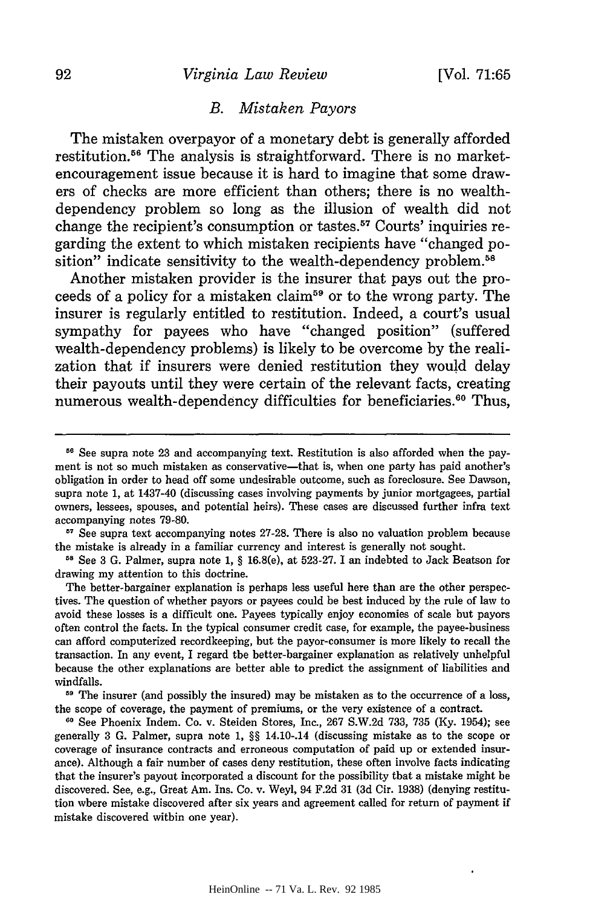### B. *Mistaken Payors*

The mistaken overpayor of a monetary debt is generally afforded restitution.[56] The analysis is straightforward. There is no market-encouragement issue because it is hard to imagine that some drawers of checks are more efficient than others; there is no wealth-dependency problem so long as the illusion of wealth did not change the recipient's consumption or tastes.[57] Courts' inquiries regarding the extent to which mistaken recipients have "changed position" indicate sensitivity to the wealth-dependency problem.[58]

Another mistaken provider is the insurer that pays out the proceeds of a policy for a mistaken claim[59] or to the wrong party. The insurer is regularly entitled to restitution. Indeed, a court's usual sympathy for payees who have "changed position" (suffered wealth-dependency problems) is likely to be overcome by the realization that if insurers were denied restitution they would delay their payouts until they were certain of the relevant facts, creating numerous wealth-dependency difficulties for beneficiaries.[60] Thus,

---

[56] See supra note 23 and accompanying text. Restitution is also afforded when the payment is not so much mistaken as conservative—that is, when one party has paid another's obligation in order to head off some undesirable outcome, such as foreclosure. See Dawson, supra note 1, at 1437-40 (discussing cases involving payments by junior mortgagees, partial owners, lessees, spouses, and potential heirs). These cases are discussed further infra text accompanying notes 79-80.

[57] See supra text accompanying notes 27-28. There is also no valuation problem because the mistake is already in a familiar currency and interest is generally not sought.

[58] See 3 G. Palmer, supra note 1, § 16.8(e), at 523-27. I an indebted to Jack Beatson for drawing my attention to this doctrine.

The better-bargainer explanation is perhaps less useful here than are the other perspectives. The question of whether payors or payees could be best induced by the rule of law to avoid these losses is a difficult one. Payees typically enjoy economies of scale but payors often control the facts. In the typical consumer credit case, for example, the payee-business can afford computerized recordkeeping, but the payor-consumer is more likely to recall the transaction. In any event, I regard the better-bargainer explanation as relatively unhelpful because the other explanations are better able to predict the assignment of liabilities and windfalls.

[59] The insurer (and possibly the insured) may be mistaken as to the occurrence of a loss, the scope of coverage, the payment of premiums, or the very existence of a contract.

[60] See Phoenix Indem. Co. v. Steiden Stores, Inc., 267 S.W.2d 733, 735 (Ky. 1954); see generally 3 G. Palmer, supra note 1, §§ 14.10-.14 (discussing mistake as to the scope or coverage of insurance contracts and erroneous computation of paid up or extended insurance). Although a fair number of cases deny restitution, these often involve facts indicating that the insurer's payout incorporated a discount for the possibility that a mistake might be discovered. See, e.g., Great Am. Ins. Co. v. Weyl, 94 F.2d 31 (3d Cir. 1938) (denying restitution where mistake discovered after six years and agreement called for return of payment if mistake discovered within one year).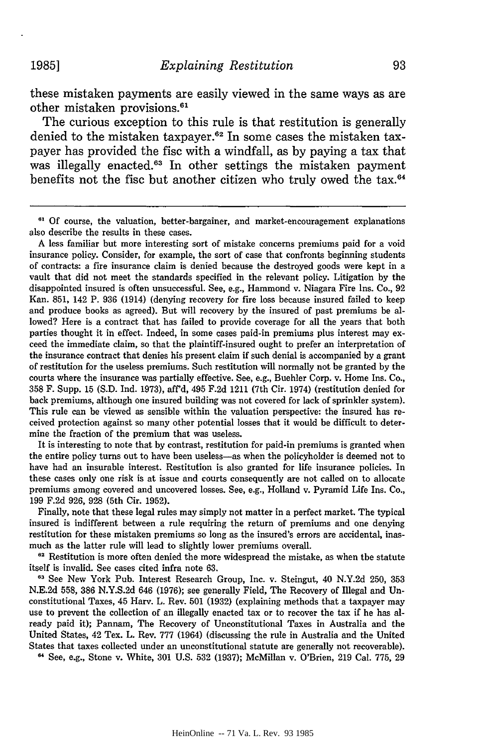these mistaken payments are easily viewed in the same ways as are other mistaken provisions.[61]

The curious exception to this rule is that restitution is generally denied to the mistaken taxpayer.[62] In some cases the mistaken taxpayer has provided the fisc with a windfall, as by paying a tax that was illegally enacted.[63] In other settings the mistaken payment benefits not the fisc but another citizen who truly owed the tax.[64]

---

[61] Of course, the valuation, better-bargainer, and market-encouragement explanations also describe the results in these cases.

A less familiar but more interesting sort of mistake concerns premiums paid for a void insurance policy. Consider, for example, the sort of case that confronts beginning students of contracts: a fire insurance claim is denied because the destroyed goods were kept in a vault that did not meet the standards specified in the relevant policy. Litigation by the disappointed insured is often unsuccessful. See, e.g., Hammond v. Niagara Fire Ins. Co., 92 Kan. 851, 142 P. 936 (1914) (denying recovery for fire loss because insured failed to keep and produce books as agreed). But will recovery by the insured of past premiums be allowed? Here is a contract that has failed to provide coverage for all the years that both parties thought it in effect. Indeed, in some cases paid-in premiums plus interest may exceed the immediate claim, so that the plaintiff-insured ought to prefer an interpretation of the insurance contract that denies his present claim if such denial is accompanied by a grant of restitution for the useless premiums. Such restitution will normally not be granted by the courts where the insurance was partially effective. See, e.g., Buehler Corp. v. Home Ins. Co., 358 F. Supp. 15 (S.D. Ind. 1973), aff'd, 495 F.2d 1211 (7th Cir. 1974) (restitution denied for back premiums, although one insured building was not covered for lack of sprinkler system). This rule can be viewed as sensible within the valuation perspective: the insured has received protection against so many other potential losses that it would be difficult to determine the fraction of the premium that was useless.

It is interesting to note that by contrast, restitution for paid-in premiums is granted when the entire policy turns out to have been useless—as when the policyholder is deemed not to have had an insurable interest. Restitution is also granted for life insurance policies. In these cases only one risk is at issue and courts consequently are not called on to allocate premiums among covered and uncovered losses. See, e.g., Holland v. Pyramid Life Ins. Co., 199 F.2d 926, 928 (5th Cir. 1952).

Finally, note that these legal rules may simply not matter in a perfect market. The typical insured is indifferent between a rule requiring the return of premiums and one denying restitution for these mistaken premiums so long as the insured's errors are accidental, inasmuch as the latter rule will lead to slightly lower premiums overall.

[62] Restitution is more often denied the more widespread the mistake, as when the statute itself is invalid. See cases cited infra note 63.

[63] See New York Pub. Interest Research Group, Inc. v. Steingut, 40 N.Y.2d 250, 353 N.E.2d 558, 386 N.Y.S.2d 646 (1976); see generally Field, The Recovery of Illegal and Unconstitutional Taxes, 45 Harv. L. Rev. 501 (1932) (explaining methods that a taxpayer may use to prevent the collection of an illegally enacted tax or to recover the tax if he has already paid it); Pannam, The Recovery of Unconstitutional Taxes in Australia and the United States, 42 Tex. L. Rev. 777 (1964) (discussing the rule in Australia and the United States that taxes collected under an unconstitutional statute are generally not recoverable).

[64] See, e.g., Stone v. White, 301 U.S. 532 (1937); McMillan v. O'Brien, 219 Cal. 775, 29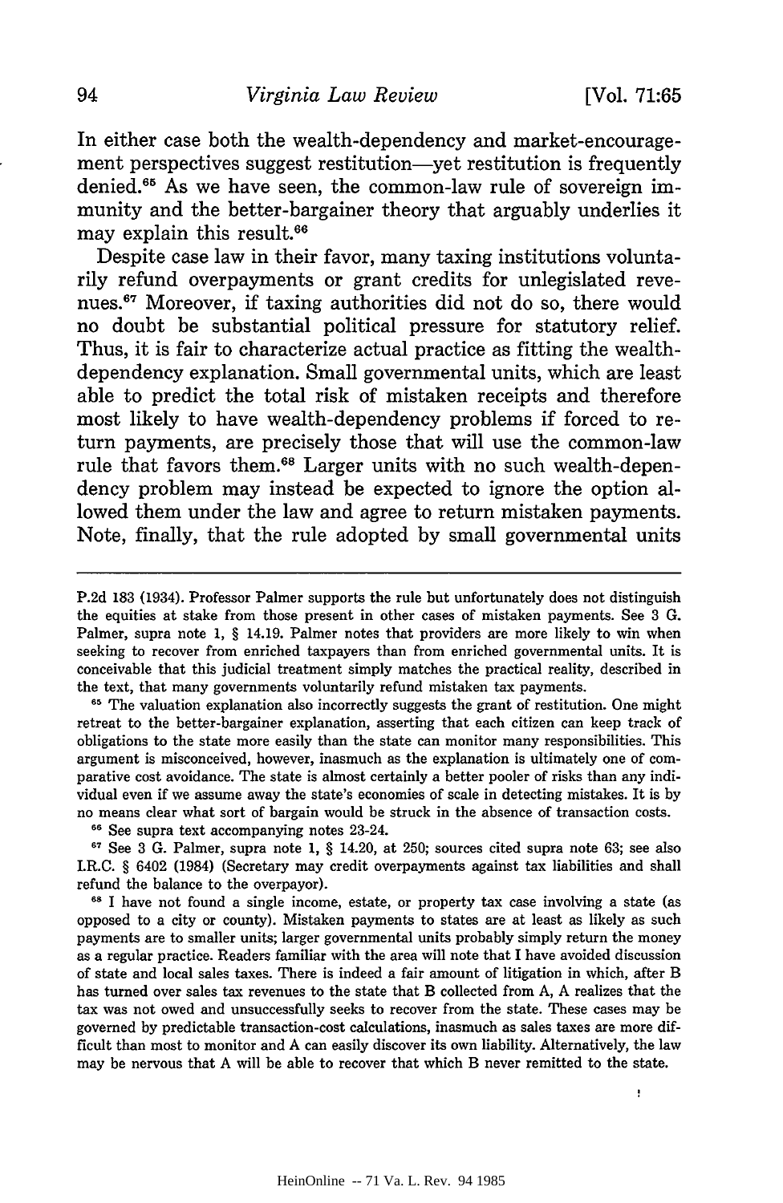In either case both the wealth-dependency and market-encouragement perspectives suggest restitution—yet restitution is frequently denied.[65] As we have seen, the common-law rule of sovereign immunity and the better-bargainer theory that arguably underlies it may explain this result.[66]

Despite case law in their favor, many taxing institutions voluntarily refund overpayments or grant credits for unlegislated revenues.[67] Moreover, if taxing authorities did not do so, there would no doubt be substantial political pressure for statutory relief. Thus, it is fair to characterize actual practice as fitting the wealth-dependency explanation. Small governmental units, which are least able to predict the total risk of mistaken receipts and therefore most likely to have wealth-dependency problems if forced to return payments, are precisely those that will use the common-law rule that favors them.[68] Larger units with no such wealth-dependency problem may instead be expected to ignore the option allowed them under the law and agree to return mistaken payments. Note, finally, that the rule adopted by small governmental units

---

P.2d 183 (1934). Professor Palmer supports the rule but unfortunately does not distinguish the equities at stake from those present in other cases of mistaken payments. See 3 G. Palmer, supra note 1, § 14.19. Palmer notes that providers are more likely to win when seeking to recover from enriched taxpayers than from enriched governmental units. It is conceivable that this judicial treatment simply matches the practical reality, described in the text, that many governments voluntarily refund mistaken tax payments.

[65] The valuation explanation also incorrectly suggests the grant of restitution. One might retreat to the better-bargainer explanation, asserting that each citizen can keep track of obligations to the state more easily than the state can monitor many responsibilities. This argument is misconceived, however, inasmuch as the explanation is ultimately one of comparative cost avoidance. The state is almost certainly a better pooler of risks than any individual even if we assume away the state's economies of scale in detecting mistakes. It is by no means clear what sort of bargain would be struck in the absence of transaction costs.

[66] See supra text accompanying notes 23-24.

[67] See 3 G. Palmer, supra note 1, § 14.20, at 250; sources cited supra note 63; see also I.R.C. § 6402 (1984) (Secretary may credit overpayments against tax liabilities and shall refund the balance to the overpayor).

[68] I have not found a single income, estate, or property tax case involving a state (as opposed to a city or county). Mistaken payments to states are at least as likely as such payments are to smaller units; larger governmental units probably simply return the money as a regular practice. Readers familiar with the area will note that I have avoided discussion of state and local sales taxes. There is indeed a fair amount of litigation in which, after B has turned over sales tax revenues to the state that B collected from A, A realizes that the tax was not owed and unsuccessfully seeks to recover from the state. These cases may be governed by predictable transaction-cost calculations, inasmuch as sales taxes are more difficult than most to monitor and A can easily discover its own liability. Alternatively, the law may be nervous that A will be able to recover that which B never remitted to the state.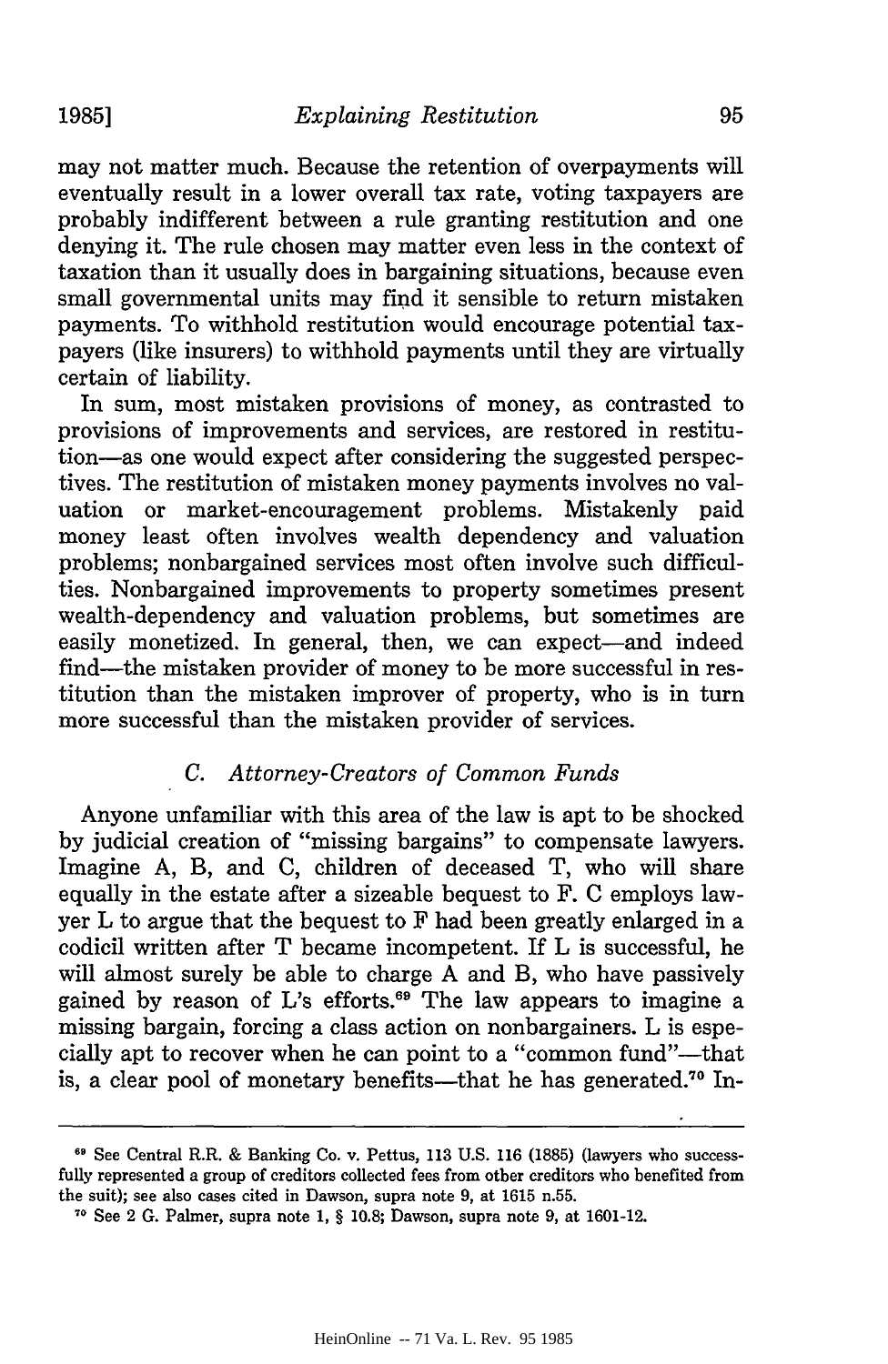may not matter much. Because the retention of overpayments will eventually result in a lower overall tax rate, voting taxpayers are probably indifferent between a rule granting restitution and one denying it. The rule chosen may matter even less in the context of taxation than it usually does in bargaining situations, because even small governmental units may find it sensible to return mistaken payments. To withhold restitution would encourage potential taxpayers (like insurers) to withhold payments until they are virtually certain of liability.

In sum, most mistaken provisions of money, as contrasted to provisions of improvements and services, are restored in restitution—as one would expect after considering the suggested perspectives. The restitution of mistaken money payments involves no valuation or market-encouragement problems. Mistakenly paid money least often involves wealth dependency and valuation problems; nonbargained services most often involve such difficulties. Nonbargained improvements to property sometimes present wealth-dependency and valuation problems, but sometimes are easily monetized. In general, then, we can expect—and indeed find—the mistaken provider of money to be more successful in restitution than the mistaken improver of property, who is in turn more successful than the mistaken provider of services.

### C. *Attorney-Creators of Common Funds*

Anyone unfamiliar with this area of the law is apt to be shocked by judicial creation of "missing bargains" to compensate lawyers. Imagine A, B, and C, children of deceased T, who will share equally in the estate after a sizeable bequest to F. C employs lawyer L to argue that the bequest to F had been greatly enlarged in a codicil written after T became incompetent. If L is successful, he will almost surely be able to charge A and B, who have passively gained by reason of L's efforts.[69] The law appears to imagine a missing bargain, forcing a class action on nonbargainers. L is especially apt to recover when he can point to a "common fund"—that is, a clear pool of monetary benefits—that he has generated.[70] In-

---

[69] See Central R.R. & Banking Co. v. Pettus, 113 U.S. 116 (1885) (lawyers who successfully represented a group of creditors collected fees from other creditors who benefited from the suit); see also cases cited in Dawson, supra note 9, at 1615 n.55.

[70] See 2 G. Palmer, supra note 1, § 10.8; Dawson, supra note 9, at 1601-12.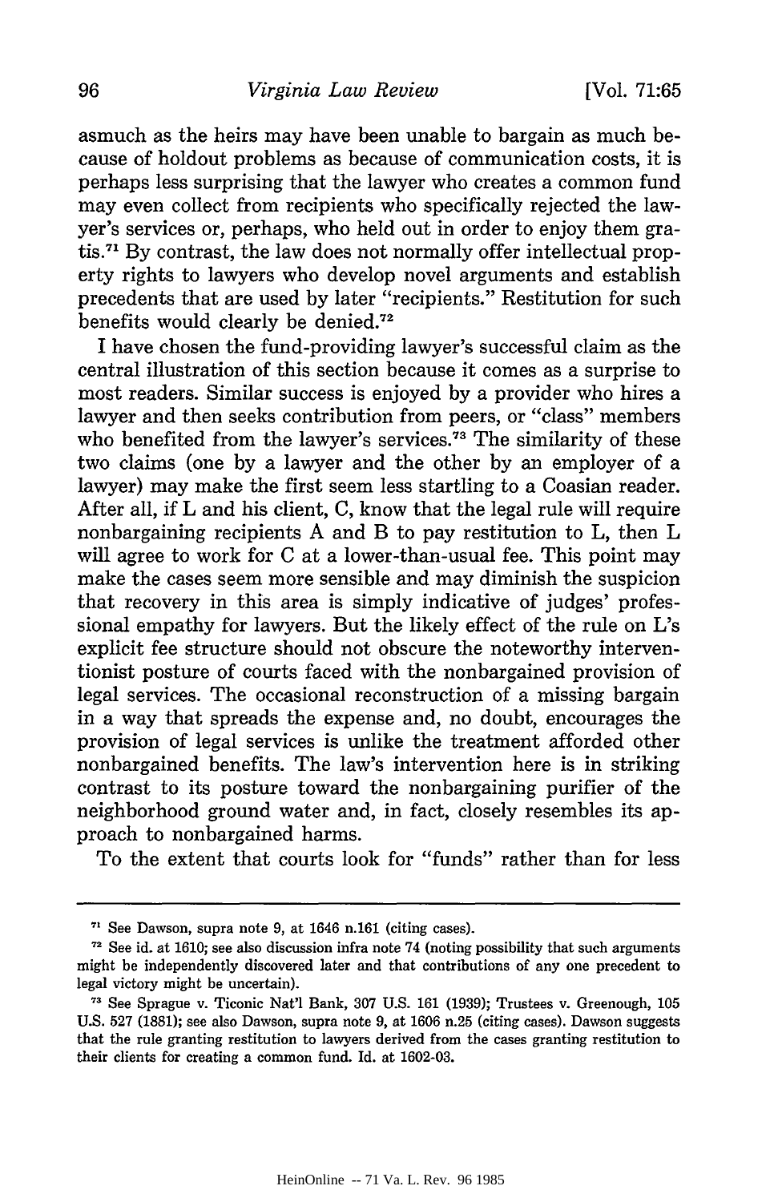asmuch as the heirs may have been unable to bargain as much because of holdout problems as because of communication costs, it is perhaps less surprising that the lawyer who creates a common fund may even collect from recipients who specifically rejected the lawyer's services or, perhaps, who held out in order to enjoy them gratis.[71] By contrast, the law does not normally offer intellectual property rights to lawyers who develop novel arguments and establish precedents that are used by later "recipients." Restitution for such benefits would clearly be denied.[72]

I have chosen the fund-providing lawyer's successful claim as the central illustration of this section because it comes as a surprise to most readers. Similar success is enjoyed by a provider who hires a lawyer and then seeks contribution from peers, or "class" members who benefited from the lawyer's services.[73] The similarity of these two claims (one by a lawyer and the other by an employer of a lawyer) may make the first seem less startling to a Coasian reader. After all, if L and his client, C, know that the legal rule will require nonbargaining recipients A and B to pay restitution to L, then L will agree to work for C at a lower-than-usual fee. This point may make the cases seem more sensible and may diminish the suspicion that recovery in this area is simply indicative of judges' professional empathy for lawyers. But the likely effect of the rule on L's explicit fee structure should not obscure the noteworthy interventionist posture of courts faced with the nonbargained provision of legal services. The occasional reconstruction of a missing bargain in a way that spreads the expense and, no doubt, encourages the provision of legal services is unlike the treatment afforded other nonbargained benefits. The law's intervention here is in striking contrast to its posture toward the nonbargaining purifier of the neighborhood ground water and, in fact, closely resembles its approach to nonbargained harms.

To the extent that courts look for "funds" rather than for less

---

[71] See Dawson, supra note 9, at 1646 n.161 (citing cases).

[72] See id. at 1610; see also discussion infra note 74 (noting possibility that such arguments might be independently discovered later and that contributions of any one precedent to legal victory might be uncertain).

[73] See Sprague v. Ticonic Nat'l Bank, 307 U.S. 161 (1939); Trustees v. Greenough, 105 U.S. 527 (1881); see also Dawson, supra note 9, at 1606 n.25 (citing cases). Dawson suggests that the rule granting restitution to lawyers derived from the cases granting restitution to their clients for creating a common fund. Id. at 1602-03.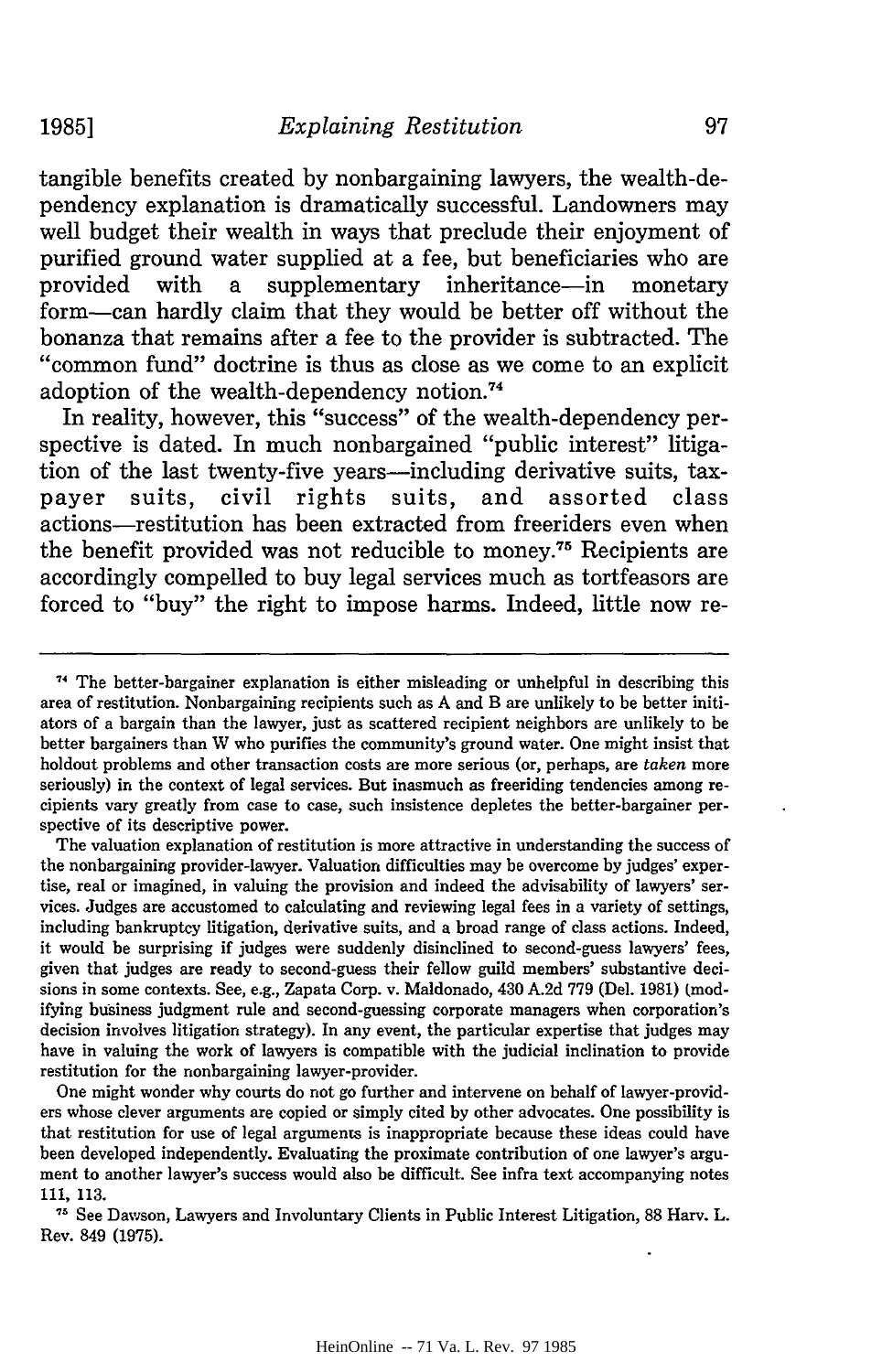tangible benefits created by nonbargaining lawyers, the wealth-dependency explanation is dramatically successful. Landowners may well budget their wealth in ways that preclude their enjoyment of purified ground water supplied at a fee, but beneficiaries who are provided with a supplementary inheritance—in monetary form—can hardly claim that they would be better off without the bonanza that remains after a fee to the provider is subtracted. The "common fund" doctrine is thus as close as we come to an explicit adoption of the wealth-dependency notion.[74]

In reality, however, this "success" of the wealth-dependency perspective is dated. In much nonbargained "public interest" litigation of the last twenty-five years—including derivative suits, taxpayer suits, civil rights suits, and assorted class actions—restitution has been extracted from freeriders even when the benefit provided was not reducible to money.[75] Recipients are accordingly compelled to buy legal services much as tortfeasors are forced to "buy" the right to impose harms. Indeed, little now re-

---

[74] The better-bargainer explanation is either misleading or unhelpful in describing this area of restitution. Nonbargaining recipients such as A and B are unlikely to be better initiators of a bargain than the lawyer, just as scattered recipient neighbors are unlikely to be better bargainers than W who purifies the community's ground water. One might insist that holdout problems and other transaction costs are more serious (or, perhaps, are *taken* more seriously) in the context of legal services. But inasmuch as freeriding tendencies among recipients vary greatly from case to case, such insistence depletes the better-bargainer perspective of its descriptive power.

The valuation explanation of restitution is more attractive in understanding the success of the nonbargaining provider-lawyer. Valuation difficulties may be overcome by judges' expertise, real or imagined, in valuing the provision and indeed the advisability of lawyers' services. Judges are accustomed to calculating and reviewing legal fees in a variety of settings, including bankruptcy litigation, derivative suits, and a broad range of class actions. Indeed, it would be surprising if judges were suddenly disinclined to second-guess lawyers' fees, given that judges are ready to second-guess their fellow guild members' substantive decisions in some contexts. See, e.g., Zapata Corp. v. Maldonado, 430 A.2d 779 (Del. 1981) (modifying business judgment rule and second-guessing corporate managers when corporation's decision involves litigation strategy). In any event, the particular expertise that judges may have in valuing the work of lawyers is compatible with the judicial inclination to provide restitution for the nonbargaining lawyer-provider.

One might wonder why courts do not go further and intervene on behalf of lawyer-providers whose clever arguments are copied or simply cited by other advocates. One possibility is that restitution for use of legal arguments is inappropriate because these ideas could have been developed independently. Evaluating the proximate contribution of one lawyer's argument to another lawyer's success would also be difficult. See infra text accompanying notes 111, 113.

[75] See Dawson, Lawyers and Involuntary Clients in Public Interest Litigation, 88 Harv. L. Rev. 849 (1975).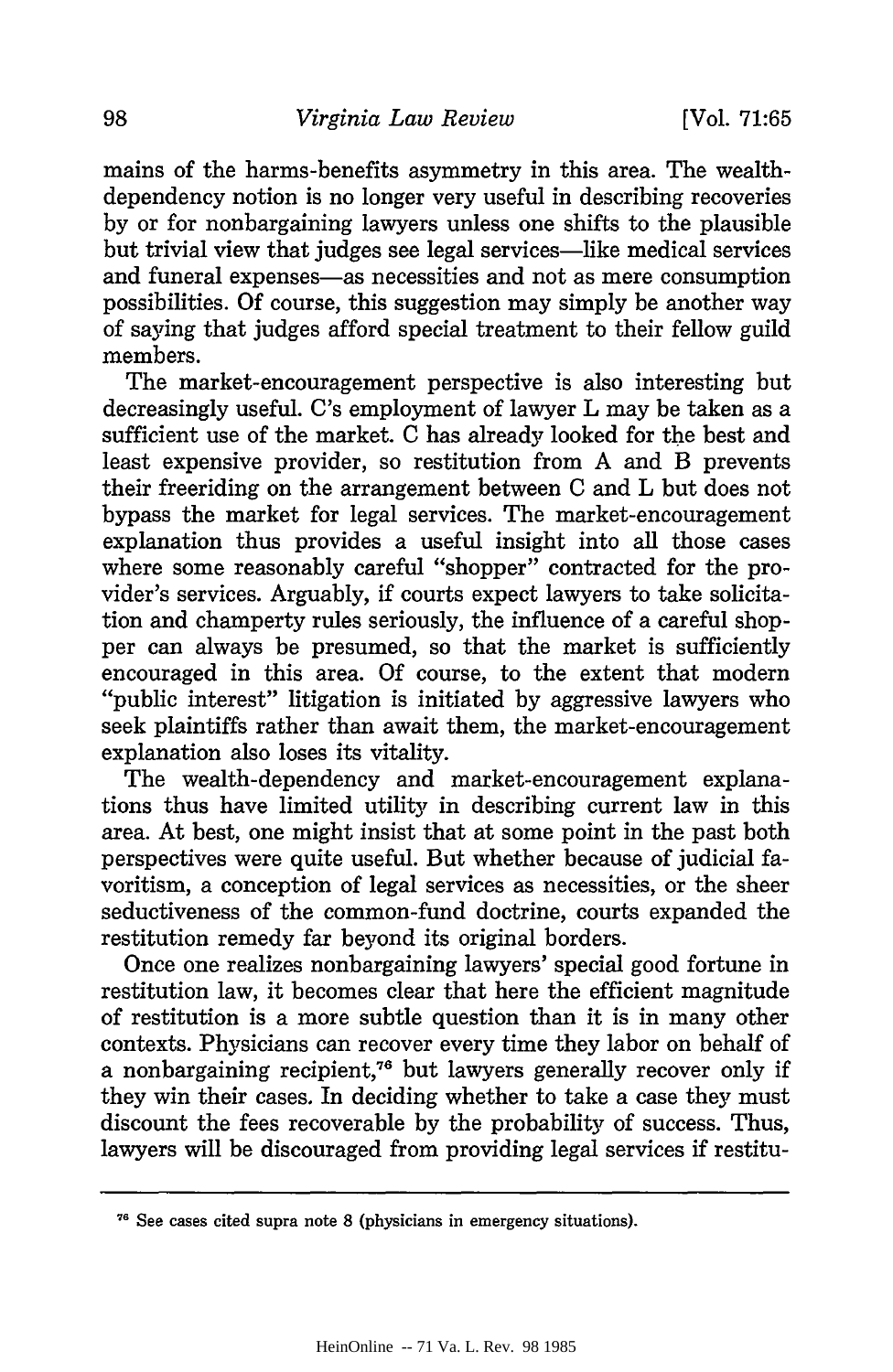mains of the harms-benefits asymmetry in this area. The wealth-dependency notion is no longer very useful in describing recoveries by or for nonbargaining lawyers unless one shifts to the plausible but trivial view that judges see legal services—like medical services and funeral expenses—as necessities and not as mere consumption possibilities. Of course, this suggestion may simply be another way of saying that judges afford special treatment to their fellow guild members.

The market-encouragement perspective is also interesting but decreasingly useful. C's employment of lawyer L may be taken as a sufficient use of the market. C has already looked for the best and least expensive provider, so restitution from A and B prevents their freeriding on the arrangement between C and L but does not bypass the market for legal services. The market-encouragement explanation thus provides a useful insight into all those cases where some reasonably careful "shopper" contracted for the provider's services. Arguably, if courts expect lawyers to take solicitation and champerty rules seriously, the influence of a careful shopper can always be presumed, so that the market is sufficiently encouraged in this area. Of course, to the extent that modern "public interest" litigation is initiated by aggressive lawyers who seek plaintiffs rather than await them, the market-encouragement explanation also loses its vitality.

The wealth-dependency and market-encouragement explanations thus have limited utility in describing current law in this area. At best, one might insist that at some point in the past both perspectives were quite useful. But whether because of judicial favoritism, a conception of legal services as necessities, or the sheer seductiveness of the common-fund doctrine, courts expanded the restitution remedy far beyond its original borders.

Once one realizes nonbargaining lawyers' special good fortune in restitution law, it becomes clear that here the efficient magnitude of restitution is a more subtle question than it is in many other contexts. Physicians can recover every time they labor on behalf of a nonbargaining recipient,[76] but lawyers generally recover only if they win their cases. In deciding whether to take a case they must discount the fees recoverable by the probability of success. Thus, lawyers will be discouraged from providing legal services if restitu-

---

[76] See cases cited supra note 8 (physicians in emergency situations).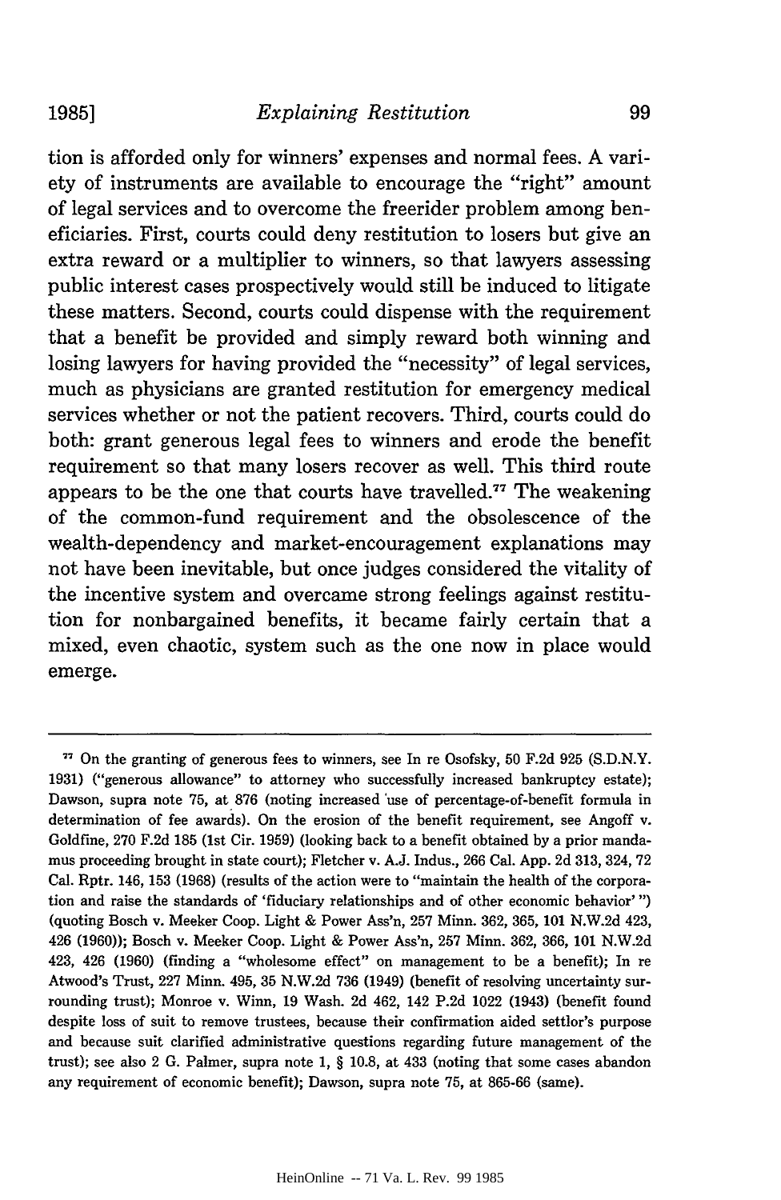tion is afforded only for winners' expenses and normal fees. A variety of instruments are available to encourage the "right" amount of legal services and to overcome the freerider problem among beneficiaries. First, courts could deny restitution to losers but give an extra reward or a multiplier to winners, so that lawyers assessing public interest cases prospectively would still be induced to litigate these matters. Second, courts could dispense with the requirement that a benefit be provided and simply reward both winning and losing lawyers for having provided the "necessity" of legal services, much as physicians are granted restitution for emergency medical services whether or not the patient recovers. Third, courts could do both: grant generous legal fees to winners and erode the benefit requirement so that many losers recover as well. This third route appears to be the one that courts have travelled.[77] The weakening of the common-fund requirement and the obsolescence of the wealth-dependency and market-encouragement explanations may not have been inevitable, but once judges considered the vitality of the incentive system and overcame strong feelings against restitution for nonbargained benefits, it became fairly certain that a mixed, even chaotic, system such as the one now in place would emerge.

---

[77] On the granting of generous fees to winners, see In re Osofsky, 50 F.2d 925 (S.D.N.Y. 1931) ("generous allowance" to attorney who successfully increased bankruptcy estate); Dawson, supra note 75, at 876 (noting increased use of percentage-of-benefit formula in determination of fee awards). On the erosion of the benefit requirement, see Angoff v. Goldfine, 270 F.2d 185 (1st Cir. 1959) (looking back to a benefit obtained by a prior mandamus proceeding brought in state court); Fletcher v. A.J. Indus., 266 Cal. App. 2d 313, 324, 72 Cal. Rptr. 146, 153 (1968) (results of the action were to "maintain the health of the corporation and raise the standards of 'fiduciary relationships and of other economic behavior' ") (quoting Bosch v. Meeker Coop. Light & Power Ass'n, 257 Minn. 362, 365, 101 N.W.2d 423, 426 (1960)); Bosch v. Meeker Coop. Light & Power Ass'n, 257 Minn. 362, 366, 101 N.W.2d 423, 426 (1960) (finding a "wholesome effect" on management to be a benefit); In re Atwood's Trust, 227 Minn. 495, 35 N.W.2d 736 (1949) (benefit of resolving uncertainty surrounding trust); Monroe v. Winn, 19 Wash. 2d 462, 142 P.2d 1022 (1943) (benefit found despite loss of suit to remove trustees, because their confirmation aided settlor's purpose and because suit clarified administrative questions regarding future management of the trust); see also 2 G. Palmer, supra note 1, § 10.8, at 433 (noting that some cases abandon any requirement of economic benefit); Dawson, supra note 75, at 865-66 (same).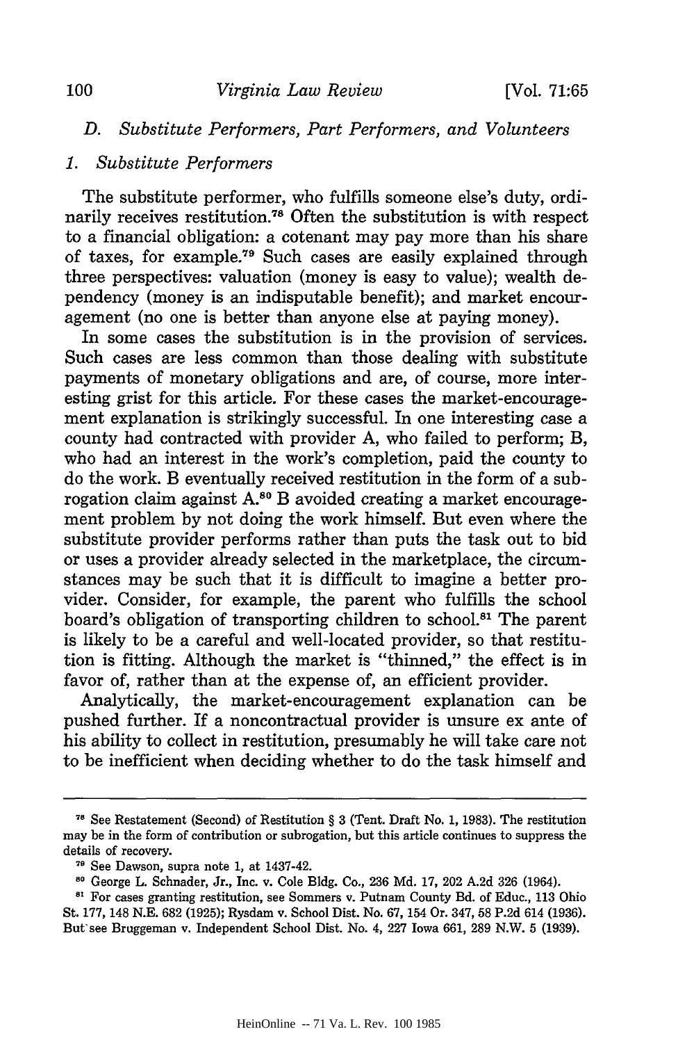### D. *Substitute Performers, Part Performers, and Volunteers*

#### 1. *Substitute Performers*

The substitute performer, who fulfills someone else's duty, ordinarily receives restitution.[78] Often the substitution is with respect to a financial obligation: a cotenant may pay more than his share of taxes, for example.[79] Such cases are easily explained through three perspectives: valuation (money is easy to value); wealth dependency (money is an indisputable benefit); and market encouragement (no one is better than anyone else at paying money).

In some cases the substitution is in the provision of services. Such cases are less common than those dealing with substitute payments of monetary obligations and are, of course, more interesting grist for this article. For these cases the market-encouragement explanation is strikingly successful. In one interesting case a county had contracted with provider A, who failed to perform; B, who had an interest in the work's completion, paid the county to do the work. B eventually received restitution in the form of a subrogation claim against A.[80] B avoided creating a market encouragement problem by not doing the work himself. But even where the substitute provider performs rather than puts the task out to bid or uses a provider already selected in the marketplace, the circumstances may be such that it is difficult to imagine a better provider. Consider, for example, the parent who fulfills the school board's obligation of transporting children to school.[81] The parent is likely to be a careful and well-located provider, so that restitution is fitting. Although the market is "thinned," the effect is in favor of, rather than at the expense of, an efficient provider.

Analytically, the market-encouragement explanation can be pushed further. If a noncontractual provider is unsure ex ante of his ability to collect in restitution, presumably he will take care not to be inefficient when deciding whether to do the task himself and

---

[78] See Restatement (Second) of Restitution § 3 (Tent. Draft No. 1, 1983). The restitution may be in the form of contribution or subrogation, but this article continues to suppress the details of recovery.

[79] See Dawson, supra note 1, at 1437-42.

[80] George L. Schnader, Jr., Inc. v. Cole Bldg. Co., 236 Md. 17, 202 A.2d 326 (1964).

[81] For cases granting restitution, see Sommers v. Putnam County Bd. of Educ., 113 Ohio St. 177, 148 N.E. 682 (1925); Rysdam v. School Dist. No. 67, 154 Or. 347, 58 P.2d 614 (1936). But see Bruggeman v. Independent School Dist. No. 4, 227 Iowa 661, 289 N.W. 5 (1939).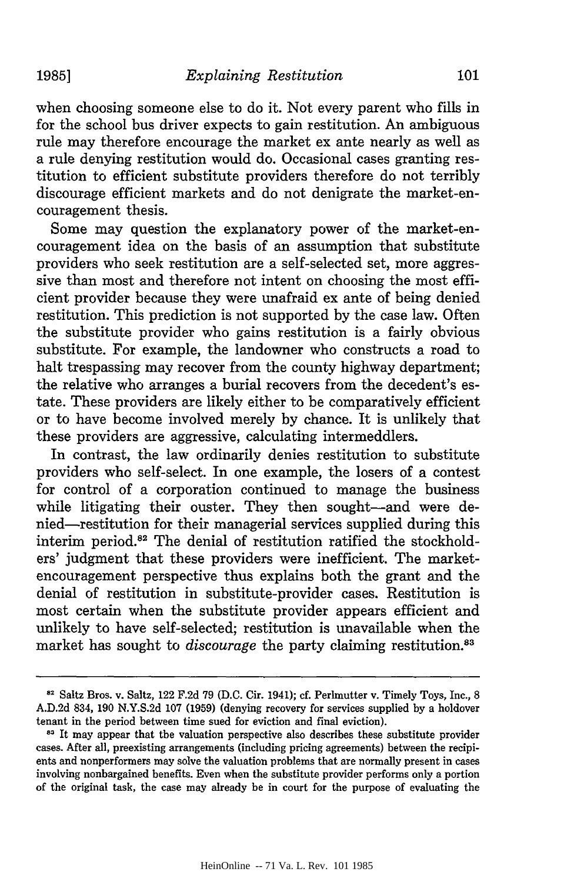when choosing someone else to do it. Not every parent who fills in for the school bus driver expects to gain restitution. An ambiguous rule may therefore encourage the market ex ante nearly as well as a rule denying restitution would do. Occasional cases granting restitution to efficient substitute providers therefore do not terribly discourage efficient markets and do not denigrate the market-encouragement thesis.

Some may question the explanatory power of the market-encouragement idea on the basis of an assumption that substitute providers who seek restitution are a self-selected set, more aggressive than most and therefore not intent on choosing the most efficient provider because they were unafraid ex ante of being denied restitution. This prediction is not supported by the case law. Often the substitute provider who gains restitution is a fairly obvious substitute. For example, the landowner who constructs a road to halt trespassing may recover from the county highway department; the relative who arranges a burial recovers from the decedent's estate. These providers are likely either to be comparatively efficient or to have become involved merely by chance. It is unlikely that these providers are aggressive, calculating intermeddlers.

In contrast, the law ordinarily denies restitution to substitute providers who self-select. In one example, the losers of a contest for control of a corporation continued to manage the business while litigating their ouster. They then sought—and were denied—restitution for their managerial services supplied during this interim period.[82] The denial of restitution ratified the stockholders' judgment that these providers were inefficient. The market-encouragement perspective thus explains both the grant and the denial of restitution in substitute-provider cases. Restitution is most certain when the substitute provider appears efficient and unlikely to have self-selected; restitution is unavailable when the market has sought to *discourage* the party claiming restitution.[83]

---

[82] Saltz Bros. v. Saltz, 122 F.2d 79 (D.C. Cir. 1941); cf. Perlmutter v. Timely Toys, Inc., 8 A.D.2d 834, 190 N.Y.S.2d 107 (1959) (denying recovery for services supplied by a holdover tenant in the period between time sued for eviction and final eviction).

[83] It may appear that the valuation perspective also describes these substitute provider cases. After all, preexisting arrangements (including pricing agreements) between the recipients and nonperformers may solve the valuation problems that are normally present in cases involving nonbargained benefits. Even when the substitute provider performs only a portion of the original task, the case may already be in court for the purpose of evaluating the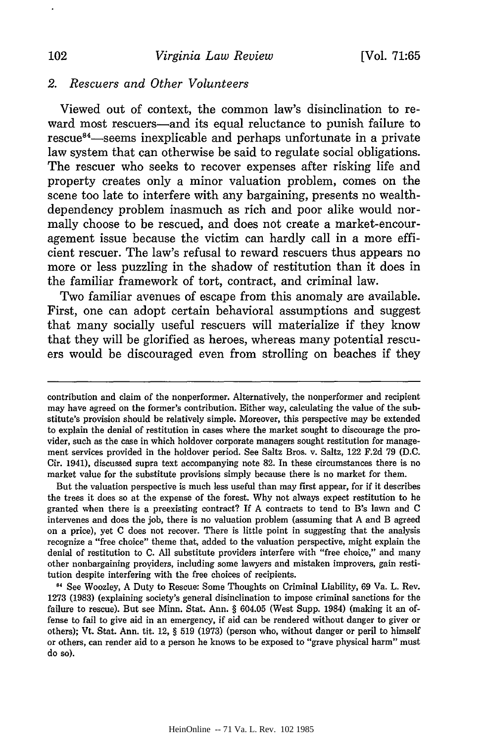### 2. *Rescuers and Other Volunteers*

Viewed out of context, the common law's disinclination to reward most rescuers—and its equal reluctance to punish failure to rescue[84]—seems inexplicable and perhaps unfortunate in a private law system that can otherwise be said to regulate social obligations. The rescuer who seeks to recover expenses after risking life and property creates only a minor valuation problem, comes on the scene too late to interfere with any bargaining, presents no wealth-dependency problem inasmuch as rich and poor alike would normally choose to be rescued, and does not create a market-encouragement issue because the victim can hardly call in a more efficient rescuer. The law's refusal to reward rescuers thus appears no more or less puzzling in the shadow of restitution than it does in the familiar framework of tort, contract, and criminal law.

Two familiar avenues of escape from this anomaly are available. First, one can adopt certain behavioral assumptions and suggest that many socially useful rescuers will materialize if they know that they will be glorified as heroes, whereas many potential rescuers would be discouraged even from strolling on beaches if they

---

contribution and claim of the nonperformer. Alternatively, the nonperformer and recipient may have agreed on the former's contribution. Either way, calculating the value of the substitute's provision should be relatively simple. Moreover, this perspective may be extended to explain the denial of restitution in cases where the market sought to discourage the provider, such as the case in which holdover corporate managers sought restitution for management services provided in the holdover period. See Saltz Bros. v. Saltz, 122 F.2d 79 (D.C. Cir. 1941), discussed supra text accompanying note 82. In these circumstances there is no market value for the substitute provisions simply because there is no market for them.

But the valuation perspective is much less useful than may first appear, for if it describes the trees it does so at the expense of the forest. Why not always expect restitution to be granted when there is a preexisting contract? If A contracts to tend to B's lawn and C intervenes and does the job, there is no valuation problem (assuming that A and B agreed on a price), yet C does not recover. There is little point in suggesting that the analysis recognize a "free choice" theme that, added to the valuation perspective, might explain the denial of restitution to C. All substitute providers interfere with "free choice," and many other nonbargaining providers, including some lawyers and mistaken improvers, gain restitution despite interfering with the free choices of recipients.

[84] See Woozley, A Duty to Rescue: Some Thoughts on Criminal Liability, 69 Va. L. Rev. 1273 (1983) (explaining society's general disinclination to impose criminal sanctions for the failure to rescue). But see Minn. Stat. Ann. § 604.05 (West Supp. 1984) (making it an offense to fail to give aid in an emergency, if aid can be rendered without danger to giver or others); Vt. Stat. Ann. tit. 12, § 519 (1973) (person who, without danger or peril to himself or others, can render aid to a person he knows to be exposed to "grave physical harm" must do so).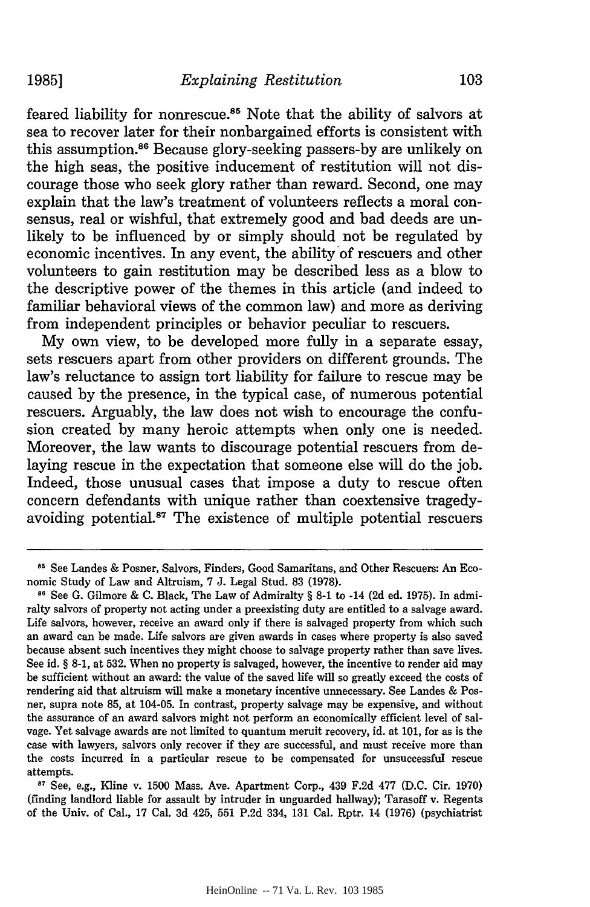feared liability for nonrescue.[85] Note that the ability of salvors at sea to recover later for their nonbargained efforts is consistent with this assumption.[86] Because glory-seeking passers-by are unlikely on the high seas, the positive inducement of restitution will not discourage those who seek glory rather than reward. Second, one may explain that the law's treatment of volunteers reflects a moral consensus, real or wishful, that extremely good and bad deeds are unlikely to be influenced by or simply should not be regulated by economic incentives. In any event, the ability of rescuers and other volunteers to gain restitution may be described less as a blow to the descriptive power of the themes in this article (and indeed to familiar behavioral views of the common law) and more as deriving from independent principles or behavior peculiar to rescuers.

My own view, to be developed more fully in a separate essay, sets rescuers apart from other providers on different grounds. The law's reluctance to assign tort liability for failure to rescue may be caused by the presence, in the typical case, of numerous potential rescuers. Arguably, the law does not wish to encourage the confusion created by many heroic attempts when only one is needed. Moreover, the law wants to discourage potential rescuers from delaying rescue in the expectation that someone else will do the job. Indeed, those unusual cases that impose a duty to rescue often concern defendants with unique rather than coextensive tragedy-avoiding potential.[87] The existence of multiple potential rescuers

---

[85] See Landes & Posner, Salvors, Finders, Good Samaritans, and Other Rescuers: An Economic Study of Law and Altruism, 7 J. Legal Stud. 83 (1978).

[86] See G. Gilmore & C. Black, The Law of Admiralty § 8-1 to -14 (2d ed. 1975). In admiralty salvors of property not acting under a preexisting duty are entitled to a salvage award. Life salvors, however, receive an award only if there is salvaged property from which such an award can be made. Life salvors are given awards in cases where property is also saved because absent such incentives they might choose to salvage property rather than save lives. See id. § 8-1, at 532. When no property is salvaged, however, the incentive to render aid may be sufficient without an award: the value of the saved life will so greatly exceed the costs of rendering aid that altruism will make a monetary incentive unnecessary. See Landes & Posner, supra note 85, at 104-05. In contrast, property salvage may be expensive, and without the assurance of an award salvors might not perform an economically efficient level of salvage. Yet salvage awards are not limited to quantum meruit recovery, id. at 101, for as is the case with lawyers, salvors only recover if they are successful, and must receive more than the costs incurred in a particular rescue to be compensated for unsuccessful rescue attempts.

[87] See, e.g., Kline v. 1500 Mass. Ave. Apartment Corp., 439 F.2d 477 (D.C. Cir. 1970) (finding landlord liable for assault by intruder in unguarded hallway); Tarasoff v. Regents of the Univ. of Cal., 17 Cal. 3d 425, 551 P.2d 334, 131 Cal. Rptr. 14 (1976) (psychiatrist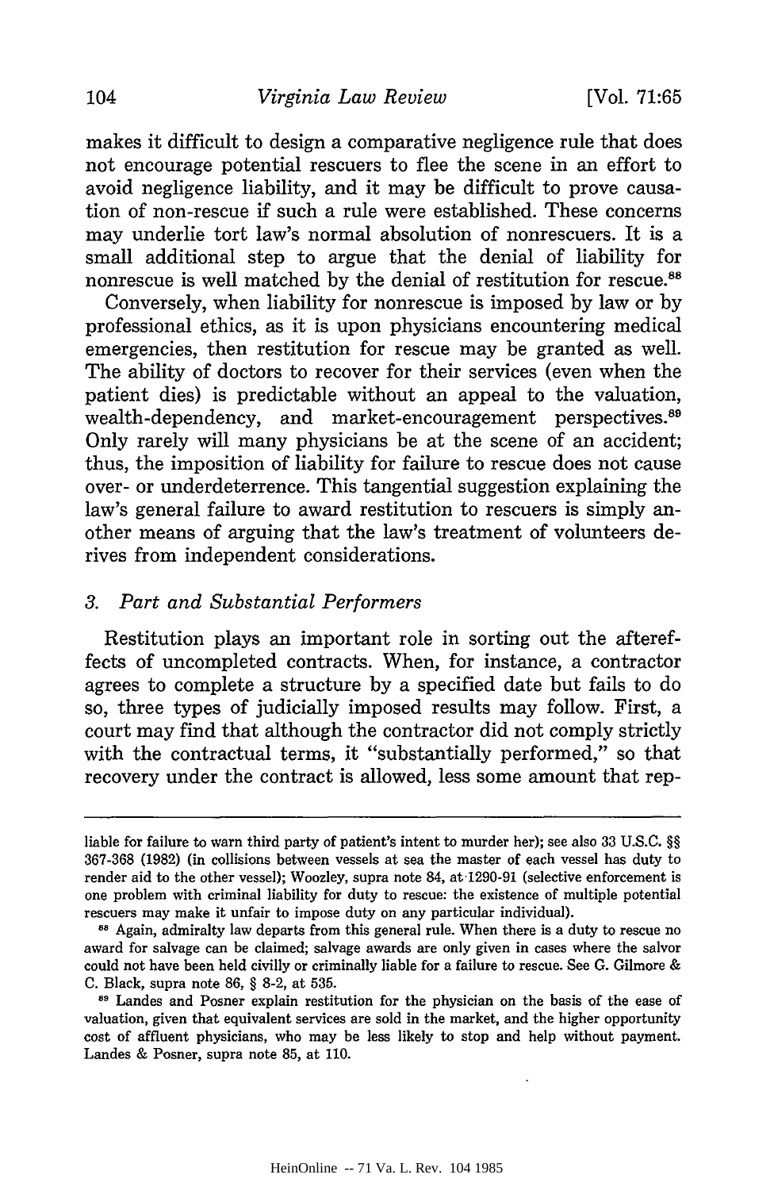makes it difficult to design a comparative negligence rule that does not encourage potential rescuers to flee the scene in an effort to avoid negligence liability, and it may be difficult to prove causation of non-rescue if such a rule were established. These concerns may underlie tort law's normal absolution of nonrescuers. It is a small additional step to argue that the denial of liability for nonrescue is well matched by the denial of restitution for rescue.[88]

Conversely, when liability for nonrescue is imposed by law or by professional ethics, as it is upon physicians encountering medical emergencies, then restitution for rescue may be granted as well. The ability of doctors to recover for their services (even when the patient dies) is predictable without an appeal to the valuation, wealth-dependency, and market-encouragement perspectives.[89] Only rarely will many physicians be at the scene of an accident; thus, the imposition of liability for failure to rescue does not cause over- or underdeterrence. This tangential suggestion explaining the law's general failure to award restitution to rescuers is simply another means of arguing that the law's treatment of volunteers derives from independent considerations.

### 3. *Part and Substantial Performers*

Restitution plays an important role in sorting out the aftereffects of uncompleted contracts. When, for instance, a contractor agrees to complete a structure by a specified date but fails to do so, three types of judicially imposed results may follow. First, a court may find that although the contractor did not comply strictly with the contractual terms, it "substantially performed," so that recovery under the contract is allowed, less some amount that rep-

---

liable for failure to warn third party of patient's intent to murder her); see also 33 U.S.C. §§ 367-368 (1982) (in collisions between vessels at sea the master of each vessel has duty to render aid to the other vessel); Woozley, supra note 84, at 1290-91 (selective enforcement is one problem with criminal liability for duty to rescue: the existence of multiple potential rescuers may make it unfair to impose duty on any particular individual).

[88] Again, admiralty law departs from this general rule. When there is a duty to rescue no award for salvage can be claimed; salvage awards are only given in cases where the salvor could not have been held civilly or criminally liable for a failure to rescue. See G. Gilmore & C. Black, supra note 86, § 8-2, at 535.

[89] Landes and Posner explain restitution for the physician on the basis of the ease of valuation, given that equivalent services are sold in the market, and the higher opportunity cost of affluent physicians, who may be less likely to stop and help without payment. Landes & Posner, supra note 85, at 110.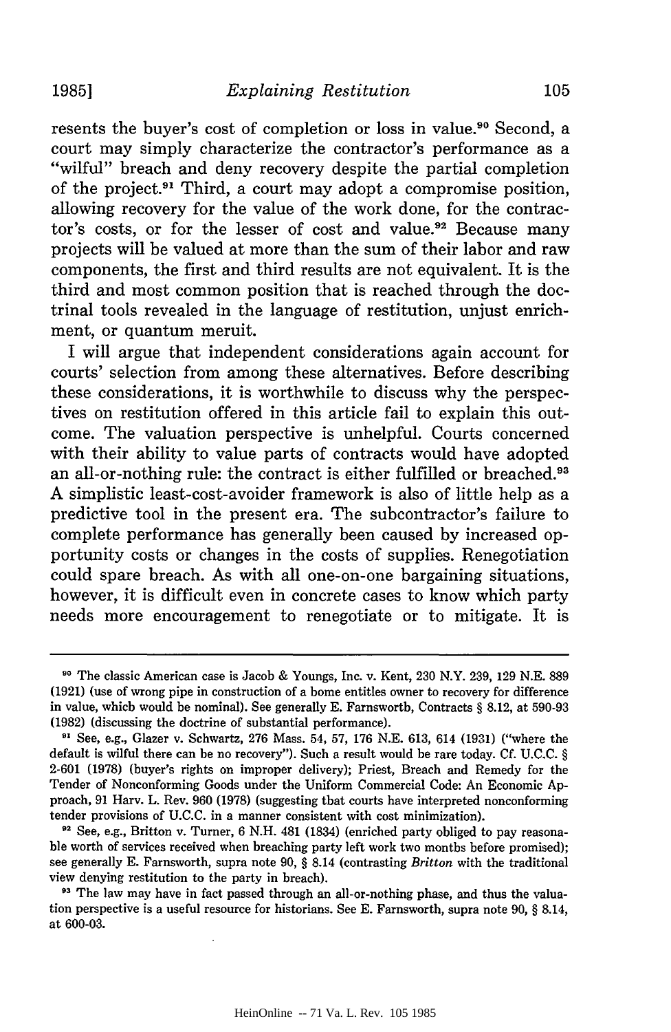resents the buyer's cost of completion or loss in value.[90] Second, a court may simply characterize the contractor's performance as a "wilful" breach and deny recovery despite the partial completion of the project.[91] Third, a court may adopt a compromise position, allowing recovery for the value of the work done, for the contractor's costs, or for the lesser of cost and value.[92] Because many projects will be valued at more than the sum of their labor and raw components, the first and third results are not equivalent. It is the third and most common position that is reached through the doctrinal tools revealed in the language of restitution, unjust enrichment, or quantum meruit.

I will argue that independent considerations again account for courts' selection from among these alternatives. Before describing these considerations, it is worthwhile to discuss why the perspectives on restitution offered in this article fail to explain this outcome. The valuation perspective is unhelpful. Courts concerned with their ability to value parts of contracts would have adopted an all-or-nothing rule: the contract is either fulfilled or breached.[93] A simplistic least-cost-avoider framework is also of little help as a predictive tool in the present era. The subcontractor's failure to complete performance has generally been caused by increased opportunity costs or changes in the costs of supplies. Renegotiation could spare breach. As with all one-on-one bargaining situations, however, it is difficult even in concrete cases to know which party needs more encouragement to renegotiate or to mitigate. It is

---

[90] The classic American case is Jacob & Youngs, Inc. v. Kent, 230 N.Y. 239, 129 N.E. 889 (1921) (use of wrong pipe in construction of a home entitles owner to recovery for difference in value, which would be nominal). See generally E. Farnsworth, Contracts § 8.12, at 590-93 (1982) (discussing the doctrine of substantial performance).

[91] See, e.g., Glazer v. Schwartz, 276 Mass. 54, 57, 176 N.E. 613, 614 (1931) ("where the default is wilful there can be no recovery"). Such a result would be rare today. Cf. U.C.C. § 2-601 (1978) (buyer's rights on improper delivery); Priest, Breach and Remedy for the Tender of Nonconforming Goods under the Uniform Commercial Code: An Economic Approach, 91 Harv. L. Rev. 960 (1978) (suggesting that courts have interpreted nonconforming tender provisions of U.C.C. in a manner consistent with cost minimization).

[92] See, e.g., Britton v. Turner, 6 N.H. 481 (1834) (enriched party obliged to pay reasonable worth of services received when breaching party left work two months before promised); see generally E. Farnsworth, supra note 90, § 8.14 (contrasting *Britton* with the traditional view denying restitution to the party in breach).

[93] The law may have in fact passed through an all-or-nothing phase, and thus the valuation perspective is a useful resource for historians. See E. Farnsworth, supra note 90, § 8.14, at 600-03.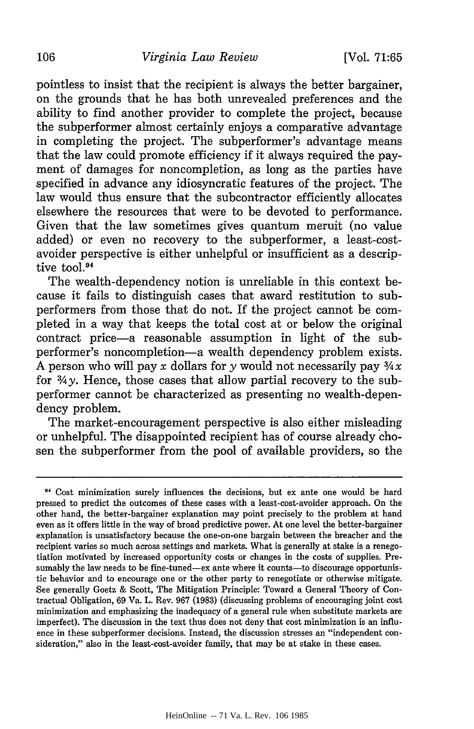pointless to insist that the recipient is always the better bargainer, on the grounds that he has both unrevealed preferences and the ability to find another provider to complete the project, because the subperformer almost certainly enjoys a comparative advantage in completing the project. The subperformer's advantage means that the law could promote efficiency if it always required the payment of damages for noncompletion, as long as the parties have specified in advance any idiosyncratic features of the project. The law would thus ensure that the subcontractor efficiently allocates elsewhere the resources that were to be devoted to performance. Given that the law sometimes gives quantum meruit (no value added) or even no recovery to the subperformer, a least-cost-avoider perspective is either unhelpful or insufficient as a descriptive tool.[94]

The wealth-dependency notion is unreliable in this context because it fails to distinguish cases that award restitution to subperformers from those that do not. If the project cannot be completed in a way that keeps the total cost at or below the original contract price—a reasonable assumption in light of the subperformer's noncompletion—a wealth dependency problem exists. A person who will pay $x$ dollars for $y$ would not necessarily pay $\frac{3}{4}x$ for $\frac{3}{4}y$. Hence, those cases that allow partial recovery to the subperformer cannot be characterized as presenting no wealth-dependency problem.

The market-encouragement perspective is also either misleading or unhelpful. The disappointed recipient has of course already chosen the subperformer from the pool of available providers, so the

---

[94] Cost minimization surely influences the decisions, but ex ante one would be hard pressed to predict the outcomes of these cases with a least-cost-avoider approach. On the other hand, the better-bargainer explanation may point precisely to the problem at hand even as it offers little in the way of broad predictive power. At one level the better-bargainer explanation is unsatisfactory because the one-on-one bargain between the breacher and the recipient varies so much across settings and markets. What is generally at stake is a renegotiation motivated by increased opportunity costs or changes in the costs of supplies. Presumably the law needs to be fine-tuned—ex ante where it counts—to discourage opportunistic behavior and to encourage one or the other party to renegotiate or otherwise mitigate. See generally Goetz & Scott, The Mitigation Principle: Toward a General Theory of Contractual Obligation, 69 Va. L. Rev. 967 (1983) (discussing problems of encouraging joint cost minimization and emphasizing the inadequacy of a general rule when substitute markets are imperfect). The discussion in the text thus does not deny that cost minimization is an influence in these subperformer decisions. Instead, the discussion stresses an "independent consideration," also in the least-cost-avoider family, that may be at stake in these cases.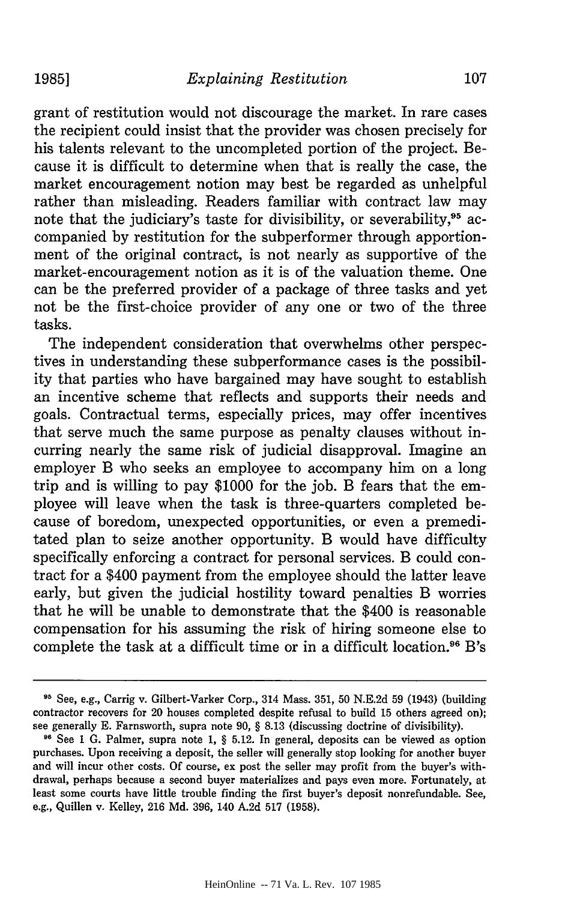grant of restitution would not discourage the market. In rare cases the recipient could insist that the provider was chosen precisely for his talents relevant to the uncompleted portion of the project. Because it is difficult to determine when that is really the case, the market encouragement notion may best be regarded as unhelpful rather than misleading. Readers familiar with contract law may note that the judiciary's taste for divisibility, or severability,[95] accompanied by restitution for the subperformer through apportionment of the original contract, is not nearly as supportive of the market-encouragement notion as it is of the valuation theme. One can be the preferred provider of a package of three tasks and yet not be the first-choice provider of any one or two of the three tasks.

The independent consideration that overwhelms other perspectives in understanding these subperformance cases is the possibility that parties who have bargained may have sought to establish an incentive scheme that reflects and supports their needs and goals. Contractual terms, especially prices, may offer incentives that serve much the same purpose as penalty clauses without incurring nearly the same risk of judicial disapproval. Imagine an employer B who seeks an employee to accompany him on a long trip and is willing to pay $1000 for the job. B fears that the employee will leave when the task is three-quarters completed because of boredom, unexpected opportunities, or even a premeditated plan to seize another opportunity. B would have difficulty specifically enforcing a contract for personal services. B could contract for a $400 payment from the employee should the latter leave early, but given the judicial hostility toward penalties B worries that he will be unable to demonstrate that the $400 is reasonable compensation for his assuming the risk of hiring someone else to complete the task at a difficult time or in a difficult location.[96] B's

---

[95] See, e.g., Carrig v. Gilbert-Varker Corp., 314 Mass. 351, 50 N.E.2d 59 (1943) (building contractor recovers for 20 houses completed despite refusal to build 15 others agreed on); see generally E. Farnsworth, supra note 90, § 8.13 (discussing doctrine of divisibility).

[96] See 1 G. Palmer, supra note 1, § 5.12. In general, deposits can be viewed as option purchases. Upon receiving a deposit, the seller will generally stop looking for another buyer and will incur other costs. Of course, ex post the seller may profit from the buyer's withdrawal, perhaps because a second buyer materializes and pays even more. Fortunately, at least some courts have little trouble finding the first buyer's deposit nonrefundable. See, e.g., Quillen v. Kelley, 216 Md. 396, 140 A.2d 517 (1958).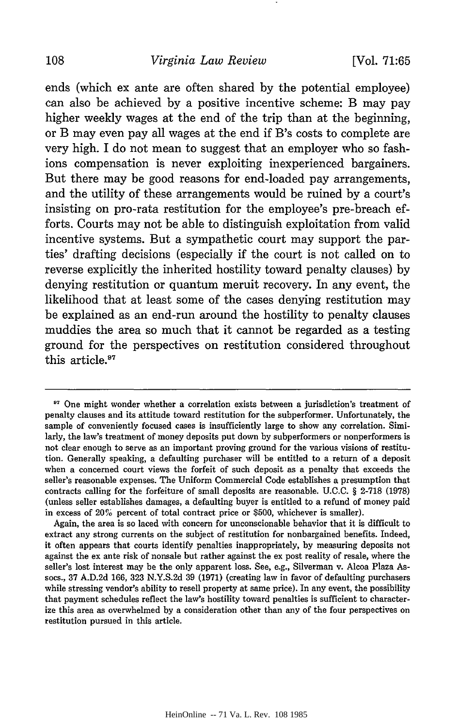ends (which ex ante are often shared by the potential employee) can also be achieved by a positive incentive scheme: B may pay higher weekly wages at the end of the trip than at the beginning, or B may even pay all wages at the end if B's costs to complete are very high. I do not mean to suggest that an employer who so fashions compensation is never exploiting inexperienced bargainers. But there may be good reasons for end-loaded pay arrangements, and the utility of these arrangements would be ruined by a court's insisting on pro-rata restitution for the employee's pre-breach efforts. Courts may not be able to distinguish exploitation from valid incentive systems. But a sympathetic court may support the parties' drafting decisions (especially if the court is not called on to reverse explicitly the inherited hostility toward penalty clauses) by denying restitution or quantum meruit recovery. In any event, the likelihood that at least some of the cases denying restitution may be explained as an end-run around the hostility to penalty clauses muddies the area so much that it cannot be regarded as a testing ground for the perspectives on restitution considered throughout this article.[97]

---

[97] One might wonder whether a correlation exists between a jurisdiction's treatment of penalty clauses and its attitude toward restitution for the subperformer. Unfortunately, the sample of conveniently focused cases is insufficiently large to show any correlation. Similarly, the law's treatment of money deposits put down by subperformers or nonperformers is not clear enough to serve as an important proving ground for the various visions of restitution. Generally speaking, a defaulting purchaser will be entitled to a return of a deposit when a concerned court views the forfeit of such deposit as a penalty that exceeds the seller's reasonable expenses. The Uniform Commercial Code establishes a presumption that contracts calling for the forfeiture of small deposits are reasonable. U.C.C. § 2-718 (1978) (unless seller establishes damages, a defaulting buyer is entitled to a refund of money paid in excess of 20% percent of total contract price or $500, whichever is smaller).

Again, the area is so laced with concern for unconscionable behavior that it is difficult to extract any strong currents on the subject of restitution for nonbargained benefits. Indeed, it often appears that courts identify penalties inappropriately, by measuring deposits not against the ex ante risk of nonsale but rather against the ex post reality of resale, where the seller's lost interest may be the only apparent loss. See, e.g., Silverman v. Alcoa Plaza Assocs., 37 A.D.2d 166, 323 N.Y.S.2d 39 (1971) (creating law in favor of defaulting purchasers while stressing vendor's ability to resell property at same price). In any event, the possibility that payment schedules reflect the law's hostility toward penalties is sufficient to characterize this area as overwhelmed by a consideration other than any of the four perspectives on restitution pursued in this article.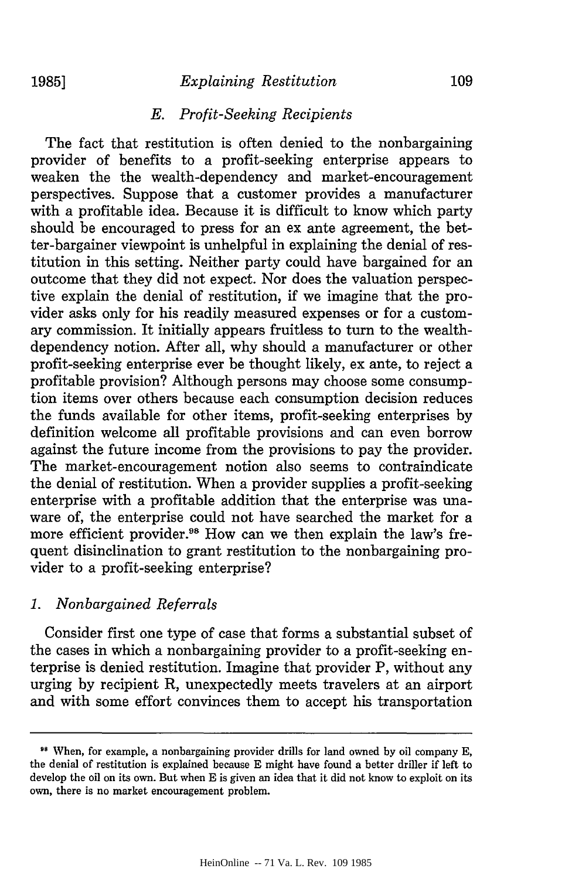### *E. Profit-Seeking Recipients*

The fact that restitution is often denied to the nonbargaining provider of benefits to a profit-seeking enterprise appears to weaken the the wealth-dependency and market-encouragement perspectives. Suppose that a customer provides a manufacturer with a profitable idea. Because it is difficult to know which party should be encouraged to press for an ex ante agreement, the better-bargainer viewpoint is unhelpful in explaining the denial of restitution in this setting. Neither party could have bargained for an outcome that they did not expect. Nor does the valuation perspective explain the denial of restitution, if we imagine that the provider asks only for his readily measured expenses or for a customary commission. It initially appears fruitless to turn to the wealth-dependency notion. After all, why should a manufacturer or other profit-seeking enterprise ever be thought likely, ex ante, to reject a profitable provision? Although persons may choose some consumption items over others because each consumption decision reduces the funds available for other items, profit-seeking enterprises by definition welcome all profitable provisions and can even borrow against the future income from the provisions to pay the provider. The market-encouragement notion also seems to contraindicate the denial of restitution. When a provider supplies a profit-seeking enterprise with a profitable addition that the enterprise was unaware of, the enterprise could not have searched the market for a more efficient provider.[98] How can we then explain the law's frequent disinclination to grant restitution to the nonbargaining provider to a profit-seeking enterprise?

#### *1. Nonbargained Referrals*

Consider first one type of case that forms a substantial subset of the cases in which a nonbargaining provider to a profit-seeking enterprise is denied restitution. Imagine that provider P, without any urging by recipient R, unexpectedly meets travelers at an airport and with some effort convinces them to accept his transportation

---

[98] When, for example, a nonbargaining provider drills for land owned by oil company E, the denial of restitution is explained because E might have found a better driller if left to develop the oil on its own. But when E is given an idea that it did not know to exploit on its own, there is no market encouragement problem.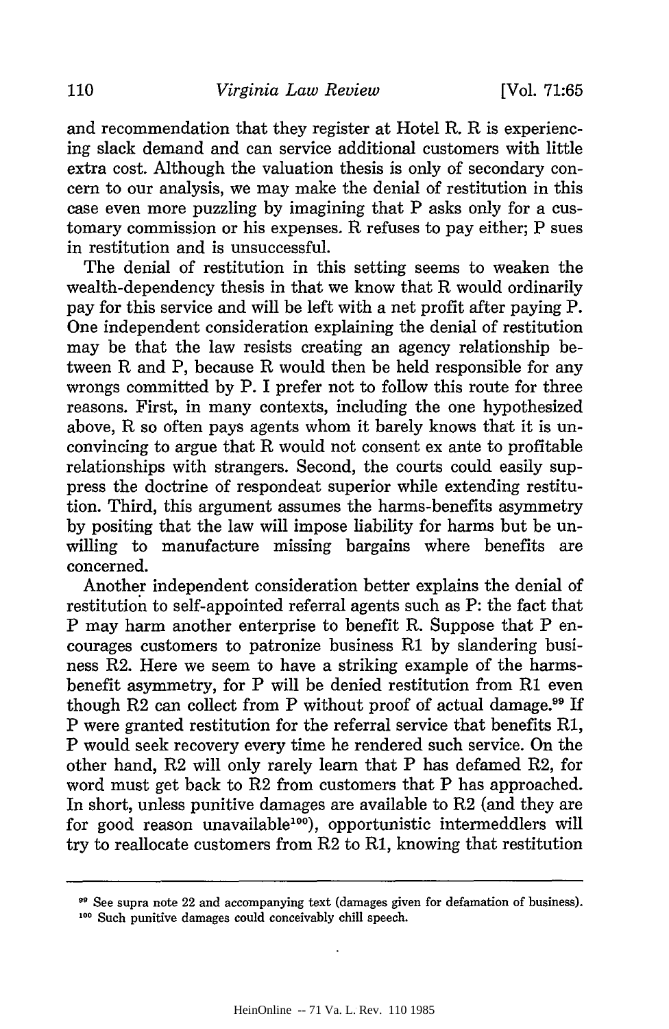and recommendation that they register at Hotel R. R is experiencing slack demand and can service additional customers with little extra cost. Although the valuation thesis is only of secondary concern to our analysis, we may make the denial of restitution in this case even more puzzling by imagining that P asks only for a customary commission or his expenses. R refuses to pay either; P sues in restitution and is unsuccessful.

The denial of restitution in this setting seems to weaken the wealth-dependency thesis in that we know that R would ordinarily pay for this service and will be left with a net profit after paying P. One independent consideration explaining the denial of restitution may be that the law resists creating an agency relationship between R and P, because R would then be held responsible for any wrongs committed by P. I prefer not to follow this route for three reasons. First, in many contexts, including the one hypothesized above, R so often pays agents whom it barely knows that it is unconvincing to argue that R would not consent ex ante to profitable relationships with strangers. Second, the courts could easily suppress the doctrine of respondeat superior while extending restitution. Third, this argument assumes the harms-benefits asymmetry by positing that the law will impose liability for harms but be unwilling to manufacture missing bargains where benefits are concerned.

Another independent consideration better explains the denial of restitution to self-appointed referral agents such as P: the fact that P may harm another enterprise to benefit R. Suppose that P encourages customers to patronize business R1 by slandering business R2. Here we seem to have a striking example of the harms-benefit asymmetry, for P will be denied restitution from R1 even though R2 can collect from P without proof of actual damage.[99] If P were granted restitution for the referral service that benefits R1, P would seek recovery every time he rendered such service. On the other hand, R2 will only rarely learn that P has defamed R2, for word must get back to R2 from customers that P has approached. In short, unless punitive damages are available to R2 (and they are for good reason unavailable[100]), opportunistic intermeddlers will try to reallocate customers from R2 to R1, knowing that restitution

---

[99] See supra note 22 and accompanying text (damages given for defamation of business).

[100] Such punitive damages could conceivably chill speech.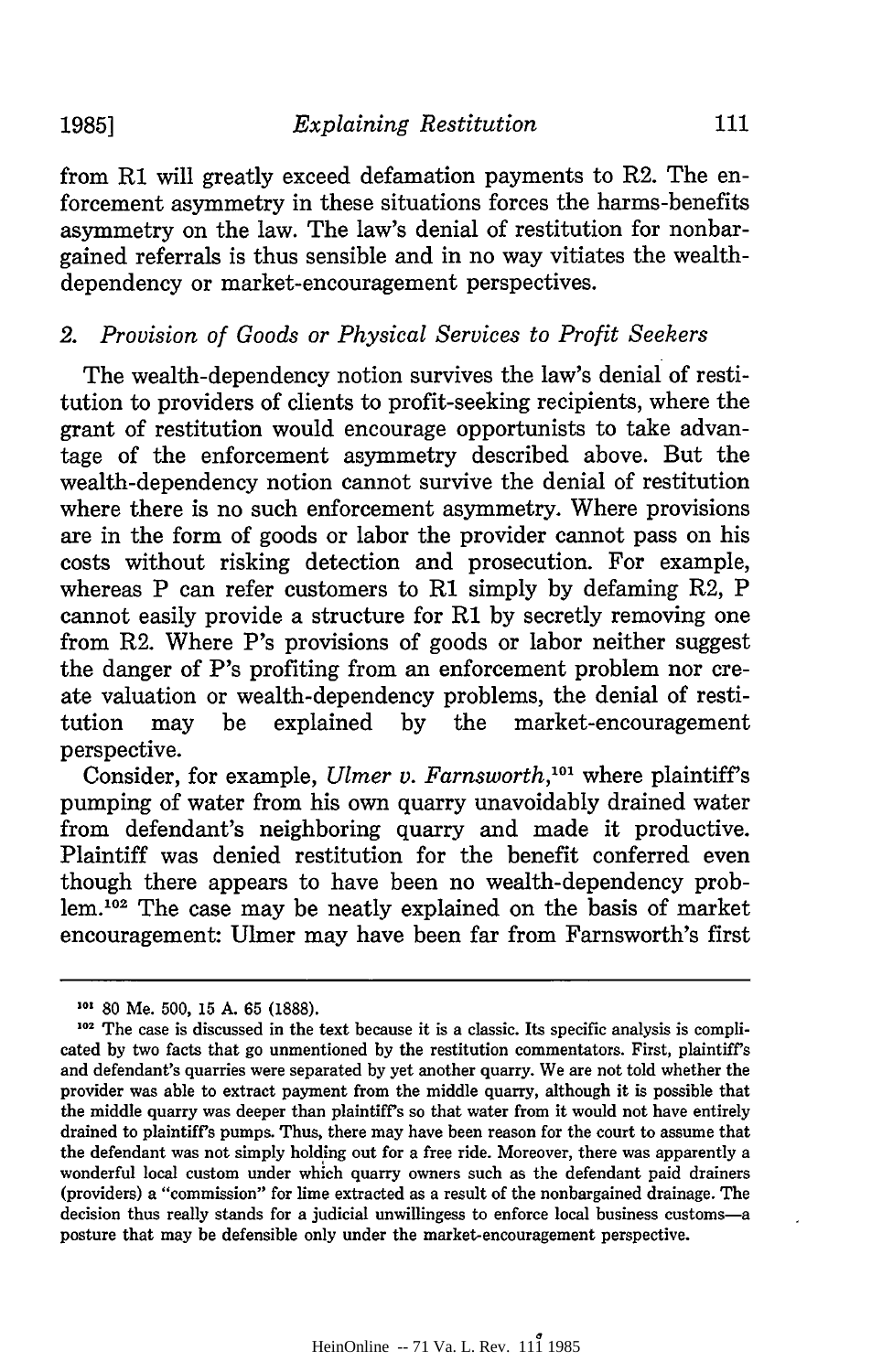from R1 will greatly exceed defamation payments to R2. The enforcement asymmetry in these situations forces the harms-benefits asymmetry on the law. The law's denial of restitution for nonbargained referrals is thus sensible and in no way vitiates the wealth-dependency or market-encouragement perspectives.

### 2. *Provision of Goods or Physical Services to Profit Seekers*

The wealth-dependency notion survives the law's denial of restitution to providers of clients to profit-seeking recipients, where the grant of restitution would encourage opportunists to take advantage of the enforcement asymmetry described above. But the wealth-dependency notion cannot survive the denial of restitution where there is no such enforcement asymmetry. Where provisions are in the form of goods or labor the provider cannot pass on his costs without risking detection and prosecution. For example, whereas P can refer customers to R1 simply by defaming R2, P cannot easily provide a structure for R1 by secretly removing one from R2. Where P's provisions of goods or labor neither suggest the danger of P's profiting from an enforcement problem nor create valuation or wealth-dependency problems, the denial of restitution may be explained by the market-encouragement perspective.

Consider, for example, *Ulmer v. Farnsworth*,[101] where plaintiff's pumping of water from his own quarry unavoidably drained water from defendant's neighboring quarry and made it productive. Plaintiff was denied restitution for the benefit conferred even though there appears to have been no wealth-dependency problem.[102] The case may be neatly explained on the basis of market encouragement: Ulmer may have been far from Farnsworth's first

---

[101] 80 Me. 500, 15 A. 65 (1888).

[102] The case is discussed in the text because it is a classic. Its specific analysis is complicated by two facts that go unmentioned by the restitution commentators. First, plaintiff's and defendant's quarries were separated by yet another quarry. We are not told whether the provider was able to extract payment from the middle quarry, although it is possible that the middle quarry was deeper than plaintiff's so that water from it would not have entirely drained to plaintiff's pumps. Thus, there may have been reason for the court to assume that the defendant was not simply holding out for a free ride. Moreover, there was apparently a wonderful local custom under which quarry owners such as the defendant paid drainers (providers) a "commission" for lime extracted as a result of the nonbargained drainage. The decision thus really stands for a judicial unwillingess to enforce local business customs—a posture that may be defensible only under the market-encouragement perspective.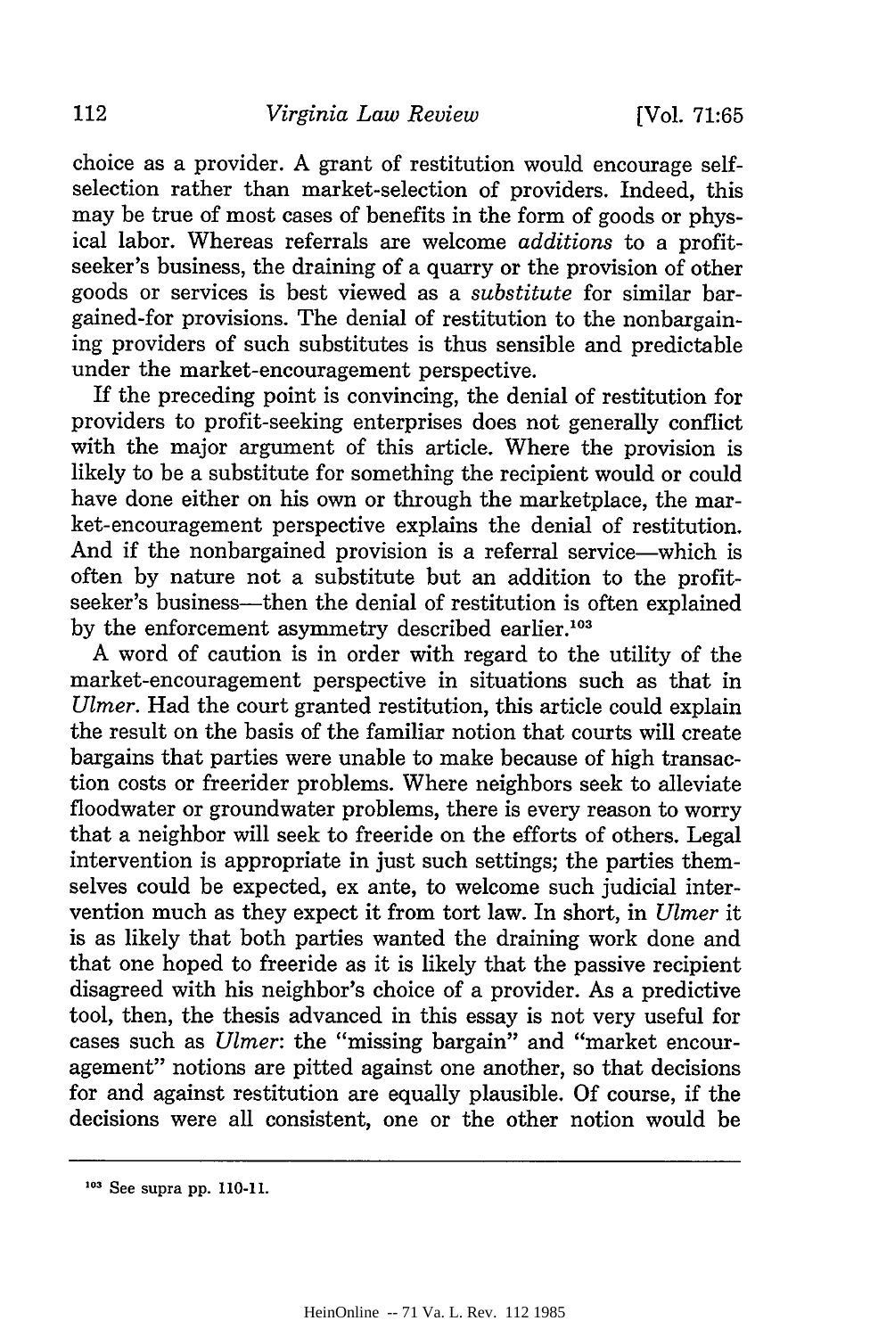choice as a provider. A grant of restitution would encourage self-selection rather than market-selection of providers. Indeed, this may be true of most cases of benefits in the form of goods or physical labor. Whereas referrals are welcome *additions* to a profit-seeker's business, the draining of a quarry or the provision of other goods or services is best viewed as a *substitute* for similar bargained-for provisions. The denial of restitution to the nonbargaining providers of such substitutes is thus sensible and predictable under the market-encouragement perspective.

If the preceding point is convincing, the denial of restitution for providers to profit-seeking enterprises does not generally conflict with the major argument of this article. Where the provision is likely to be a substitute for something the recipient would or could have done either on his own or through the marketplace, the market-encouragement perspective explains the denial of restitution. And if the nonbargained provision is a referral service—which is often by nature not a substitute but an addition to the profit-seeker's business—then the denial of restitution is often explained by the enforcement asymmetry described earlier.[103]

A word of caution is in order with regard to the utility of the market-encouragement perspective in situations such as that in *Ulmer*. Had the court granted restitution, this article could explain the result on the basis of the familiar notion that courts will create bargains that parties were unable to make because of high transaction costs or freerider problems. Where neighbors seek to alleviate floodwater or groundwater problems, there is every reason to worry that a neighbor will seek to freeride on the efforts of others. Legal intervention is appropriate in just such settings; the parties themselves could be expected, ex ante, to welcome such judicial intervention much as they expect it from tort law. In short, in *Ulmer* it is as likely that both parties wanted the draining work done and that one hoped to freeride as it is likely that the passive recipient disagreed with his neighbor's choice of a provider. As a predictive tool, then, the thesis advanced in this essay is not very useful for cases such as *Ulmer*: the "missing bargain" and "market encouragement" notions are pitted against one another, so that decisions for and against restitution are equally plausible. Of course, if the decisions were all consistent, one or the other notion would be

---

[103] See supra pp. 110-11.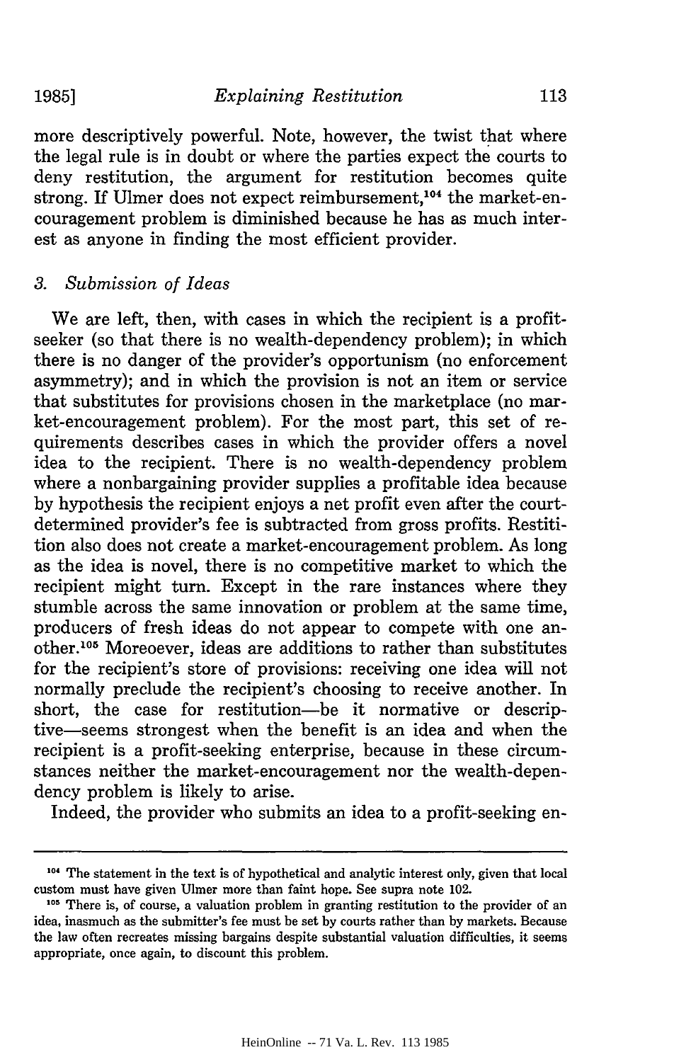more descriptively powerful. Note, however, the twist that where the legal rule is in doubt or where the parties expect the courts to deny restitution, the argument for restitution becomes quite strong. If Ulmer does not expect reimbursement,[104] the market-encouragement problem is diminished because he has as much interest as anyone in finding the most efficient provider.

### *3. Submission of Ideas*

We are left, then, with cases in which the recipient is a profit-seeker (so that there is no wealth-dependency problem); in which there is no danger of the provider's opportunism (no enforcement asymmetry); and in which the provision is not an item or service that substitutes for provisions chosen in the marketplace (no market-encouragement problem). For the most part, this set of requirements describes cases in which the provider offers a novel idea to the recipient. There is no wealth-dependency problem where a nonbargaining provider supplies a profitable idea because by hypothesis the recipient enjoys a net profit even after the court-determined provider's fee is subtracted from gross profits. Restitition also does not create a market-encouragement problem. As long as the idea is novel, there is no competitive market to which the recipient might turn. Except in the rare instances where they stumble across the same innovation or problem at the same time, producers of fresh ideas do not appear to compete with one another.[105] Moreoever, ideas are additions to rather than substitutes for the recipient's store of provisions: receiving one idea will not normally preclude the recipient's choosing to receive another. In short, the case for restitution—be it normative or descriptive—seems strongest when the benefit is an idea and when the recipient is a profit-seeking enterprise, because in these circumstances neither the market-encouragement nor the wealth-dependency problem is likely to arise.

Indeed, the provider who submits an idea to a profit-seeking en-

---

[104] The statement in the text is of hypothetical and analytic interest only, given that local custom must have given Ulmer more than faint hope. See supra note 102.

[105] There is, of course, a valuation problem in granting restitution to the provider of an idea, inasmuch as the submitter's fee must be set by courts rather than by markets. Because the law often recreates missing bargains despite substantial valuation difficulties, it seems appropriate, once again, to discount this problem.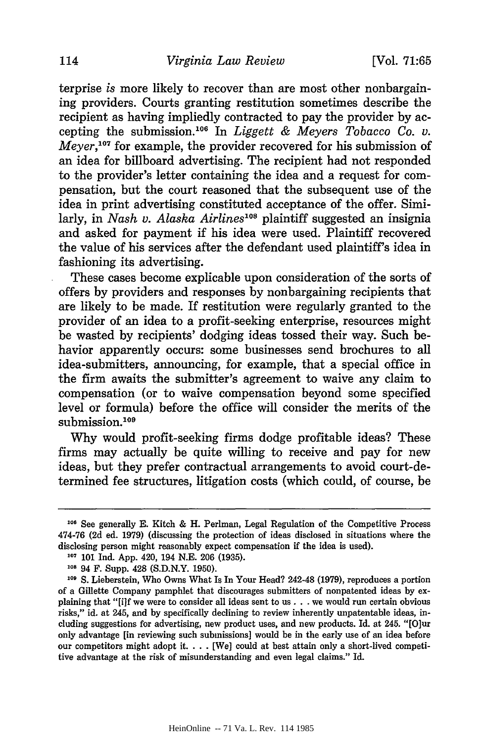terprise *is* more likely to recover than are most other nonbargaining providers. Courts granting restitution sometimes describe the recipient as having impliedly contracted to pay the provider by accepting the submission.[106] In *Liggett & Meyers Tobacco Co. v. Meyer*,[107] for example, the provider recovered for his submission of an idea for billboard advertising. The recipient had not responded to the provider's letter containing the idea and a request for compensation, but the court reasoned that the subsequent use of the idea in print advertising constituted acceptance of the offer. Similarly, in *Nash v. Alaska Airlines*[108] plaintiff suggested an insignia and asked for payment if his idea were used. Plaintiff recovered the value of his services after the defendant used plaintiff's idea in fashioning its advertising.

These cases become explicable upon consideration of the sorts of offers by providers and responses by nonbargaining recipients that are likely to be made. If restitution were regularly granted to the provider of an idea to a profit-seeking enterprise, resources might be wasted by recipients' dodging ideas tossed their way. Such behavior apparently occurs: some businesses send brochures to all idea-submitters, announcing, for example, that a special office in the firm awaits the submitter's agreement to waive any claim to compensation (or to waive compensation beyond some specified level or formula) before the office will consider the merits of the submission.[109]

Why would profit-seeking firms dodge profitable ideas? These firms may actually be quite willing to receive and pay for new ideas, but they prefer contractual arrangements to avoid court-determined fee structures, litigation costs (which could, of course, be

---

[106] See generally E. Kitch & H. Perlman, Legal Regulation of the Competitive Process 474-76 (2d ed. 1979) (discussing the protection of ideas disclosed in situations where the disclosing person might reasonably expect compensation if the idea is used).

[107] 101 Ind. App. 420, 194 N.E. 206 (1935).

[108] 94 F. Supp. 428 (S.D.N.Y. 1950).

[109] S. Lieberstein, Who Owns What Is In Your Head? 242-48 (1979), reproduces a portion of a Gillette Company pamphlet that discourages submitters of nonpatented ideas by explaining that "[i]f we were to consider all ideas sent to us . . . we would run certain obvious risks," id. at 245, and by specifically declining to review inherently unpatentable ideas, including suggestions for advertising, new product uses, and new products. Id. at 245. "[O]ur only advantage [in reviewing such submissions] would be in the early use of an idea before our competitors might adopt it. . . . [We] could at best attain only a short-lived competitive advantage at the risk of misunderstanding and even legal claims." Id.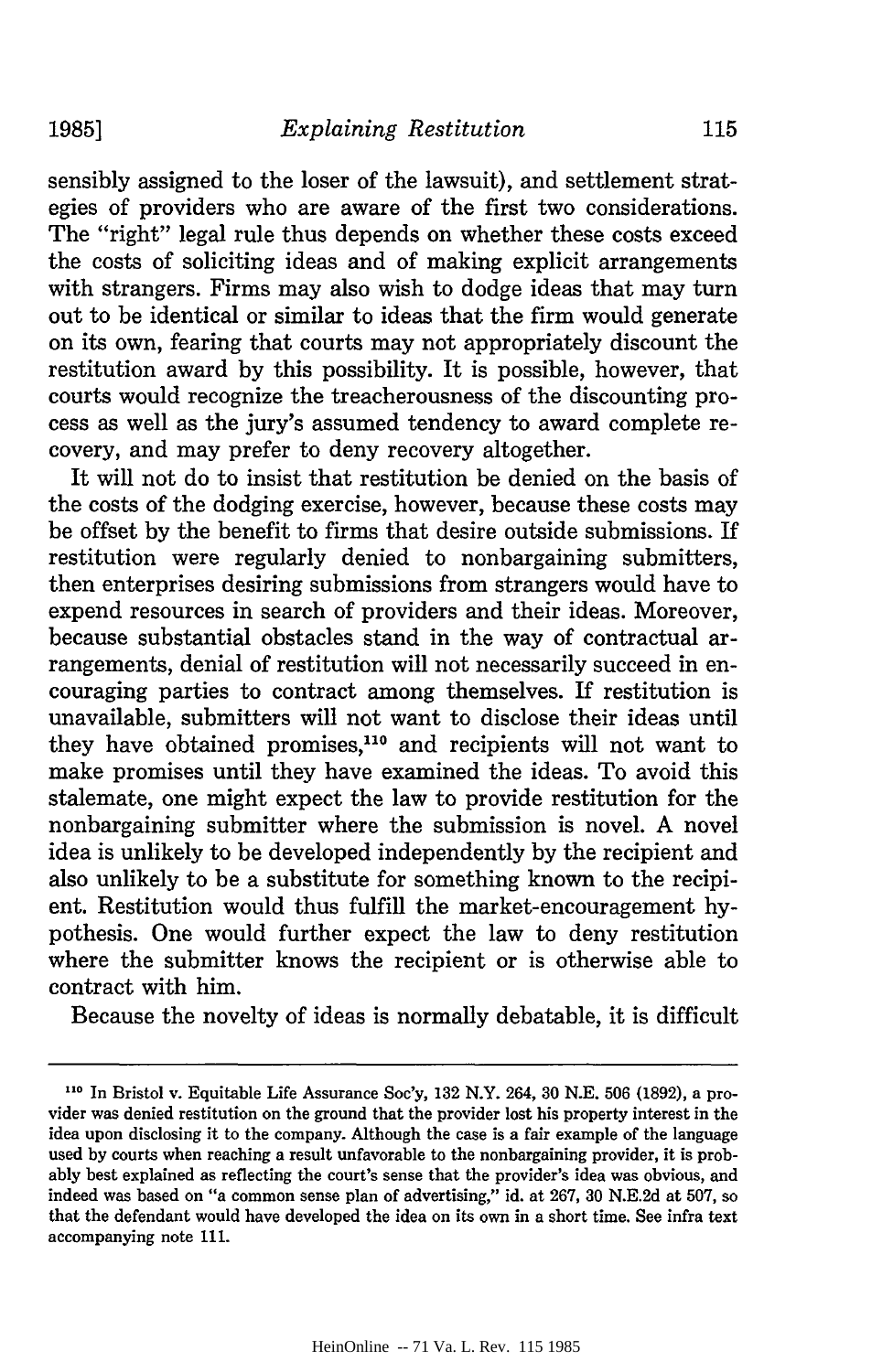sensibly assigned to the loser of the lawsuit), and settlement strategies of providers who are aware of the first two considerations. The "right" legal rule thus depends on whether these costs exceed the costs of soliciting ideas and of making explicit arrangements with strangers. Firms may also wish to dodge ideas that may turn out to be identical or similar to ideas that the firm would generate on its own, fearing that courts may not appropriately discount the restitution award by this possibility. It is possible, however, that courts would recognize the treacherousness of the discounting process as well as the jury's assumed tendency to award complete recovery, and may prefer to deny recovery altogether.

It will not do to insist that restitution be denied on the basis of the costs of the dodging exercise, however, because these costs may be offset by the benefit to firms that desire outside submissions. If restitution were regularly denied to nonbargaining submitters, then enterprises desiring submissions from strangers would have to expend resources in search of providers and their ideas. Moreover, because substantial obstacles stand in the way of contractual arrangements, denial of restitution will not necessarily succeed in encouraging parties to contract among themselves. If restitution is unavailable, submitters will not want to disclose their ideas until they have obtained promises,[110] and recipients will not want to make promises until they have examined the ideas. To avoid this stalemate, one might expect the law to provide restitution for the nonbargaining submitter where the submission is novel. A novel idea is unlikely to be developed independently by the recipient and also unlikely to be a substitute for something known to the recipient. Restitution would thus fulfill the market-encouragement hypothesis. One would further expect the law to deny restitution where the submitter knows the recipient or is otherwise able to contract with him.

Because the novelty of ideas is normally debatable, it is difficult

---

[110] In Bristol v. Equitable Life Assurance Soc'y, 132 N.Y. 264, 30 N.E. 506 (1892), a provider was denied restitution on the ground that the provider lost his property interest in the idea upon disclosing it to the company. Although the case is a fair example of the language used by courts when reaching a result unfavorable to the nonbargaining provider, it is probably best explained as reflecting the court's sense that the provider's idea was obvious, and indeed was based on "a common sense plan of advertising," id. at 267, 30 N.E.2d at 507, so that the defendant would have developed the idea on its own in a short time. See infra text accompanying note 111.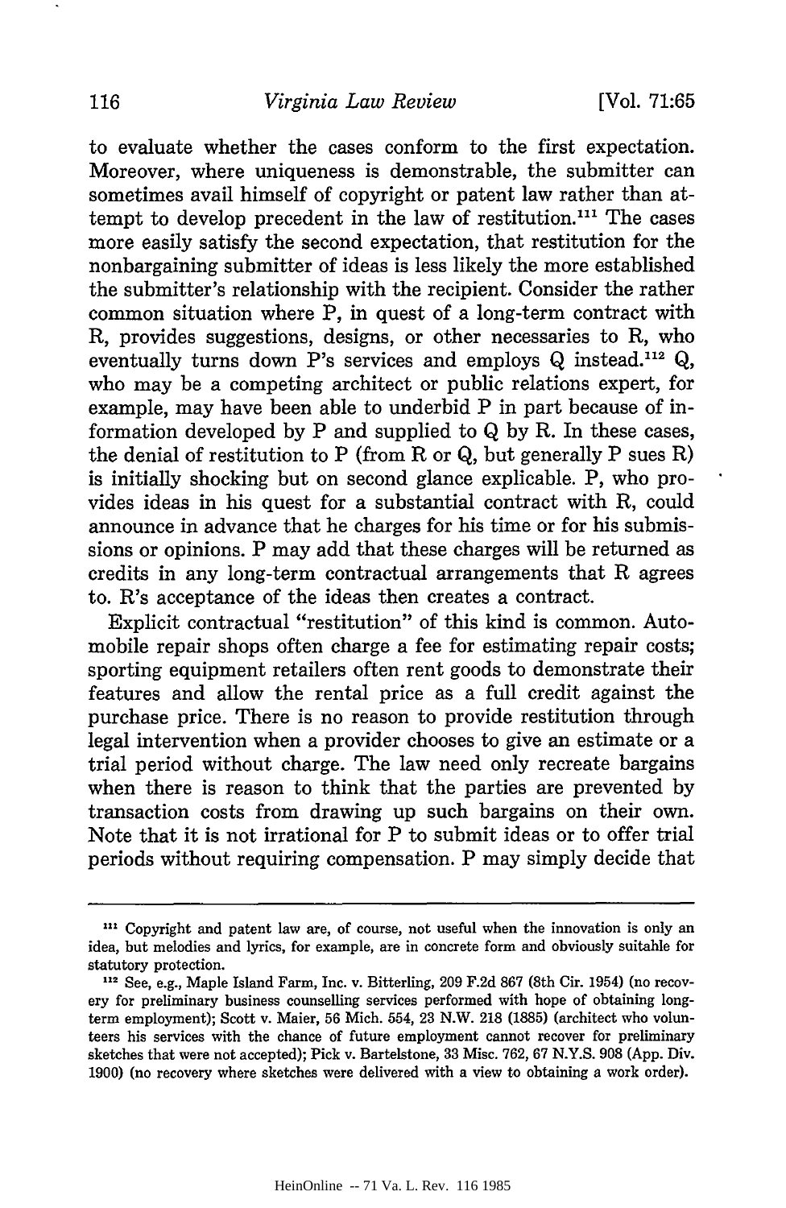to evaluate whether the cases conform to the first expectation. Moreover, where uniqueness is demonstrable, the submitter can sometimes avail himself of copyright or patent law rather than attempt to develop precedent in the law of restitution.[111] The cases more easily satisfy the second expectation, that restitution for the nonbargaining submitter of ideas is less likely the more established the submitter's relationship with the recipient. Consider the rather common situation where P, in quest of a long-term contract with R, provides suggestions, designs, or other necessaries to R, who eventually turns down P's services and employs Q instead.[112] Q, who may be a competing architect or public relations expert, for example, may have been able to underbid P in part because of information developed by P and supplied to Q by R. In these cases, the denial of restitution to P (from R or Q, but generally P sues R) is initially shocking but on second glance explicable. P, who provides ideas in his quest for a substantial contract with R, could announce in advance that he charges for his time or for his submissions or opinions. P may add that these charges will be returned as credits in any long-term contractual arrangements that R agrees to. R's acceptance of the ideas then creates a contract.

Explicit contractual "restitution" of this kind is common. Automobile repair shops often charge a fee for estimating repair costs; sporting equipment retailers often rent goods to demonstrate their features and allow the rental price as a full credit against the purchase price. There is no reason to provide restitution through legal intervention when a provider chooses to give an estimate or a trial period without charge. The law need only recreate bargains when there is reason to think that the parties are prevented by transaction costs from drawing up such bargains on their own. Note that it is not irrational for P to submit ideas or to offer trial periods without requiring compensation. P may simply decide that

---

[111] Copyright and patent law are, of course, not useful when the innovation is only an idea, but melodies and lyrics, for example, are in concrete form and obviously suitable for statutory protection.

[112] See, e.g., Maple Island Farm, Inc. v. Bitterling, 209 F.2d 867 (8th Cir. 1954) (no recovery for preliminary business counselling services performed with hope of obtaining long-term employment); Scott v. Maier, 56 Mich. 554, 23 N.W. 218 (1885) (architect who volunteers his services with the chance of future employment cannot recover for preliminary sketches that were not accepted); Pick v. Bartelstone, 33 Misc. 762, 67 N.Y.S. 908 (App. Div. 1900) (no recovery where sketches were delivered with a view to obtaining a work order).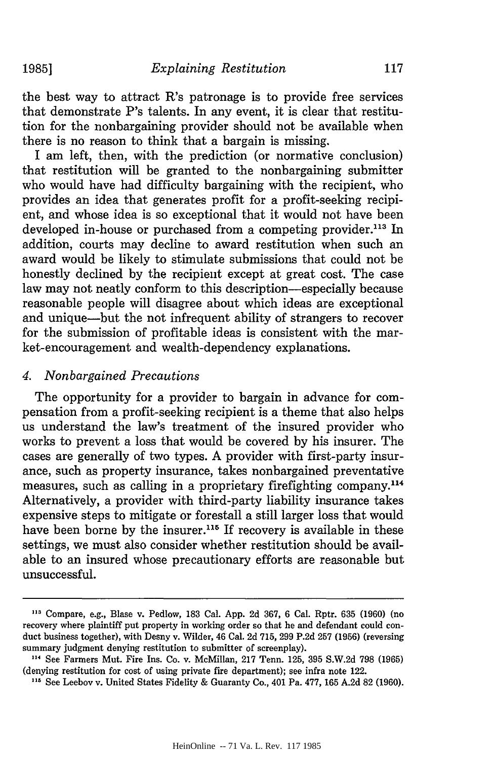the best way to attract R's patronage is to provide free services that demonstrate P's talents. In any event, it is clear that restitution for the nonbargaining provider should not be available when there is no reason to think that a bargain is missing.

I am left, then, with the prediction (or normative conclusion) that restitution will be granted to the nonbargaining submitter who would have had difficulty bargaining with the recipient, who provides an idea that generates profit for a profit-seeking recipient, and whose idea is so exceptional that it would not have been developed in-house or purchased from a competing provider.[113] In addition, courts may decline to award restitution when such an award would be likely to stimulate submissions that could not be honestly declined by the recipient except at great cost. The case law may not neatly conform to this description—especially because reasonable people will disagree about which ideas are exceptional and unique—but the not infrequent ability of strangers to recover for the submission of profitable ideas is consistent with the market-encouragement and wealth-dependency explanations.

### 4. *Nonbargained Precautions*

The opportunity for a provider to bargain in advance for compensation from a profit-seeking recipient is a theme that also helps us understand the law's treatment of the insured provider who works to prevent a loss that would be covered by his insurer. The cases are generally of two types. A provider with first-party insurance, such as property insurance, takes nonbargained preventative measures, such as calling in a proprietary firefighting company.[114] Alternatively, a provider with third-party liability insurance takes expensive steps to mitigate or forestall a still larger loss that would have been borne by the insurer.[115] If recovery is available in these settings, we must also consider whether restitution should be available to an insured whose precautionary efforts are reasonable but unsuccessful.

---

[113] Compare, e.g., Blase v. Pedlow, 183 Cal. App. 2d 367, 6 Cal. Rptr. 635 (1960) (no recovery where plaintiff put property in working order so that he and defendant could conduct business together), with Desny v. Wilder, 46 Cal. 2d 715, 299 P.2d 257 (1956) (reversing summary judgment denying restitution to submitter of screenplay).

[114] See Farmers Mut. Fire Ins. Co. v. McMillan, 217 Tenn. 125, 395 S.W.2d 798 (1965) (denying restitution for cost of using private fire department); see infra note 122.

[115] See Leebov v. United States Fidelity & Guaranty Co., 401 Pa. 477, 165 A.2d 82 (1960).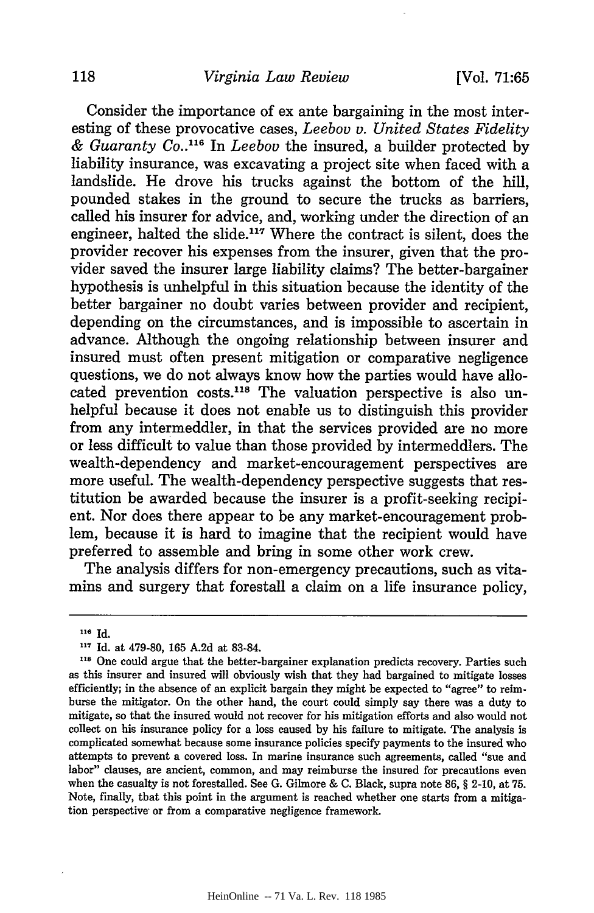Consider the importance of ex ante bargaining in the most interesting of these provocative cases, *Leebov v. United States Fidelity & Guaranty Co.*.[116] In *Leebov* the insured, a builder protected by liability insurance, was excavating a project site when faced with a landslide. He drove his trucks against the bottom of the hill, pounded stakes in the ground to secure the trucks as barriers, called his insurer for advice, and, working under the direction of an engineer, halted the slide.[117] Where the contract is silent, does the provider recover his expenses from the insurer, given that the provider saved the insurer large liability claims? The better-bargainer hypothesis is unhelpful in this situation because the identity of the better bargainer no doubt varies between provider and recipient, depending on the circumstances, and is impossible to ascertain in advance. Although the ongoing relationship between insurer and insured must often present mitigation or comparative negligence questions, we do not always know how the parties would have allocated prevention costs.[118] The valuation perspective is also unhelpful because it does not enable us to distinguish this provider from any intermeddler, in that the services provided are no more or less difficult to value than those provided by intermeddlers. The wealth-dependency and market-encouragement perspectives are more useful. The wealth-dependency perspective suggests that restitution be awarded because the insurer is a profit-seeking recipient. Nor does there appear to be any market-encouragement problem, because it is hard to imagine that the recipient would have preferred to assemble and bring in some other work crew.

The analysis differs for non-emergency precautions, such as vitamins and surgery that forestall a claim on a life insurance policy,

---

[116] Id.

[117] Id. at 479-80, 165 A.2d at 83-84.

[118] One could argue that the better-bargainer explanation predicts recovery. Parties such as this insurer and insured will obviously wish that they had bargained to mitigate losses efficiently; in the absence of an explicit bargain they might be expected to "agree" to reimburse the mitigator. On the other hand, the court could simply say there was a duty to mitigate, so that the insured would not recover for his mitigation efforts and also would not collect on his insurance policy for a loss caused by his failure to mitigate. The analysis is complicated somewhat because some insurance policies specify payments to the insured who attempts to prevent a covered loss. In marine insurance such agreements, called "sue and labor" clauses, are ancient, common, and may reimburse the insured for precautions even when the casualty is not forestalled. See G. Gilmore & C. Black, supra note 86, § 2-10, at 75. Note, finally, that this point in the argument is reached whether one starts from a mitigation perspective or from a comparative negligence framework.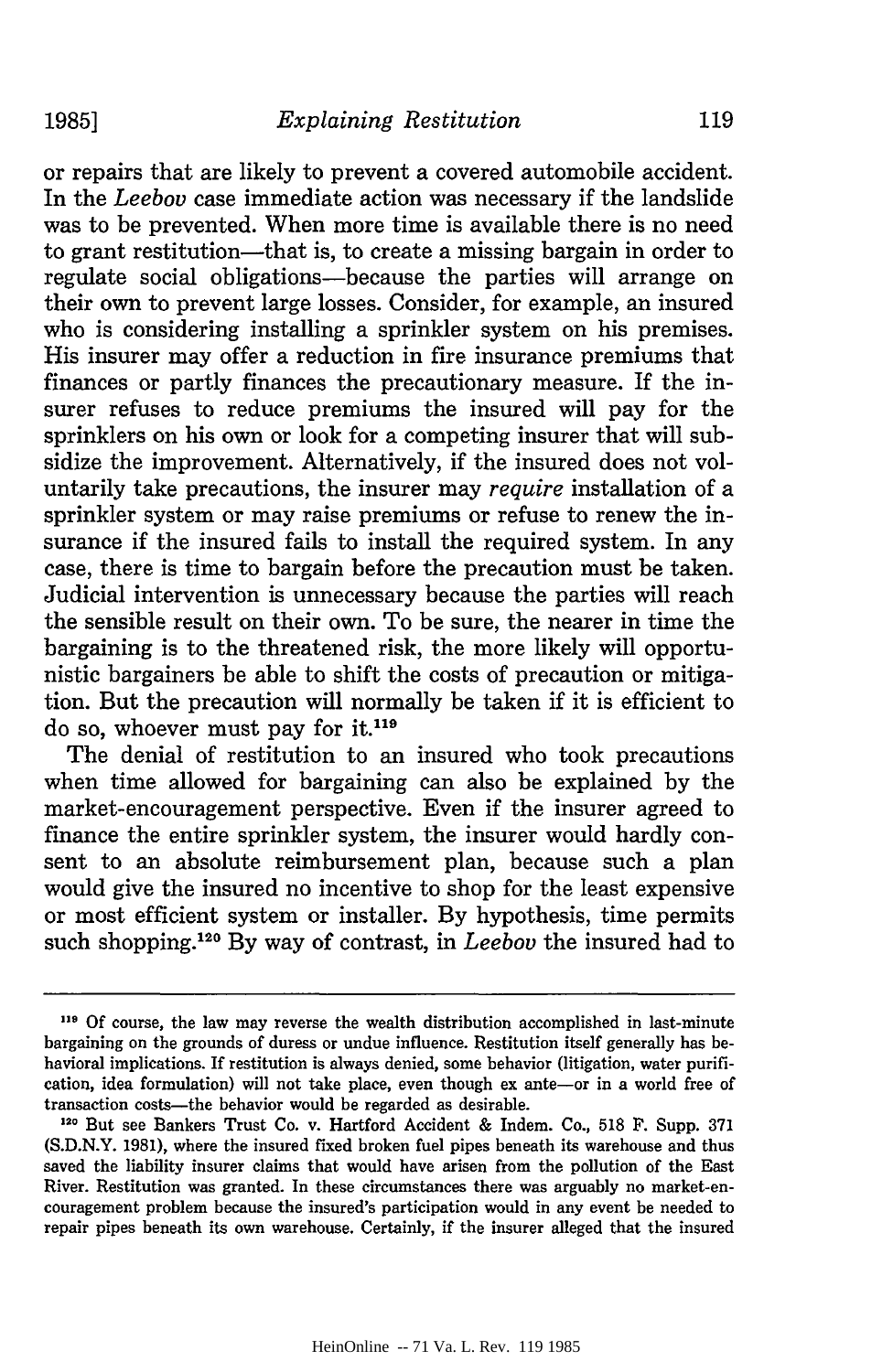or repairs that are likely to prevent a covered automobile accident. In the *Leebov* case immediate action was necessary if the landslide was to be prevented. When more time is available there is no need to grant restitution—that is, to create a missing bargain in order to regulate social obligations—because the parties will arrange on their own to prevent large losses. Consider, for example, an insured who is considering installing a sprinkler system on his premises. His insurer may offer a reduction in fire insurance premiums that finances or partly finances the precautionary measure. If the insurer refuses to reduce premiums the insured will pay for the sprinklers on his own or look for a competing insurer that will subsidize the improvement. Alternatively, if the insured does not voluntarily take precautions, the insurer may *require* installation of a sprinkler system or may raise premiums or refuse to renew the insurance if the insured fails to install the required system. In any case, there is time to bargain before the precaution must be taken. Judicial intervention is unnecessary because the parties will reach the sensible result on their own. To be sure, the nearer in time the bargaining is to the threatened risk, the more likely will opportunistic bargainers be able to shift the costs of precaution or mitigation. But the precaution will normally be taken if it is efficient to do so, whoever must pay for it.[119]

The denial of restitution to an insured who took precautions when time allowed for bargaining can also be explained by the market-encouragement perspective. Even if the insurer agreed to finance the entire sprinkler system, the insurer would hardly consent to an absolute reimbursement plan, because such a plan would give the insured no incentive to shop for the least expensive or most efficient system or installer. By hypothesis, time permits such shopping.[120] By way of contrast, in *Leebov* the insured had to

---

[119] Of course, the law may reverse the wealth distribution accomplished in last-minute bargaining on the grounds of duress or undue influence. Restitution itself generally has behavioral implications. If restitution is always denied, some behavior (litigation, water purification, idea formulation) will not take place, even though ex ante—or in a world free of transaction costs—the behavior would be regarded as desirable.

[120] But see Bankers Trust Co. v. Hartford Accident & Indem. Co., 518 F. Supp. 371 (S.D.N.Y. 1981), where the insured fixed broken fuel pipes beneath its warehouse and thus saved the liability insurer claims that would have arisen from the pollution of the East River. Restitution was granted. In these circumstances there was arguably no market-encouragement problem because the insured's participation would in any event be needed to repair pipes beneath its own warehouse. Certainly, if the insurer alleged that the insured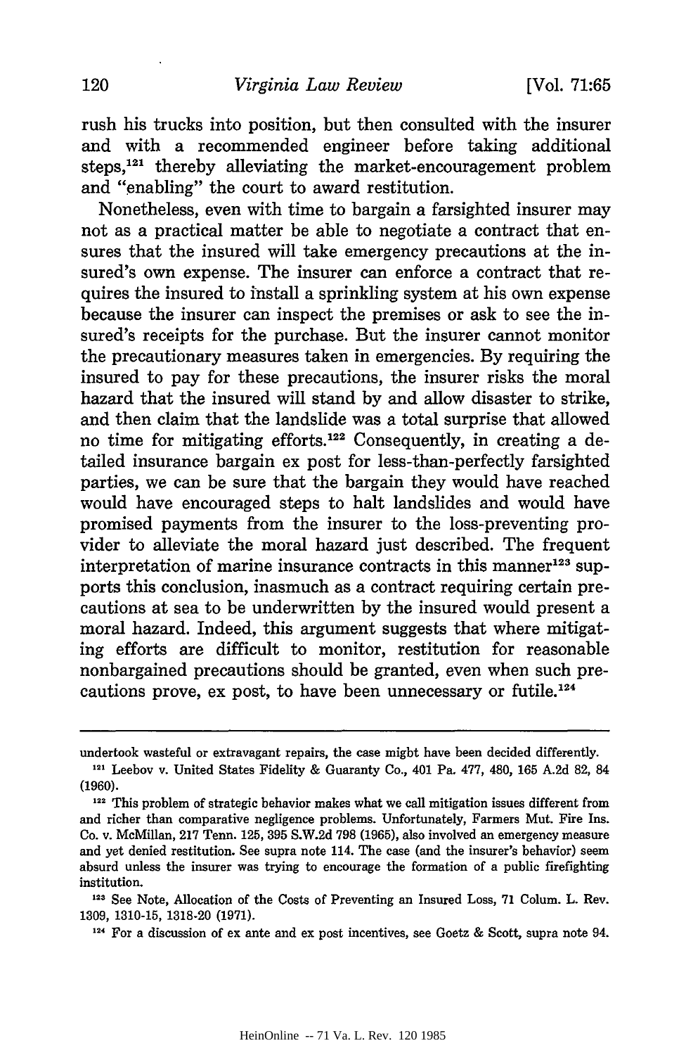rush his trucks into position, but then consulted with the insurer and with a recommended engineer before taking additional steps,[121] thereby alleviating the market-encouragement problem and "enabling" the court to award restitution.

Nonetheless, even with time to bargain a farsighted insurer may not as a practical matter be able to negotiate a contract that ensures that the insured will take emergency precautions at the insured's own expense. The insurer can enforce a contract that requires the insured to install a sprinkling system at his own expense because the insurer can inspect the premises or ask to see the insured's receipts for the purchase. But the insurer cannot monitor the precautionary measures taken in emergencies. By requiring the insured to pay for these precautions, the insurer risks the moral hazard that the insured will stand by and allow disaster to strike, and then claim that the landslide was a total surprise that allowed no time for mitigating efforts.[122] Consequently, in creating a detailed insurance bargain ex post for less-than-perfectly farsighted parties, we can be sure that the bargain they would have reached would have encouraged steps to halt landslides and would have promised payments from the insurer to the loss-preventing provider to alleviate the moral hazard just described. The frequent interpretation of marine insurance contracts in this manner[123] supports this conclusion, inasmuch as a contract requiring certain precautions at sea to be underwritten by the insured would present a moral hazard. Indeed, this argument suggests that where mitigating efforts are difficult to monitor, restitution for reasonable nonbargained precautions should be granted, even when such precautions prove, ex post, to have been unnecessary or futile.[124]

---

undertook wasteful or extravagant repairs, the case might have been decided differently.

[121] Leebov v. United States Fidelity & Guaranty Co., 401 Pa. 477, 480, 165 A.2d 82, 84 (1960).

[122] This problem of strategic behavior makes what we call mitigation issues different from and richer than comparative negligence problems. Unfortunately, Farmers Mut. Fire Ins. Co. v. McMillan, 217 Tenn. 125, 395 S.W.2d 798 (1965), also involved an emergency measure and yet denied restitution. See supra note 114. The case (and the insurer's behavior) seem absurd unless the insurer was trying to encourage the formation of a public firefighting institution.

[123] See Note, Allocation of the Costs of Preventing an Insured Loss, 71 Colum. L. Rev. 1309, 1310-15, 1318-20 (1971).

[124] For a discussion of ex ante and ex post incentives, see Goetz & Scott, supra note 94.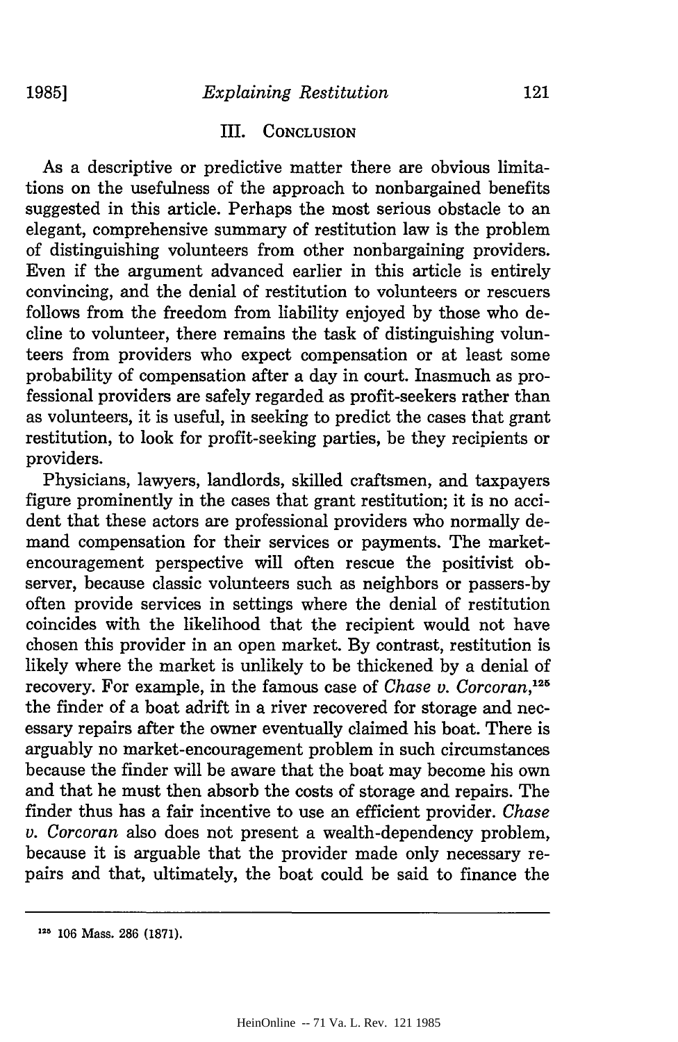## III. Conclusion

As a descriptive or predictive matter there are obvious limitations on the usefulness of the approach to nonbargained benefits suggested in this article. Perhaps the most serious obstacle to an elegant, comprehensive summary of restitution law is the problem of distinguishing volunteers from other nonbargaining providers. Even if the argument advanced earlier in this article is entirely convincing, and the denial of restitution to volunteers or rescuers follows from the freedom from liability enjoyed by those who decline to volunteer, there remains the task of distinguishing volunteers from providers who expect compensation or at least some probability of compensation after a day in court. Inasmuch as professional providers are safely regarded as profit-seekers rather than as volunteers, it is useful, in seeking to predict the cases that grant restitution, to look for profit-seeking parties, be they recipients or providers.

Physicians, lawyers, landlords, skilled craftsmen, and taxpayers figure prominently in the cases that grant restitution; it is no accident that these actors are professional providers who normally demand compensation for their services or payments. The market-encouragement perspective will often rescue the positivist observer, because classic volunteers such as neighbors or passers-by often provide services in settings where the denial of restitution coincides with the likelihood that the recipient would not have chosen this provider in an open market. By contrast, restitution is likely where the market is unlikely to be thickened by a denial of recovery. For example, in the famous case of *Chase v. Corcoran*,[125] the finder of a boat adrift in a river recovered for storage and necessary repairs after the owner eventually claimed his boat. There is arguably no market-encouragement problem in such circumstances because the finder will be aware that the boat may become his own and that he must then absorb the costs of storage and repairs. The finder thus has a fair incentive to use an efficient provider. *Chase v. Corcoran* also does not present a wealth-dependency problem, because it is arguable that the provider made only necessary repairs and that, ultimately, the boat could be said to finance the

---

[125] 106 Mass. 286 (1871).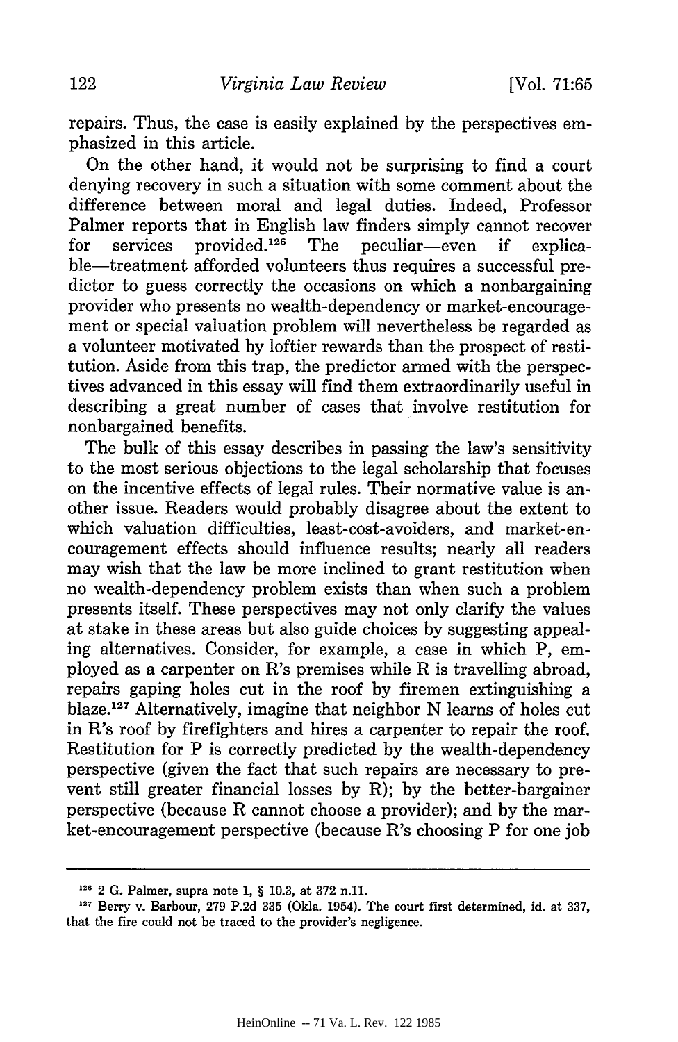repairs. Thus, the case is easily explained by the perspectives emphasized in this article.

On the other hand, it would not be surprising to find a court denying recovery in such a situation with some comment about the difference between moral and legal duties. Indeed, Professor Palmer reports that in English law finders simply cannot recover for services provided.[126] The peculiar—even if explicable—treatment afforded volunteers thus requires a successful predictor to guess correctly the occasions on which a nonbargaining provider who presents no wealth-dependency or market-encouragement or special valuation problem will nevertheless be regarded as a volunteer motivated by loftier rewards than the prospect of restitution. Aside from this trap, the predictor armed with the perspectives advanced in this essay will find them extraordinarily useful in describing a great number of cases that involve restitution for nonbargained benefits.

The bulk of this essay describes in passing the law's sensitivity to the most serious objections to the legal scholarship that focuses on the incentive effects of legal rules. Their normative value is another issue. Readers would probably disagree about the extent to which valuation difficulties, least-cost-avoiders, and market-encouragement effects should influence results; nearly all readers may wish that the law be more inclined to grant restitution when no wealth-dependency problem exists than when such a problem presents itself. These perspectives may not only clarify the values at stake in these areas but also guide choices by suggesting appealing alternatives. Consider, for example, a case in which P, employed as a carpenter on R's premises while R is travelling abroad, repairs gaping holes cut in the roof by firemen extinguishing a blaze.[127] Alternatively, imagine that neighbor N learns of holes cut in R's roof by firefighters and hires a carpenter to repair the roof. Restitution for P is correctly predicted by the wealth-dependency perspective (given the fact that such repairs are necessary to prevent still greater financial losses by R); by the better-bargainer perspective (because R cannot choose a provider); and by the market-encouragement perspective (because R's choosing P for one job

---

[126] 2 G. Palmer, supra note 1, § 10.3, at 372 n.11.

[127] Berry v. Barbour, 279 P.2d 335 (Okla. 1954). The court first determined, id. at 337, that the fire could not be traced to the provider's negligence.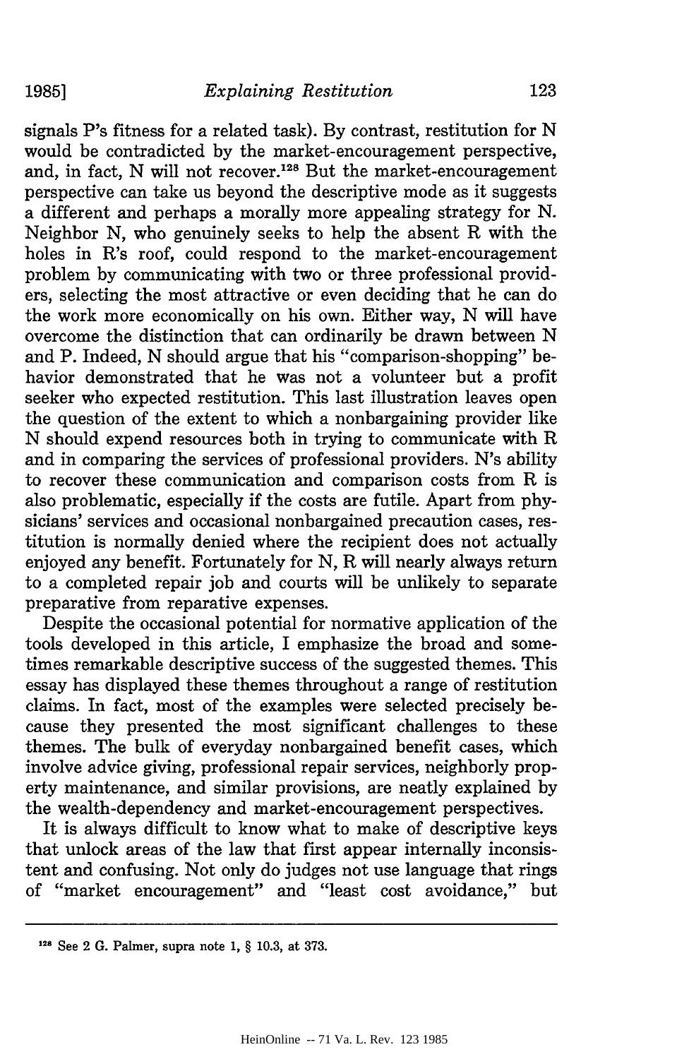signals P's fitness for a related task). By contrast, restitution for N would be contradicted by the market-encouragement perspective, and, in fact, N will not recover.[128] But the market-encouragement perspective can take us beyond the descriptive mode as it suggests a different and perhaps a morally more appealing strategy for N. Neighbor N, who genuinely seeks to help the absent R with the holes in R's roof, could respond to the market-encouragement problem by communicating with two or three professional providers, selecting the most attractive or even deciding that he can do the work more economically on his own. Either way, N will have overcome the distinction that can ordinarily be drawn between N and P. Indeed, N should argue that his "comparison-shopping" behavior demonstrated that he was not a volunteer but a profit seeker who expected restitution. This last illustration leaves open the question of the extent to which a nonbargaining provider like N should expend resources both in trying to communicate with R and in comparing the services of professional providers. N's ability to recover these communication and comparison costs from R is also problematic, especially if the costs are futile. Apart from physicians' services and occasional nonbargained precaution cases, restitution is normally denied where the recipient does not actually enjoyed any benefit. Fortunately for N, R will nearly always return to a completed repair job and courts will be unlikely to separate preparative from reparative expenses.

Despite the occasional potential for normative application of the tools developed in this article, I emphasize the broad and sometimes remarkable descriptive success of the suggested themes. This essay has displayed these themes throughout a range of restitution claims. In fact, most of the examples were selected precisely because they presented the most significant challenges to these themes. The bulk of everyday nonbargained benefit cases, which involve advice giving, professional repair services, neighborly property maintenance, and similar provisions, are neatly explained by the wealth-dependency and market-encouragement perspectives.

It is always difficult to know what to make of descriptive keys that unlock areas of the law that first appear internally inconsistent and confusing. Not only do judges not use language that rings of "market encouragement" and "least cost avoidance," but

---

[128] See 2 G. Palmer, supra note 1, § 10.3, at 373.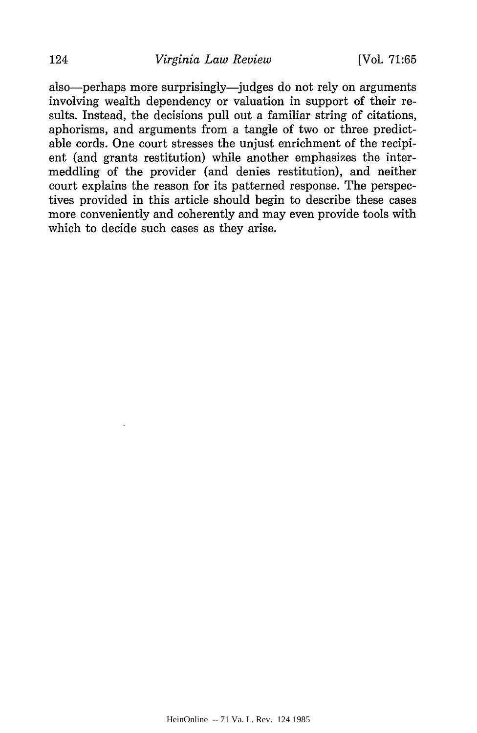also—perhaps more surprisingly—judges do not rely on arguments involving wealth dependency or valuation in support of their results. Instead, the decisions pull out a familiar string of citations, aphorisms, and arguments from a tangle of two or three predictable cords. One court stresses the unjust enrichment of the recipient (and grants restitution) while another emphasizes the intermeddling of the provider (and denies restitution), and neither court explains the reason for its patterned response. The perspectives provided in this article should begin to describe these cases more conveniently and coherently and may even provide tools with which to decide such cases as they arise.